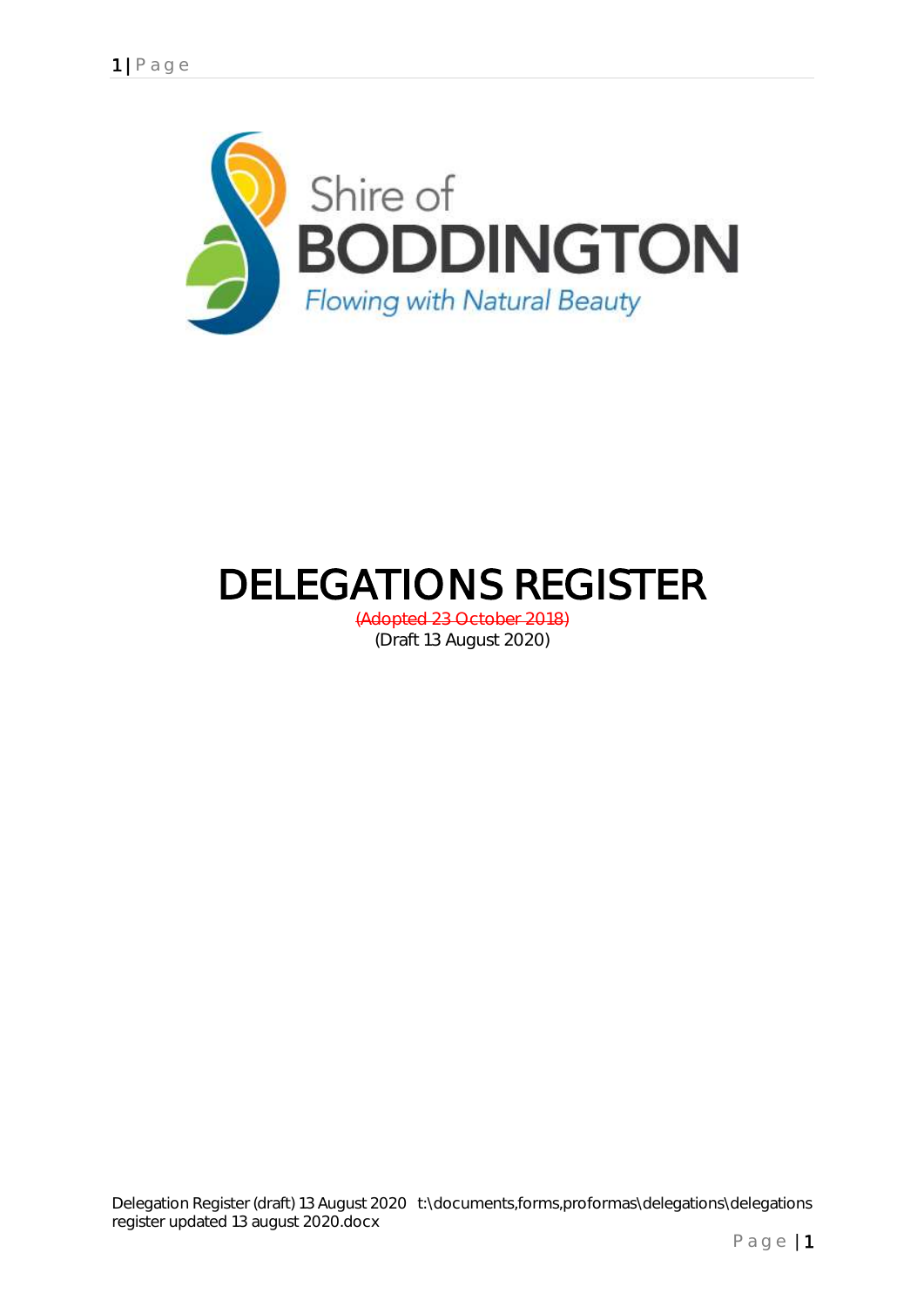Shire of

BODDINGTON

Flowing with Natural Beauty

# DELEGATIONS REGISTER

~~(Adopted 23 October 2018)~~

(Draft 13 August 2020)

Delegation Register (draft) 13 August 2020 t:\documents,forms,proformas\delegations\delegations register updated 13 august 2020.docx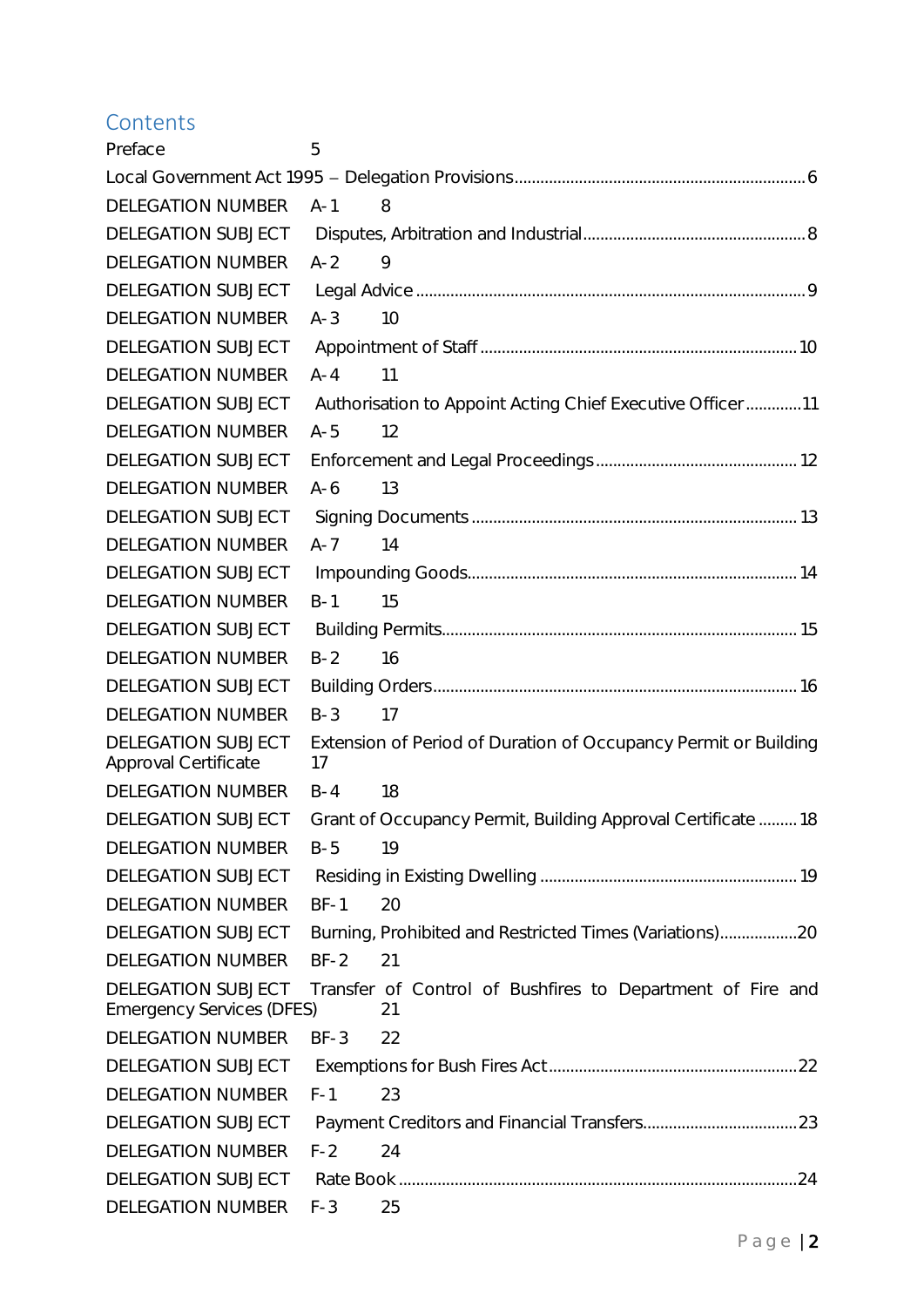## Contents

Preface 5

Local Government Act 1995 – Delegation Provisions ........................................................................ 6

DELEGATION NUMBER A-1 8

DELEGATION SUBJECT Disputes, Arbitration and Industrial ........................................................ 8

DELEGATION NUMBER A-2 9

DELEGATION SUBJECT Legal Advice ........................................................................................ 9

DELEGATION NUMBER A-3 10

DELEGATION SUBJECT Appointment of Staff .......................................................................... 10

DELEGATION NUMBER A-4 11

DELEGATION SUBJECT Authorisation to Appoint Acting Chief Executive Officer ............. 11

DELEGATION NUMBER A-5 12

DELEGATION SUBJECT Enforcement and Legal Proceedings ................................................ 12

DELEGATION NUMBER A-6 13

DELEGATION SUBJECT Signing Documents ............................................................................ 13

DELEGATION NUMBER A-7 14

DELEGATION SUBJECT Impounding Goods ............................................................................. 14

DELEGATION NUMBER B-1 15

DELEGATION SUBJECT Building Permits ................................................................................. 15

DELEGATION NUMBER B-2 16

DELEGATION SUBJECT Building Orders .................................................................................. 16

DELEGATION NUMBER B-3 17

DELEGATION SUBJECT Extension of Period of Duration of Occupancy Permit or Building Approval Certificate 17

DELEGATION NUMBER B-4 18

DELEGATION SUBJECT Grant of Occupancy Permit, Building Approval Certificate ......... 18

DELEGATION NUMBER B-5 19

DELEGATION SUBJECT Residing in Existing Dwelling ........................................................... 19

DELEGATION NUMBER BF-1 20

DELEGATION SUBJECT Burning, Prohibited and Restricted Times (Variations) .................. 20

DELEGATION NUMBER BF-2 21

DELEGATION SUBJECT Transfer of Control of Bushfires to Department of Fire and Emergency Services (DFES) 21

DELEGATION NUMBER BF-3 22

DELEGATION SUBJECT Exemptions for Bush Fires Act .......................................................... 22

DELEGATION NUMBER F-1 23

DELEGATION SUBJECT Payment Creditors and Financial Transfers .................................... 23

DELEGATION NUMBER F-2 24

DELEGATION SUBJECT Rate Book ............................................................................................ 24

DELEGATION NUMBER F-3 25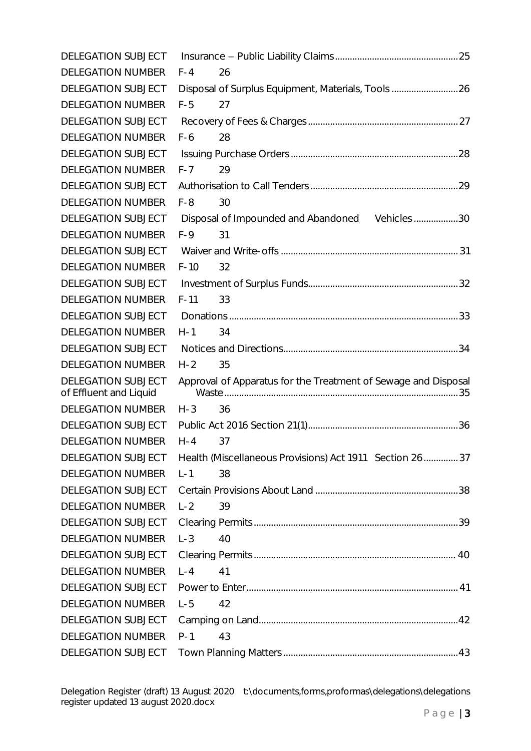DELEGATION SUBJECT Insurance – Public Liability Claims........................................................25

DELEGATION NUMBER F-4 26

DELEGATION SUBJECT Disposal of Surplus Equipment, Materials, Tools ...........................26

DELEGATION NUMBER F-5 27

DELEGATION SUBJECT Recovery of Fees & Charges.............................................................27

DELEGATION NUMBER F-6 28

DELEGATION SUBJECT Issuing Purchase Orders....................................................................28

DELEGATION NUMBER F-7 29

DELEGATION SUBJECT Authorisation to Call Tenders............................................................29

DELEGATION NUMBER F-8 30

DELEGATION SUBJECT Disposal of Impounded and Abandoned Vehicles..................30

DELEGATION NUMBER F-9 31

DELEGATION SUBJECT Waiver and Write-offs ....................................................................... 31

DELEGATION NUMBER F-10 32

DELEGATION SUBJECT Investment of Surplus Funds.............................................................32

DELEGATION NUMBER F-11 33

DELEGATION SUBJECT Donations............................................................................................33

DELEGATION NUMBER H-1 34

DELEGATION SUBJECT Notices and Directions.......................................................................34

DELEGATION NUMBER H-2 35

DELEGATION SUBJECT Approval of Apparatus for the Treatment of Sewage and Disposal of Effluent and Liquid Waste...............................................................................................35

DELEGATION NUMBER H-3 36

DELEGATION SUBJECT Public Act 2016 Section 21(1).............................................................36

DELEGATION NUMBER H-4 37

DELEGATION SUBJECT Health (Miscellaneous Provisions) Act 1911 Section 26..............37

DELEGATION NUMBER L-1 38

DELEGATION SUBJECT Certain Provisions About Land ..........................................................38

DELEGATION NUMBER L-2 39

DELEGATION SUBJECT Clearing Permits..................................................................................39

DELEGATION NUMBER L-3 40

DELEGATION SUBJECT Clearing Permits................................................................................. 40

DELEGATION NUMBER L-4 41

DELEGATION SUBJECT Power to Enter..................................................................................... 41

DELEGATION NUMBER L-5 42

DELEGATION SUBJECT Camping on Land................................................................................42

DELEGATION NUMBER P-1 43

DELEGATION SUBJECT Town Planning Matters......................................................................43

Delegation Register (draft) 13 August 2020 t:\documents,forms,proformas\delegations\delegations register updated 13 august 2020.docx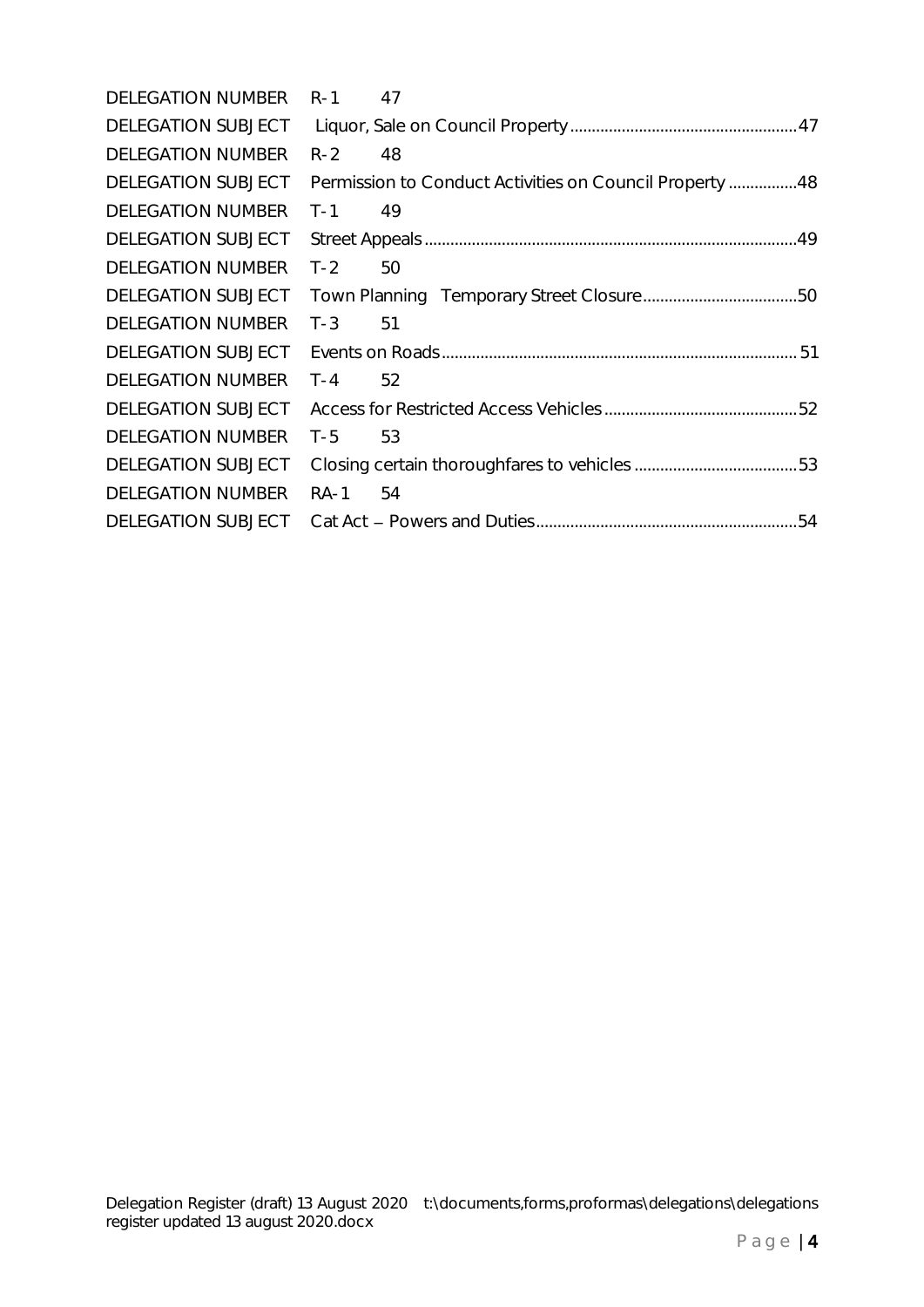DELEGATION NUMBER R-1 47

DELEGATION SUBJECT Liquor, Sale on Council Property ....................................................47

DELEGATION NUMBER R-2 48

DELEGATION SUBJECT Permission to Conduct Activities on Council Property ................48

DELEGATION NUMBER T-1 49

DELEGATION SUBJECT Street Appeals ......................................................................................49

DELEGATION NUMBER T-2 50

DELEGATION SUBJECT Town Planning Temporary Street Closure....................................50

DELEGATION NUMBER T-3 51

DELEGATION SUBJECT Events on Roads.................................................................................. 51

DELEGATION NUMBER T-4 52

DELEGATION SUBJECT Access for Restricted Access Vehicles.............................................52

DELEGATION NUMBER T-5 53

DELEGATION SUBJECT Closing certain thoroughfares to vehicles ......................................53

DELEGATION NUMBER RA-1 54

DELEGATION SUBJECT Cat Act – Powers and Duties............................................................54

Delegation Register (draft) 13 August 2020 t:\documents,forms,proformas\delegations\delegations register updated 13 august 2020.docx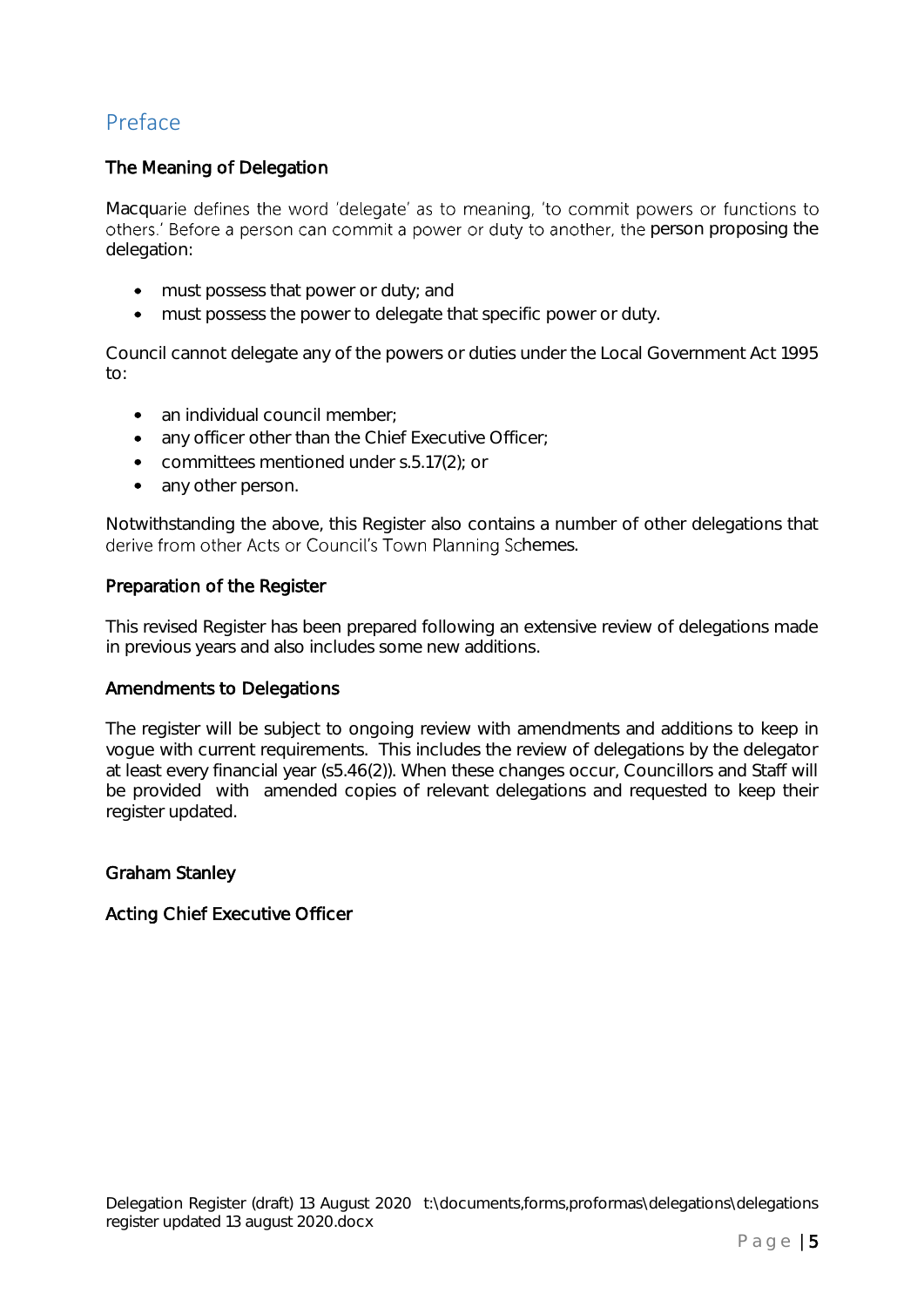# Preface

### The Meaning of Delegation

Macquarie defines the word 'delegate' as to meaning, 'to commit powers or functions to others.' Before a person can commit a power or duty to another, the person proposing the delegation:

- must possess that power or duty; and
- must possess the power to delegate that specific power or duty.

Council cannot delegate any of the powers or duties under the Local Government Act 1995 to:

- an individual council member;
- any officer other than the Chief Executive Officer;
- committees mentioned under s.5.17(2); or
- any other person.

Notwithstanding the above, this Register also contains a number of other delegations that derive from other Acts or Council's Town Planning Schemes.

### Preparation of the Register

This revised Register has been prepared following an extensive review of delegations made in previous years and also includes some new additions.

### Amendments to Delegations

The register will be subject to ongoing review with amendments and additions to keep in vogue with current requirements. This includes the review of delegations by the delegator at least every financial year (s5.46(2)). When these changes occur, Councillors and Staff will be provided with amended copies of relevant delegations and requested to keep their register updated.

**Graham Stanley**

**Acting Chief Executive Officer**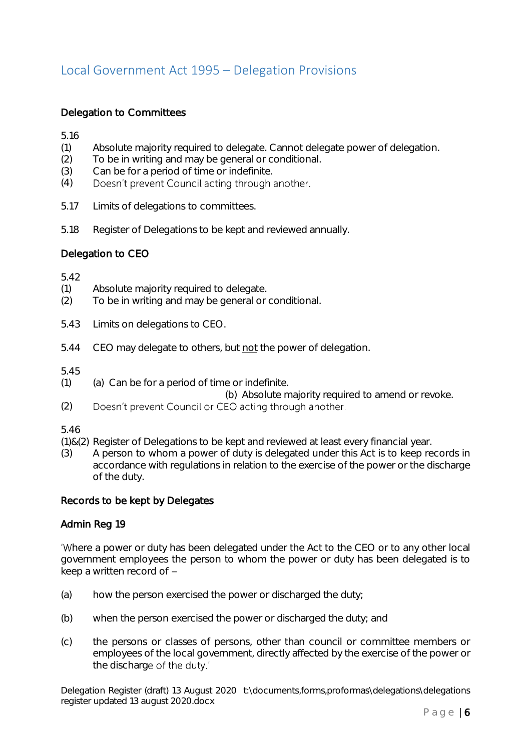# Local Government Act 1995 – Delegation Provisions

**Delegation to Committees**

5.16

(1) Absolute majority required to delegate. Cannot delegate power of delegation.
(2) To be in writing and may be general or conditional.
(3) Can be for a period of time or indefinite.
(4) Doesn't prevent Council acting through another.

5.17 Limits of delegations to committees.

5.18 Register of Delegations to be kept and reviewed annually.

**Delegation to CEO**

5.42

(1) Absolute majority required to delegate.
(2) To be in writing and may be general or conditional.

5.43 Limits on delegations to CEO.

5.44 CEO may delegate to others, but not the power of delegation.

5.45

(1) (a) Can be for a period of time or indefinite.
(b) Absolute majority required to amend or revoke.
(2) Doesn't prevent Council or CEO acting through another.

5.46

(1)&(2) Register of Delegations to be kept and reviewed at least every financial year.
(3) A person to whom a power of duty is delegated under this Act is to keep records in accordance with regulations in relation to the exercise of the power or the discharge of the duty.

**Records to be kept by Delegates**

**Admin Reg 19**

'Where a power or duty has been delegated under the Act to the CEO or to any other local government employees the person to whom the power or duty has been delegated is to keep a written record of –

(a) how the person exercised the power or discharged the duty;

(b) when the person exercised the power or discharged the duty; and

(c) the persons or classes of persons, other than council or committee members or employees of the local government, directly affected by the exercise of the power or the discharge of the duty.'

Delegation Register (draft) 13 August 2020 t:\documents,forms,proformas\delegations\delegations register updated 13 august 2020.docx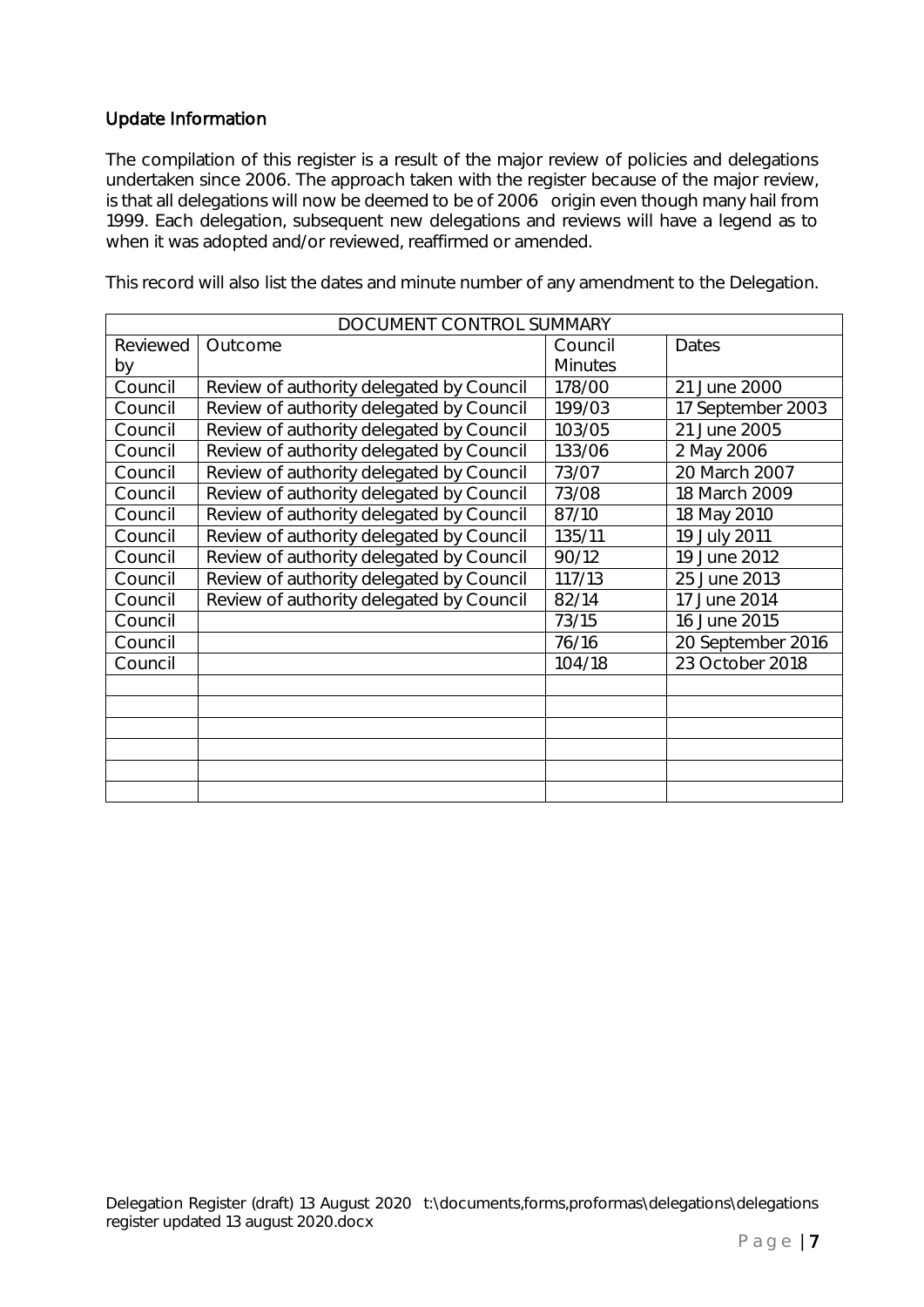## Update Information

The compilation of this register is a result of the major review of policies and delegations undertaken since 2006. The approach taken with the register because of the major review, is that all delegations will now be deemed to be of 2006 origin even though many hail from 1999. Each delegation, subsequent new delegations and reviews will have a legend as to when it was adopted and/or reviewed, reaffirmed or amended.

This record will also list the dates and minute number of any amendment to the Delegation.

| DOCUMENT CONTROL SUMMARY | | | |
|---|---|---|---|
| Reviewed by | Outcome | Council Minutes | Dates |
| Council | Review of authority delegated by Council | 178/00 | 21 June 2000 |
| Council | Review of authority delegated by Council | 199/03 | 17 September 2003 |
| Council | Review of authority delegated by Council | 103/05 | 21 June 2005 |
| Council | Review of authority delegated by Council | 133/06 | 2 May 2006 |
| Council | Review of authority delegated by Council | 73/07 | 20 March 2007 |
| Council | Review of authority delegated by Council | 73/08 | 18 March 2009 |
| Council | Review of authority delegated by Council | 87/10 | 18 May 2010 |
| Council | Review of authority delegated by Council | 135/11 | 19 July 2011 |
| Council | Review of authority delegated by Council | 90/12 | 19 June 2012 |
| Council | Review of authority delegated by Council | 117/13 | 25 June 2013 |
| Council | Review of authority delegated by Council | 82/14 | 17 June 2014 |
| Council | | 73/15 | 16 June 2015 |
| Council | | 76/16 | 20 September 2016 |
| Council | | 104/18 | 23 October 2018 |
| | | | |
| | | | |
| | | | |
| | | | |
| | | | |
| | | | |

Delegation Register (draft) 13 August 2020 t:\documents,forms,proformas\delegations\delegations register updated 13 august 2020.docx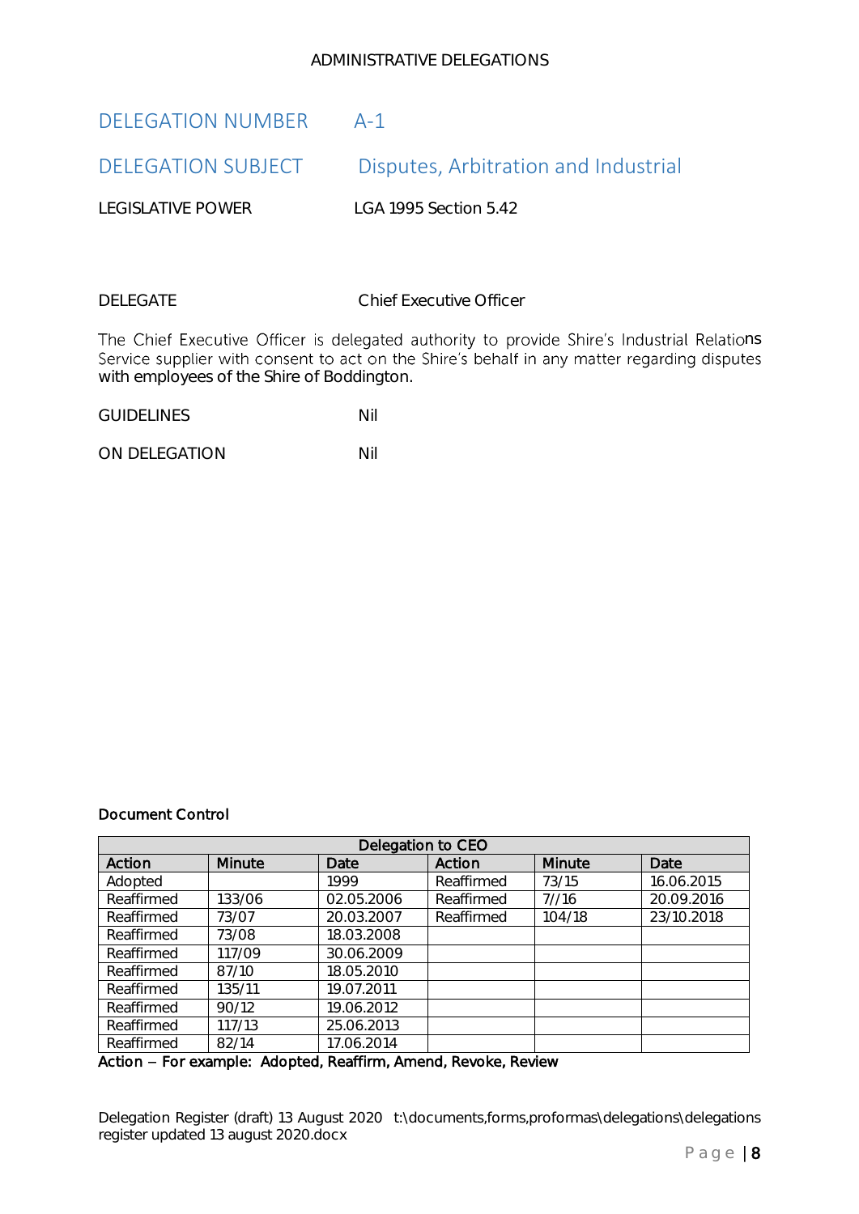ADMINISTRATIVE DELEGATIONS

## DELEGATION NUMBER A-1

## DELEGATION SUBJECT Disputes, Arbitration and Industrial

LEGISLATIVE POWER LGA 1995 Section 5.42

DELEGATE Chief Executive Officer

The Chief Executive Officer is delegated authority to provide Shire's Industrial Relations Service supplier with consent to act on the Shire's behalf in any matter regarding disputes with employees of the Shire of Boddington.

GUIDELINES Nil

ON DELEGATION Nil

**Document Control**

| Delegation to CEO | | | | | |
|---|---|---|---|---|---|
| **Action** | **Minute** | **Date** | **Action** | **Minute** | **Date** |
| Adopted | | 1999 | Reaffirmed | 73/15 | 16.06.2015 |
| Reaffirmed | 133/06 | 02.05.2006 | Reaffirmed | 7//16 | 20.09.2016 |
| Reaffirmed | 73/07 | 20.03.2007 | Reaffirmed | 104/18 | 23/10.2018 |
| Reaffirmed | 73/08 | 18.03.2008 | | | |
| Reaffirmed | 117/09 | 30.06.2009 | | | |
| Reaffirmed | 87/10 | 18.05.2010 | | | |
| Reaffirmed | 135/11 | 19.07.2011 | | | |
| Reaffirmed | 90/12 | 19.06.2012 | | | |
| Reaffirmed | 117/13 | 25.06.2013 | | | |
| Reaffirmed | 82/14 | 17.06.2014 | | | |

**Action – For example: Adopted, Reaffirm, Amend, Revoke, Review**

Delegation Register (draft) 13 August 2020 t:\documents,forms,proformas\delegations\delegations register updated 13 august 2020.docx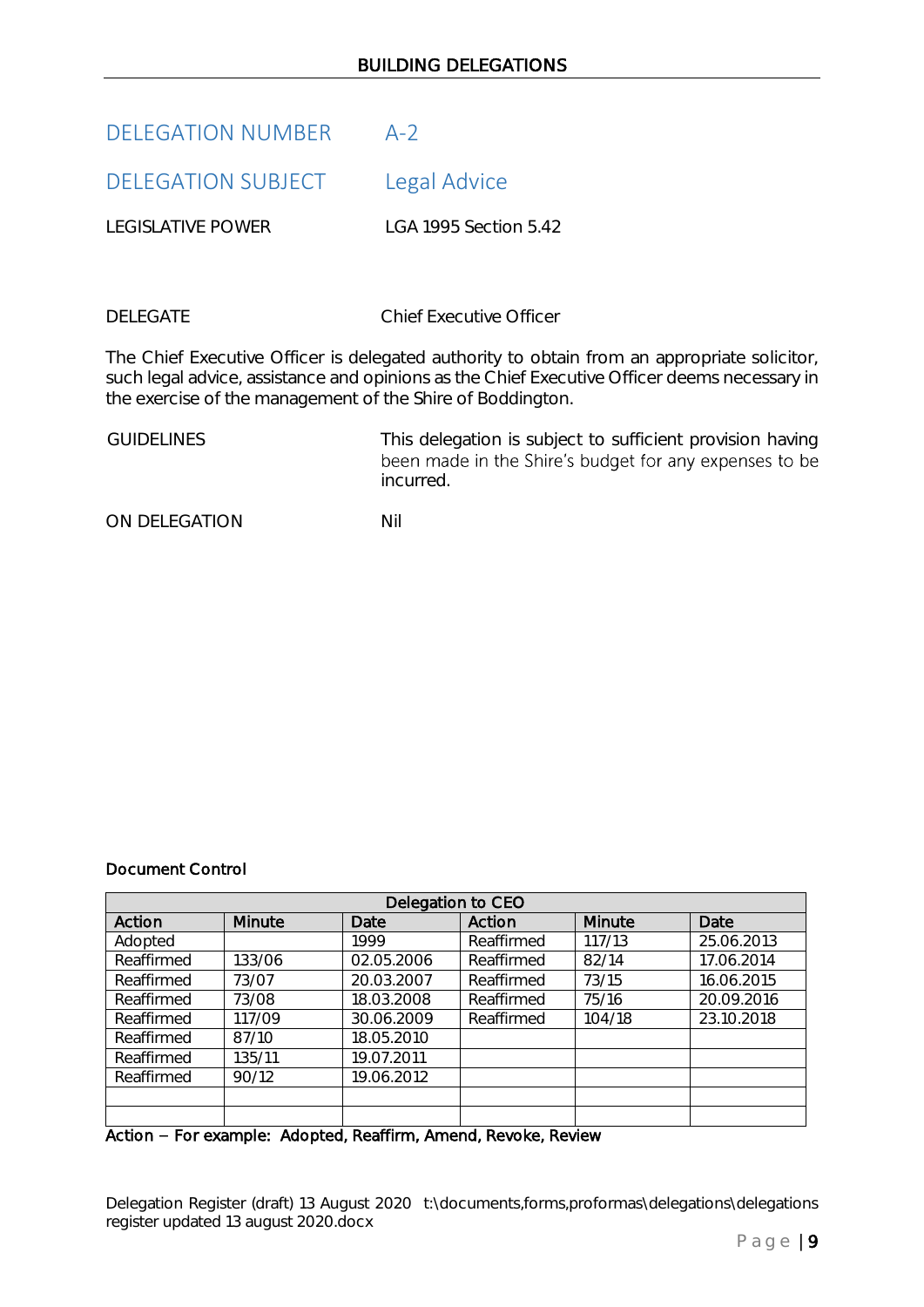| | |
|---|---|
| DELEGATION NUMBER | A-2 |
| DELEGATION SUBJECT | Legal Advice |
| LEGISLATIVE POWER | LGA 1995 Section 5.42 |

DELEGATE Chief Executive Officer

The Chief Executive Officer is delegated authority to obtain from an appropriate solicitor, such legal advice, assistance and opinions as the Chief Executive Officer deems necessary in the exercise of the management of the Shire of Boddington.

| | |
|---|---|
| GUIDELINES | This delegation is subject to sufficient provision having been made in the Shire's budget for any expenses to be incurred. |
| ON DELEGATION | Nil |

**Document Control**

| Delegation to CEO | | | | | |
|---|---|---|---|---|---|
| Action | Minute | Date | Action | Minute | Date |
| Adopted | | 1999 | Reaffirmed | 117/13 | 25.06.2013 |
| Reaffirmed | 133/06 | 02.05.2006 | Reaffirmed | 82/14 | 17.06.2014 |
| Reaffirmed | 73/07 | 20.03.2007 | Reaffirmed | 73/15 | 16.06.2015 |
| Reaffirmed | 73/08 | 18.03.2008 | Reaffirmed | 75/16 | 20.09.2016 |
| Reaffirmed | 117/09 | 30.06.2009 | Reaffirmed | 104/18 | 23.10.2018 |
| Reaffirmed | 87/10 | 18.05.2010 | | | |
| Reaffirmed | 135/11 | 19.07.2011 | | | |
| Reaffirmed | 90/12 | 19.06.2012 | | | |
| | | | | | |
| | | | | | |

Action – For example: Adopted, Reaffirm, Amend, Revoke, Review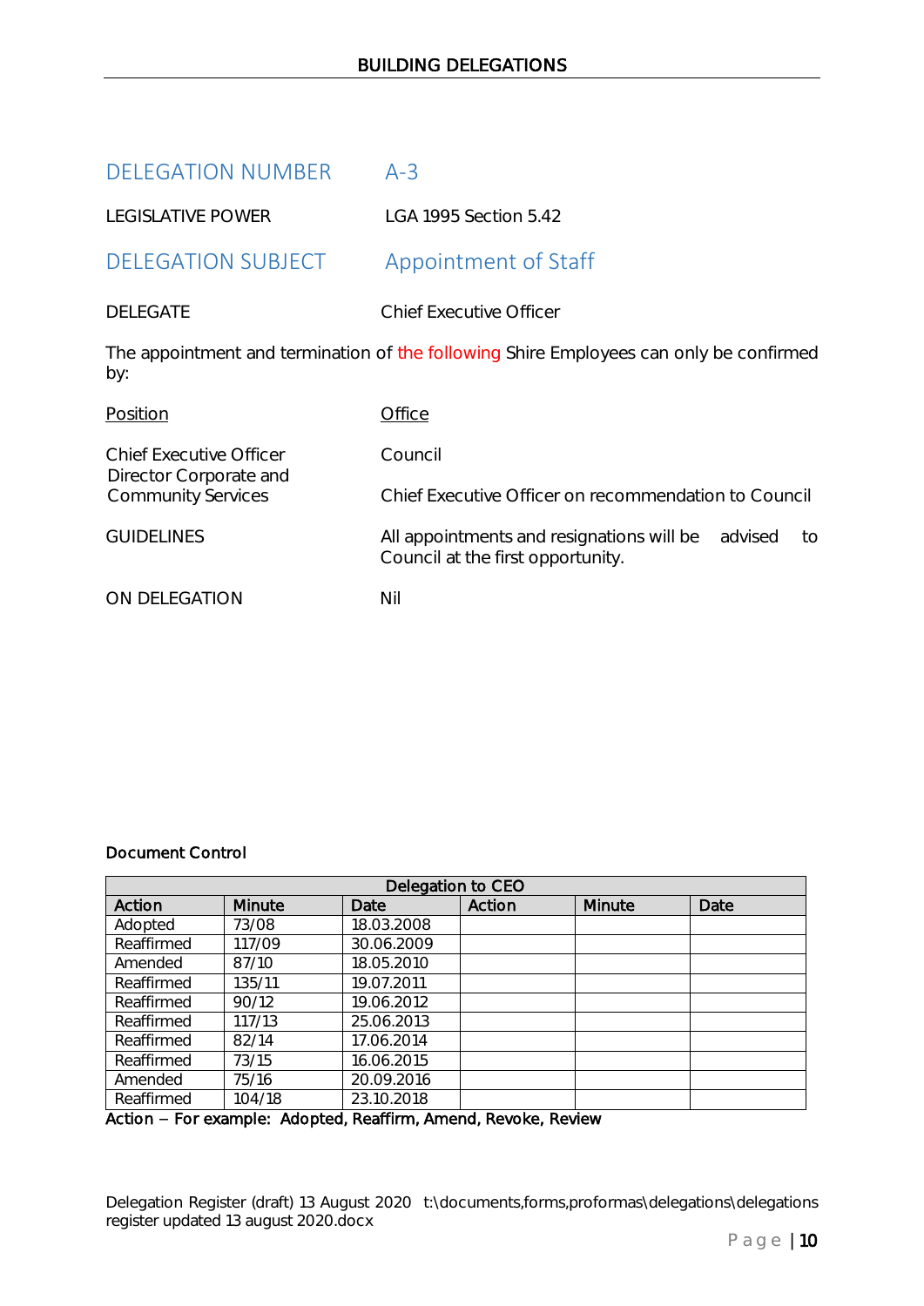## DELEGATION NUMBER A-3

LEGISLATIVE POWER LGA 1995 Section 5.42

## DELEGATION SUBJECT Appointment of Staff

DELEGATE Chief Executive Officer

The appointment and termination of the following Shire Employees can only be confirmed by:

| Position | Office |
|---|---|
| Chief Executive Officer | Council |
| Director Corporate and Community Services | Chief Executive Officer on recommendation to Council |

GUIDELINES All appointments and resignations will be advised to Council at the first opportunity.

ON DELEGATION Nil

**Document Control**

| Delegation to CEO | | | | | |
|---|---|---|---|---|---|
| **Action** | **Minute** | **Date** | **Action** | **Minute** | **Date** |
| Adopted | 73/08 | 18.03.2008 | | | |
| Reaffirmed | 117/09 | 30.06.2009 | | | |
| Amended | 87/10 | 18.05.2010 | | | |
| Reaffirmed | 135/11 | 19.07.2011 | | | |
| Reaffirmed | 90/12 | 19.06.2012 | | | |
| Reaffirmed | 117/13 | 25.06.2013 | | | |
| Reaffirmed | 82/14 | 17.06.2014 | | | |
| Reaffirmed | 73/15 | 16.06.2015 | | | |
| Amended | 75/16 | 20.09.2016 | | | |
| Reaffirmed | 104/18 | 23.10.2018 | | | |

Action – For example: Adopted, Reaffirm, Amend, Revoke, Review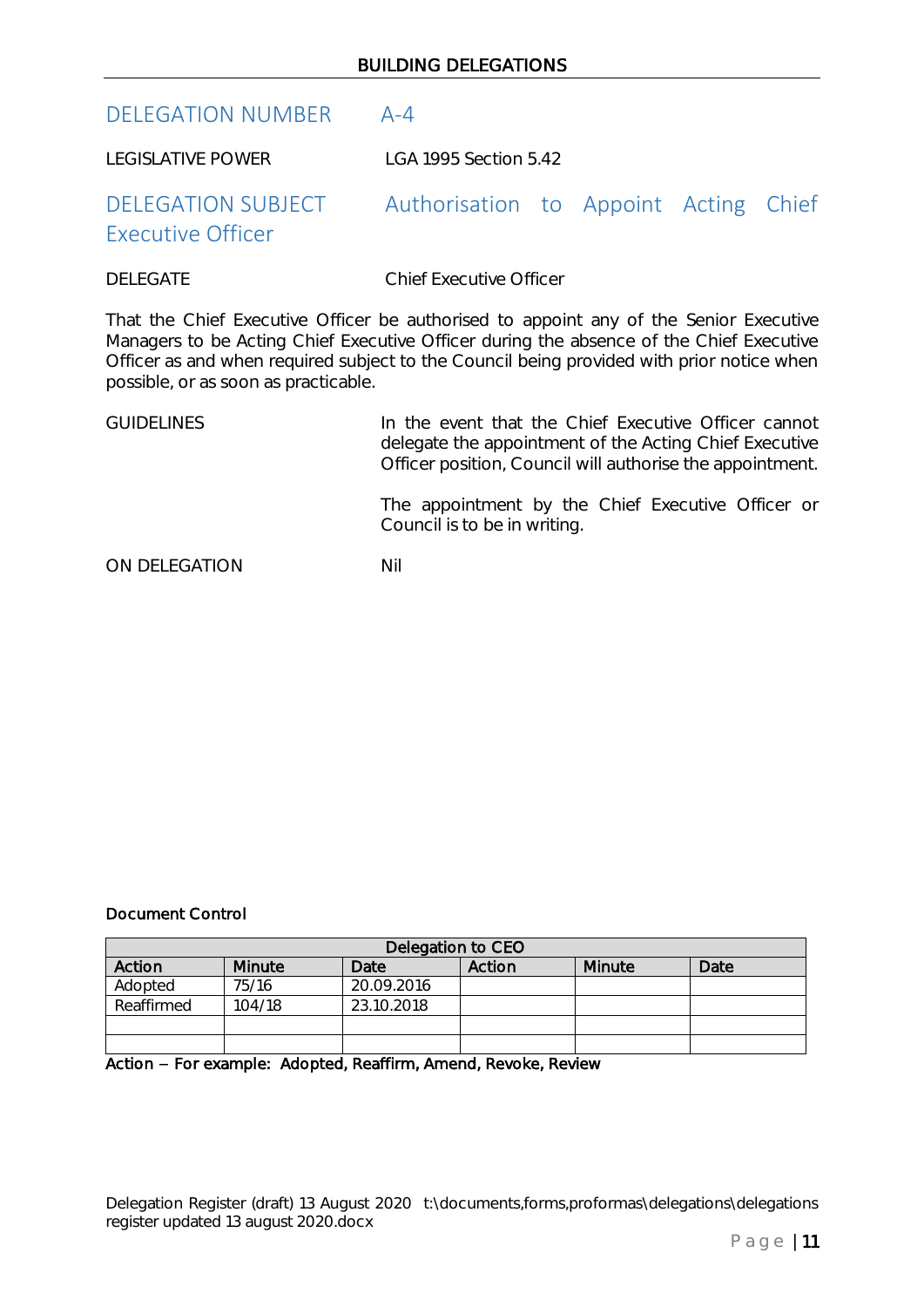## DELEGATION NUMBER A-4

LEGISLATIVE POWER LGA 1995 Section 5.42

## DELEGATION SUBJECT Authorisation to Appoint Acting Chief Executive Officer

DELEGATE Chief Executive Officer

That the Chief Executive Officer be authorised to appoint any of the Senior Executive Managers to be Acting Chief Executive Officer during the absence of the Chief Executive Officer as and when required subject to the Council being provided with prior notice when possible, or as soon as practicable.

GUIDELINES In the event that the Chief Executive Officer cannot delegate the appointment of the Acting Chief Executive Officer position, Council will authorise the appointment.

The appointment by the Chief Executive Officer or Council is to be in writing.

ON DELEGATION Nil

**Document Control**

| Delegation to CEO | | | | | |
|---|---|---|---|---|---|
| **Action** | **Minute** | **Date** | **Action** | **Minute** | **Date** |
| Adopted | 75/16 | 20.09.2016 | | | |
| Reaffirmed | 104/18 | 23.10.2018 | | | |
| | | | | | |
| | | | | | |

**Action – For example: Adopted, Reaffirm, Amend, Revoke, Review**

Delegation Register (draft) 13 August 2020 t:\documents,forms,proformas\delegations\delegations register updated 13 august 2020.docx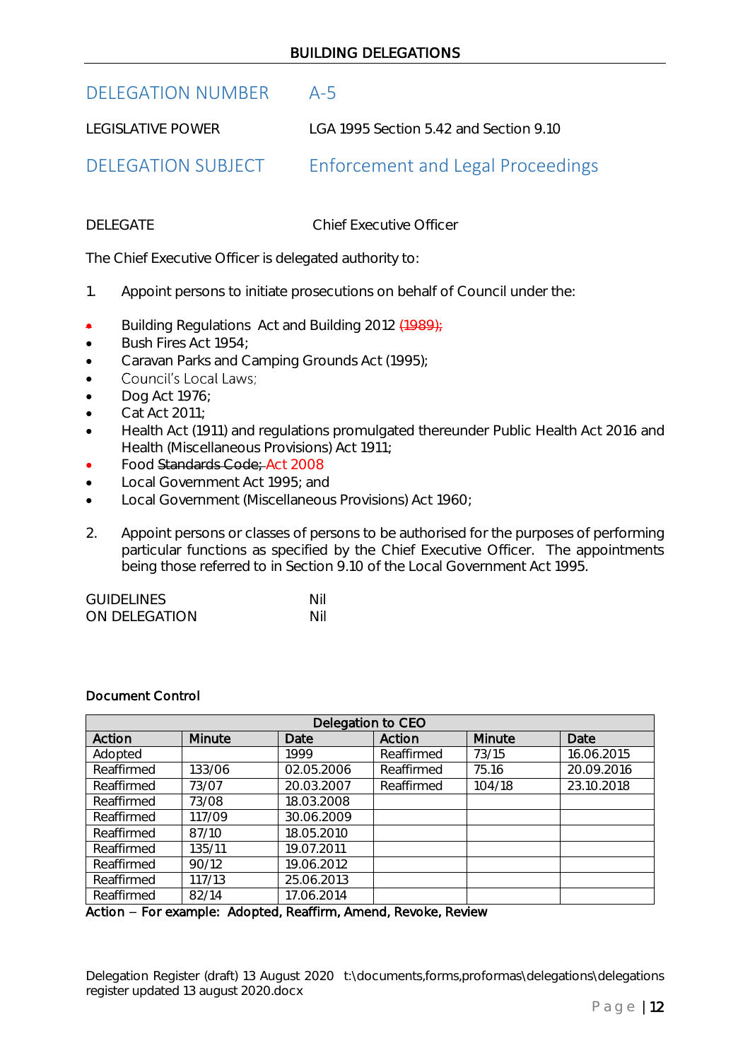## BUILDING DELEGATIONS

## DELEGATION NUMBER A-5

LEGISLATIVE POWER LGA 1995 Section 5.42 and Section 9.10

## DELEGATION SUBJECT Enforcement and Legal Proceedings

DELEGATE Chief Executive Officer

The Chief Executive Officer is delegated authority to:

1. Appoint persons to initiate prosecutions on behalf of Council under the:

- Building Regulations Act and Building 2012 ~~(1989);~~
- Bush Fires Act 1954;
- Caravan Parks and Camping Grounds Act (1995);
- Council's Local Laws;
- Dog Act 1976;
- Cat Act 2011;
- Health Act (1911) and regulations promulgated thereunder Public Health Act 2016 and Health (Miscellaneous Provisions) Act 1911;
- Food ~~Standards Code;~~ Act 2008
- Local Government Act 1995; and
- Local Government (Miscellaneous Provisions) Act 1960;

2. Appoint persons or classes of persons to be authorised for the purposes of performing particular functions as specified by the Chief Executive Officer. The appointments being those referred to in Section 9.10 of the Local Government Act 1995.

GUIDELINES Nil
ON DELEGATION Nil

**Document Control**

| Delegation to CEO | | | | | |
|---|---|---|---|---|---|
| **Action** | **Minute** | **Date** | **Action** | **Minute** | **Date** |
| Adopted | | 1999 | Reaffirmed | 73/15 | 16.06.2015 |
| Reaffirmed | 133/06 | 02.05.2006 | Reaffirmed | 75.16 | 20.09.2016 |
| Reaffirmed | 73/07 | 20.03.2007 | Reaffirmed | 104/18 | 23.10.2018 |
| Reaffirmed | 73/08 | 18.03.2008 | | | |
| Reaffirmed | 117/09 | 30.06.2009 | | | |
| Reaffirmed | 87/10 | 18.05.2010 | | | |
| Reaffirmed | 135/11 | 19.07.2011 | | | |
| Reaffirmed | 90/12 | 19.06.2012 | | | |
| Reaffirmed | 117/13 | 25.06.2013 | | | |
| Reaffirmed | 82/14 | 17.06.2014 | | | |

**Action – For example: Adopted, Reaffirm, Amend, Revoke, Review**

Delegation Register (draft) 13 August 2020 t:\documents,forms,proformas\delegations\delegations register updated 13 august 2020.docx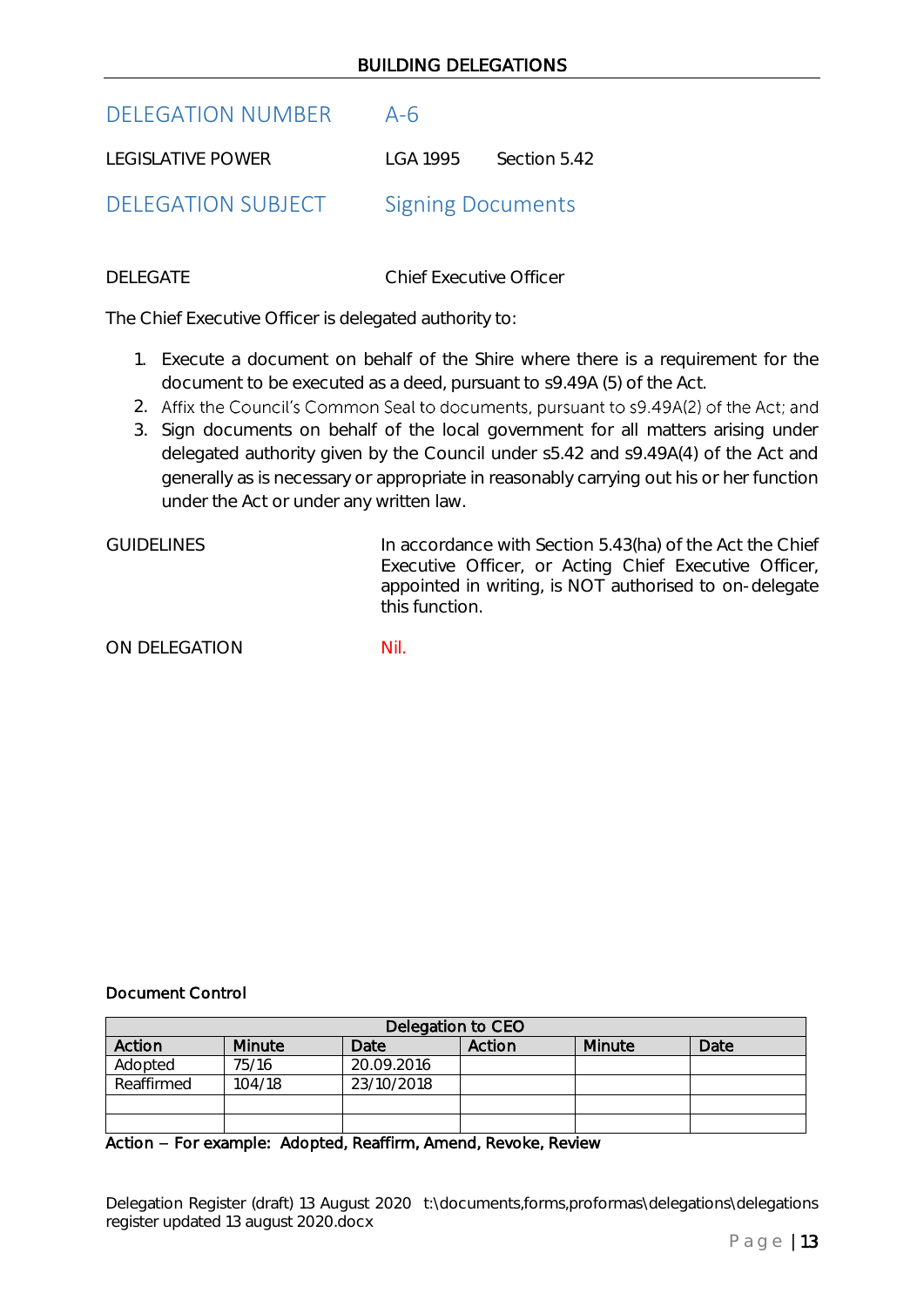## DELEGATION NUMBER A-6

LEGISLATIVE POWER LGA 1995 Section 5.42

## DELEGATION SUBJECT Signing Documents

DELEGATE Chief Executive Officer

The Chief Executive Officer is delegated authority to:

1. Execute a document on behalf of the Shire where there is a requirement for the document to be executed as a deed, pursuant to s9.49A (5) of the Act.
2. Affix the Council's Common Seal to documents, pursuant to s9.49A(2) of the Act; and
3. Sign documents on behalf of the local government for all matters arising under delegated authority given by the Council under s5.42 and s9.49A(4) of the Act and generally as is necessary or appropriate in reasonably carrying out his or her function under the Act or under any written law.

GUIDELINES In accordance with Section 5.43(ha) of the Act the Chief Executive Officer, or Acting Chief Executive Officer, appointed in writing, is NOT authorised to on-delegate this function.

ON DELEGATION Nil.

**Document Control**

| Delegation to CEO | | | | | |
|---|---|---|---|---|---|
| Action | Minute | Date | Action | Minute | Date |
| Adopted | 75/16 | 20.09.2016 | | | |
| Reaffirmed | 104/18 | 23/10/2018 | | | |
| | | | | | |
| | | | | | |

**Action – For example: Adopted, Reaffirm, Amend, Revoke, Review**

Delegation Register (draft) 13 August 2020 t:\documents,forms,proformas\delegations\delegations register updated 13 august 2020.docx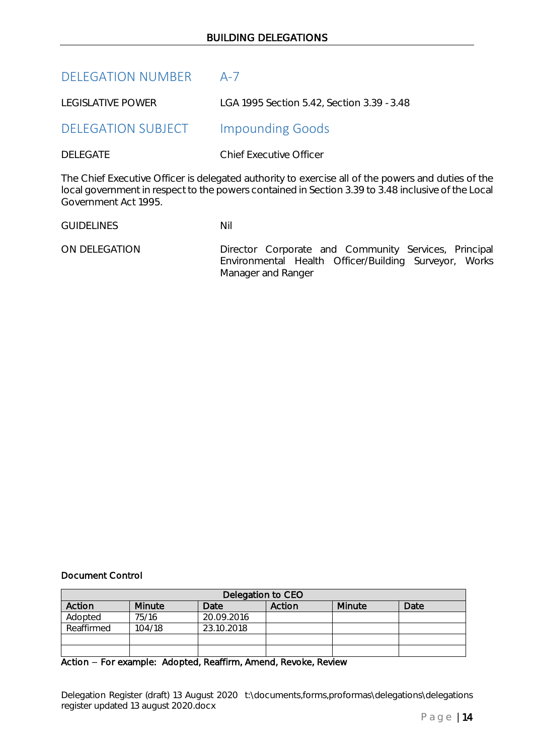## DELEGATION NUMBER A-7

LEGISLATIVE POWER LGA 1995 Section 5.42, Section 3.39 - 3.48

## DELEGATION SUBJECT Impounding Goods

DELEGATE Chief Executive Officer

The Chief Executive Officer is delegated authority to exercise all of the powers and duties of the local government in respect to the powers contained in Section 3.39 to 3.48 inclusive of the Local Government Act 1995.

GUIDELINES Nil

ON DELEGATION Director Corporate and Community Services, Principal Environmental Health Officer/Building Surveyor, Works Manager and Ranger

**Document Control**

| Delegation to CEO | | | | | |
|---|---|---|---|---|---|
| **Action** | **Minute** | **Date** | **Action** | **Minute** | **Date** |
| Adopted | 75/16 | 20.09.2016 | | | |
| Reaffirmed | 104/18 | 23.10.2018 | | | |
| | | | | | |
| | | | | | |

**Action – For example: Adopted, Reaffirm, Amend, Revoke, Review**

Delegation Register (draft) 13 August 2020 t:\documents,forms,proformas\delegations\delegations register updated 13 august 2020.docx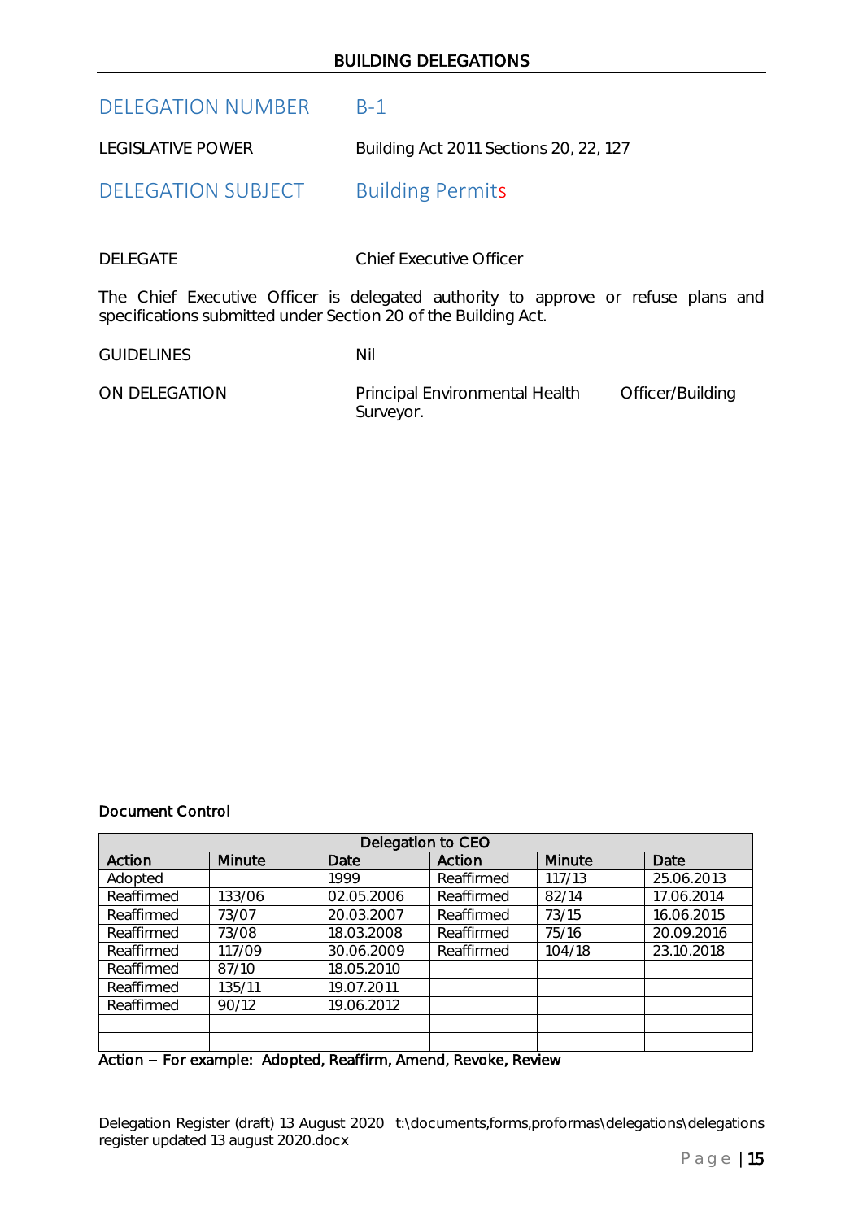DELEGATION NUMBER B-1

LEGISLATIVE POWER Building Act 2011 Sections 20, 22, 127

DELEGATION SUBJECT Building Permits

DELEGATE Chief Executive Officer

The Chief Executive Officer is delegated authority to approve or refuse plans and specifications submitted under Section 20 of the Building Act.

GUIDELINES Nil

ON DELEGATION Principal Environmental Health Officer/Building Surveyor.

**Document Control**

| Delegation to CEO | | | | | |
|---|---|---|---|---|---|
| **Action** | **Minute** | **Date** | **Action** | **Minute** | **Date** |
| Adopted | | 1999 | Reaffirmed | 117/13 | 25.06.2013 |
| Reaffirmed | 133/06 | 02.05.2006 | Reaffirmed | 82/14 | 17.06.2014 |
| Reaffirmed | 73/07 | 20.03.2007 | Reaffirmed | 73/15 | 16.06.2015 |
| Reaffirmed | 73/08 | 18.03.2008 | Reaffirmed | 75/16 | 20.09.2016 |
| Reaffirmed | 117/09 | 30.06.2009 | Reaffirmed | 104/18 | 23.10.2018 |
| Reaffirmed | 87/10 | 18.05.2010 | | | |
| Reaffirmed | 135/11 | 19.07.2011 | | | |
| Reaffirmed | 90/12 | 19.06.2012 | | | |
| | | | | | |
| | | | | | |

Action – For example: Adopted, Reaffirm, Amend, Revoke, Review

Delegation Register (draft) 13 August 2020 t:\documents,forms,proformas\delegations\delegations register updated 13 august 2020.docx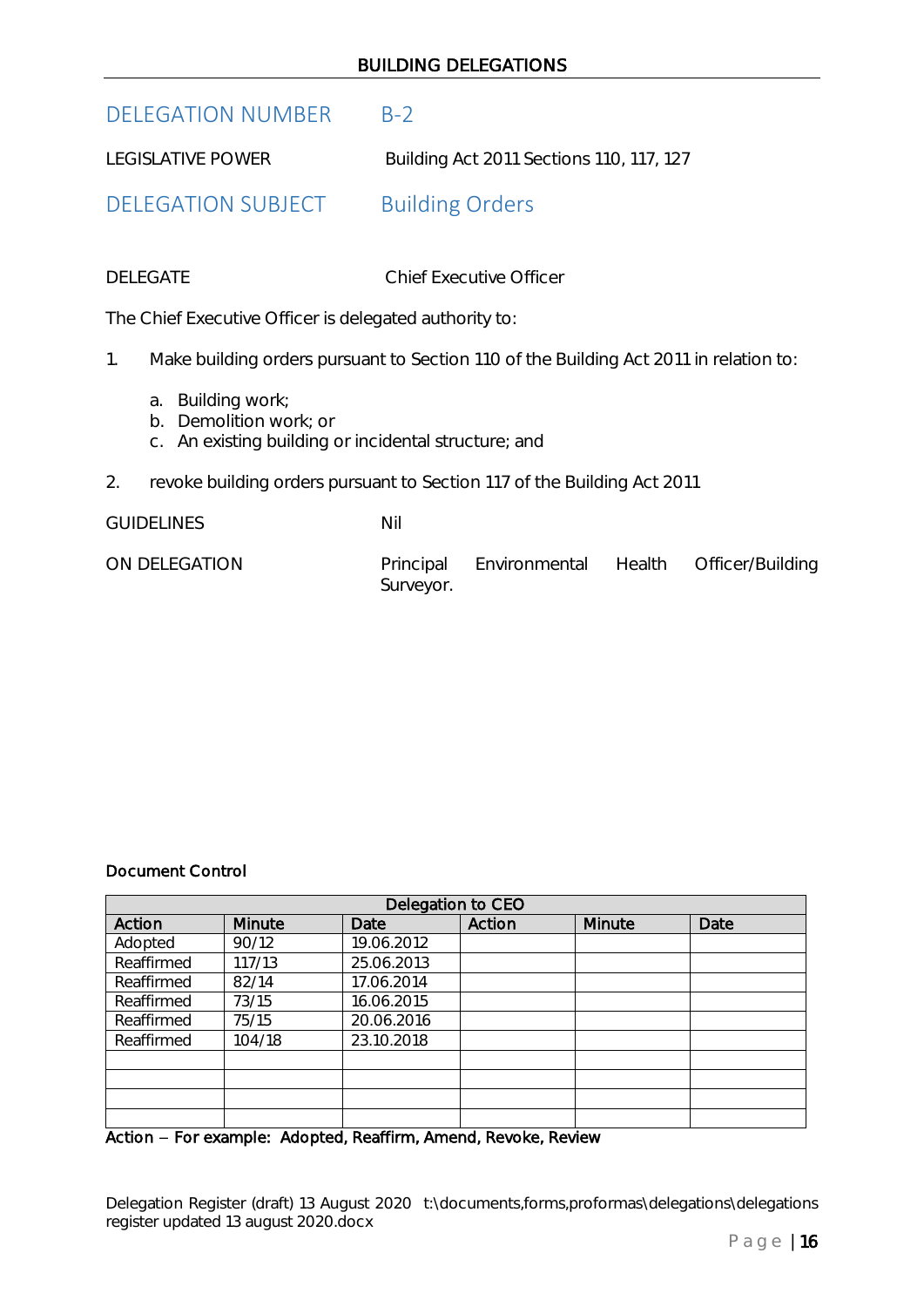## DELEGATION NUMBER B-2

LEGISLATIVE POWER Building Act 2011 Sections 110, 117, 127

## DELEGATION SUBJECT Building Orders

DELEGATE Chief Executive Officer

The Chief Executive Officer is delegated authority to:

1. Make building orders pursuant to Section 110 of the Building Act 2011 in relation to:

   a. Building work;
   b. Demolition work; or
   c. An existing building or incidental structure; and

2. revoke building orders pursuant to Section 117 of the Building Act 2011

GUIDELINES Nil

ON DELEGATION Principal Environmental Health Officer/Building Surveyor.

**Document Control**

| Delegation to CEO | | | | | |
|---|---|---|---|---|---|
| Action | Minute | Date | Action | Minute | Date |
| Adopted | 90/12 | 19.06.2012 | | | |
| Reaffirmed | 117/13 | 25.06.2013 | | | |
| Reaffirmed | 82/14 | 17.06.2014 | | | |
| Reaffirmed | 73/15 | 16.06.2015 | | | |
| Reaffirmed | 75/15 | 20.06.2016 | | | |
| Reaffirmed | 104/18 | 23.10.2018 | | | |
| | | | | | |
| | | | | | |
| | | | | | |
| | | | | | |

**Action – For example: Adopted, Reaffirm, Amend, Revoke, Review**

Delegation Register (draft) 13 August 2020 t:\documents,forms,proformas\delegations\delegations register updated 13 august 2020.docx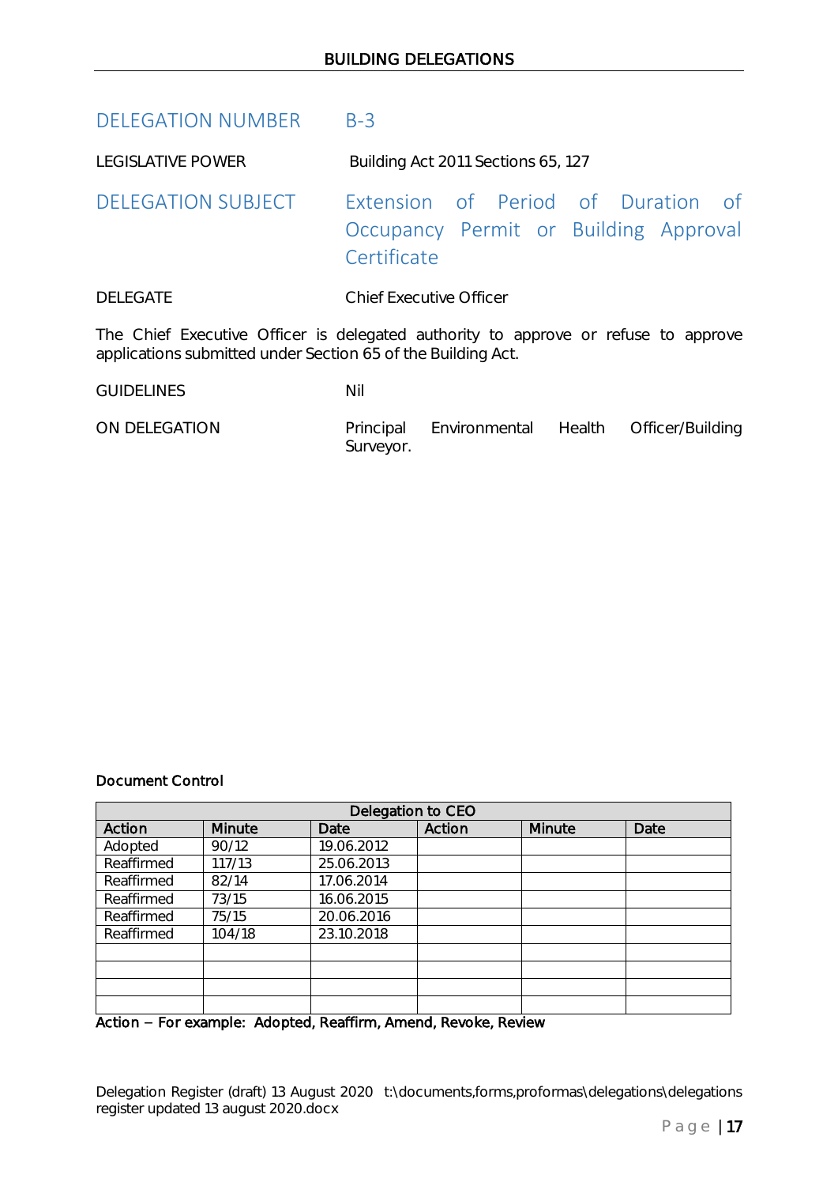DELEGATION NUMBER B-3

LEGISLATIVE POWER Building Act 2011 Sections 65, 127

DELEGATION SUBJECT Extension of Period of Duration of Occupancy Permit or Building Approval Certificate

DELEGATE Chief Executive Officer

The Chief Executive Officer is delegated authority to approve or refuse to approve applications submitted under Section 65 of the Building Act.

GUIDELINES Nil

ON DELEGATION Principal Environmental Health Officer/Building Surveyor.

**Document Control**

| Delegation to CEO | | | | | |
|---|---|---|---|---|---|
| Action | Minute | Date | Action | Minute | Date |
| Adopted | 90/12 | 19.06.2012 | | | |
| Reaffirmed | 117/13 | 25.06.2013 | | | |
| Reaffirmed | 82/14 | 17.06.2014 | | | |
| Reaffirmed | 73/15 | 16.06.2015 | | | |
| Reaffirmed | 75/15 | 20.06.2016 | | | |
| Reaffirmed | 104/18 | 23.10.2018 | | | |
| | | | | | |
| | | | | | |
| | | | | | |
| | | | | | |

**Action – For example: Adopted, Reaffirm, Amend, Revoke, Review**

Delegation Register (draft) 13 August 2020 t:\documents,forms,proformas\delegations\delegations register updated 13 august 2020.docx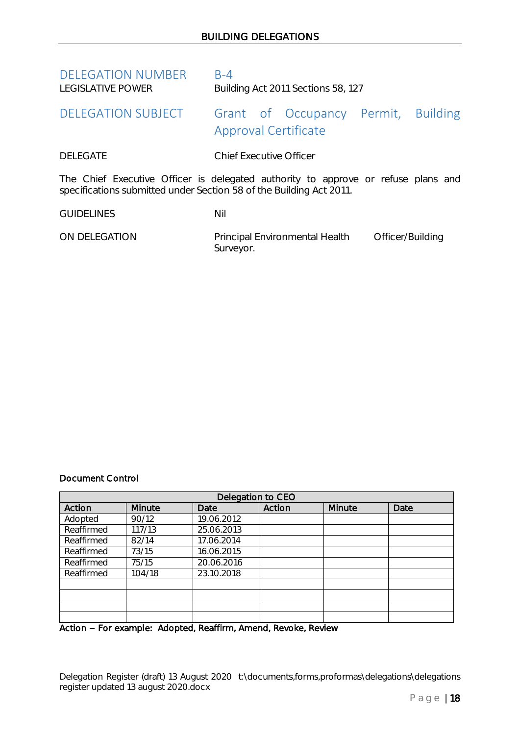| | |
|---|---|
| DELEGATION NUMBER | B-4 |
| LEGISLATIVE POWER | Building Act 2011 Sections 58, 127 |
| DELEGATION SUBJECT | Grant of Occupancy Permit, Building Approval Certificate |
| DELEGATE | Chief Executive Officer |

The Chief Executive Officer is delegated authority to approve or refuse plans and specifications submitted under Section 58 of the Building Act 2011.

| | |
|---|---|
| GUIDELINES | Nil |
| ON DELEGATION | Principal Environmental Health Officer/Building Surveyor. |

**Document Control**

| Delegation to CEO | | | | | |
|---|---|---|---|---|---|
| **Action** | **Minute** | **Date** | **Action** | **Minute** | **Date** |
| Adopted | 90/12 | 19.06.2012 | | | |
| Reaffirmed | 117/13 | 25.06.2013 | | | |
| Reaffirmed | 82/14 | 17.06.2014 | | | |
| Reaffirmed | 73/15 | 16.06.2015 | | | |
| Reaffirmed | 75/15 | 20.06.2016 | | | |
| Reaffirmed | 104/18 | 23.10.2018 | | | |
| | | | | | |
| | | | | | |
| | | | | | |
| | | | | | |

**Action – For example: Adopted, Reaffirm, Amend, Revoke, Review**

Delegation Register (draft) 13 August 2020 t:\documents,forms,proformas\delegations\delegations register updated 13 august 2020.docx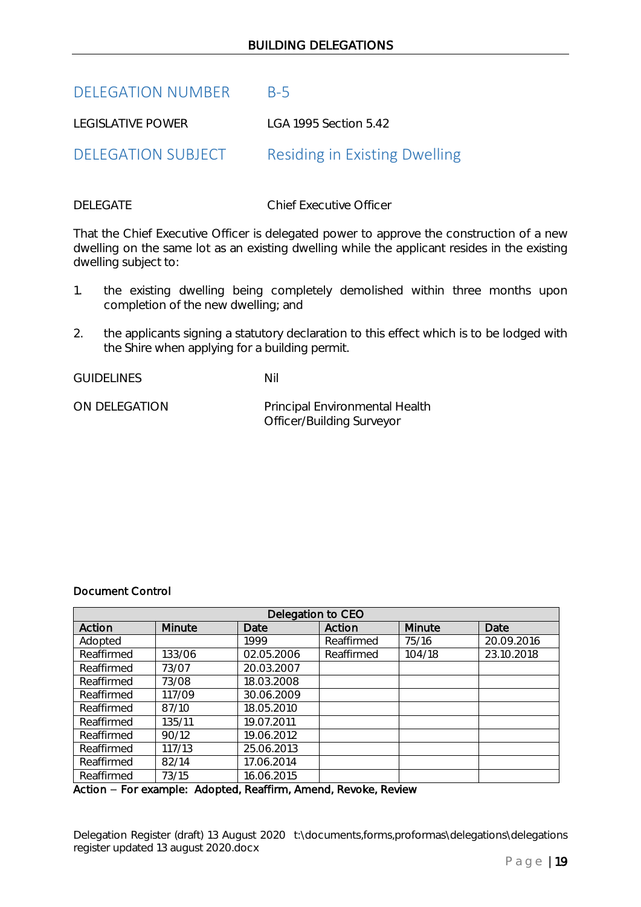## DELEGATION NUMBER B-5

LEGISLATIVE POWER LGA 1995 Section 5.42

## DELEGATION SUBJECT Residing in Existing Dwelling

DELEGATE Chief Executive Officer

That the Chief Executive Officer is delegated power to approve the construction of a new dwelling on the same lot as an existing dwelling while the applicant resides in the existing dwelling subject to:

1. the existing dwelling being completely demolished within three months upon completion of the new dwelling; and

2. the applicants signing a statutory declaration to this effect which is to be lodged with the Shire when applying for a building permit.

GUIDELINES Nil

ON DELEGATION Principal Environmental Health Officer/Building Surveyor

**Document Control**

| Delegation to CEO | | | | | |
|---|---|---|---|---|---|
| **Action** | **Minute** | **Date** | **Action** | **Minute** | **Date** |
| Adopted | | 1999 | Reaffirmed | 75/16 | 20.09.2016 |
| Reaffirmed | 133/06 | 02.05.2006 | Reaffirmed | 104/18 | 23.10.2018 |
| Reaffirmed | 73/07 | 20.03.2007 | | | |
| Reaffirmed | 73/08 | 18.03.2008 | | | |
| Reaffirmed | 117/09 | 30.06.2009 | | | |
| Reaffirmed | 87/10 | 18.05.2010 | | | |
| Reaffirmed | 135/11 | 19.07.2011 | | | |
| Reaffirmed | 90/12 | 19.06.2012 | | | |
| Reaffirmed | 117/13 | 25.06.2013 | | | |
| Reaffirmed | 82/14 | 17.06.2014 | | | |
| Reaffirmed | 73/15 | 16.06.2015 | | | |

Action – For example: Adopted, Reaffirm, Amend, Revoke, Review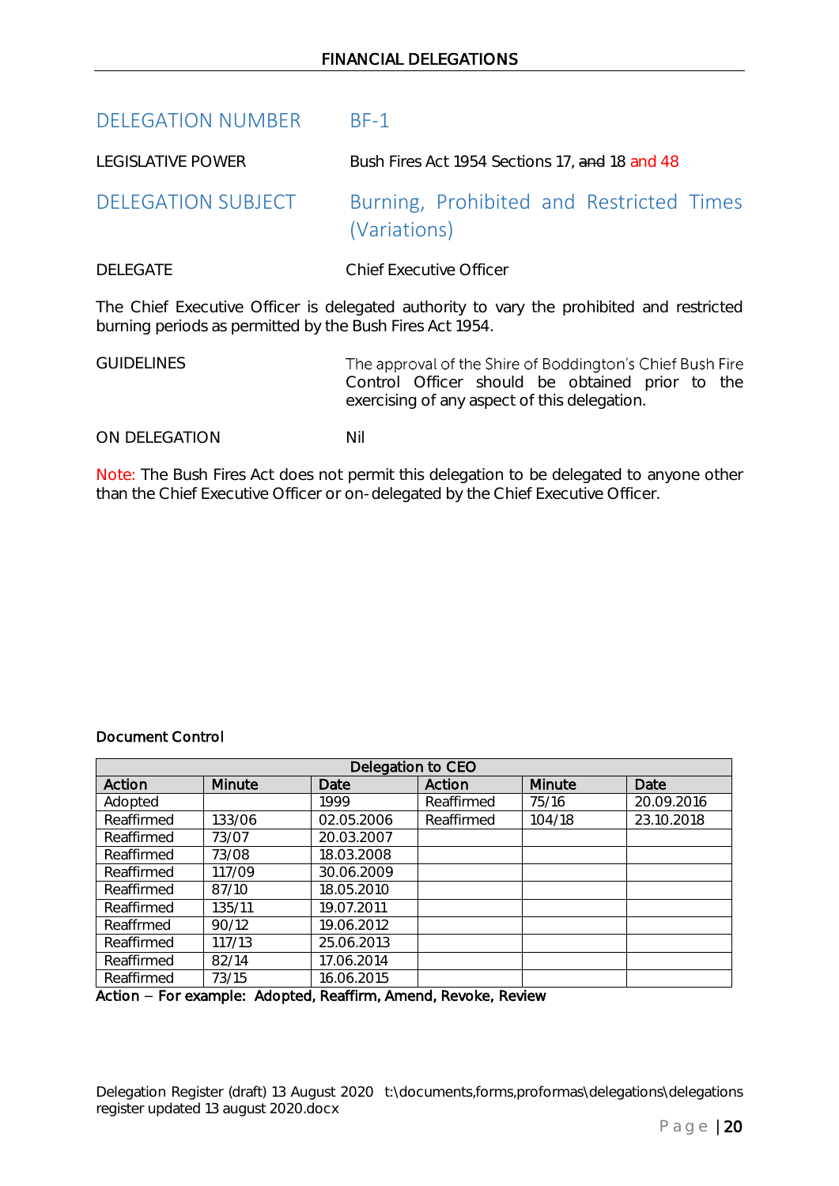| | |
|---|---|
| DELEGATION NUMBER | BF-1 |
| LEGISLATIVE POWER | Bush Fires Act 1954 Sections 17, ~~and~~ 18 and 48 |
| DELEGATION SUBJECT | Burning, Prohibited and Restricted Times (Variations) |
| DELEGATE | Chief Executive Officer |

The Chief Executive Officer is delegated authority to vary the prohibited and restricted burning periods as permitted by the Bush Fires Act 1954.

| | |
|---|---|
| GUIDELINES | The approval of the Shire of Boddington's Chief Bush Fire Control Officer should be obtained prior to the exercising of any aspect of this delegation. |
| ON DELEGATION | Nil |

Note: The Bush Fires Act does not permit this delegation to be delegated to anyone other than the Chief Executive Officer or on-delegated by the Chief Executive Officer.

**Document Control**

| Delegation to CEO | | | | | |
|---|---|---|---|---|---|
| **Action** | **Minute** | **Date** | **Action** | **Minute** | **Date** |
| Adopted | | 1999 | Reaffirmed | 75/16 | 20.09.2016 |
| Reaffirmed | 133/06 | 02.05.2006 | Reaffirmed | 104/18 | 23.10.2018 |
| Reaffirmed | 73/07 | 20.03.2007 | | | |
| Reaffirmed | 73/08 | 18.03.2008 | | | |
| Reaffirmed | 117/09 | 30.06.2009 | | | |
| Reaffirmed | 87/10 | 18.05.2010 | | | |
| Reaffirmed | 135/11 | 19.07.2011 | | | |
| Reaffrmed | 90/12 | 19.06.2012 | | | |
| Reaffirmed | 117/13 | 25.06.2013 | | | |
| Reaffirmed | 82/14 | 17.06.2014 | | | |
| Reaffirmed | 73/15 | 16.06.2015 | | | |

**Action – For example: Adopted, Reaffirm, Amend, Revoke, Review**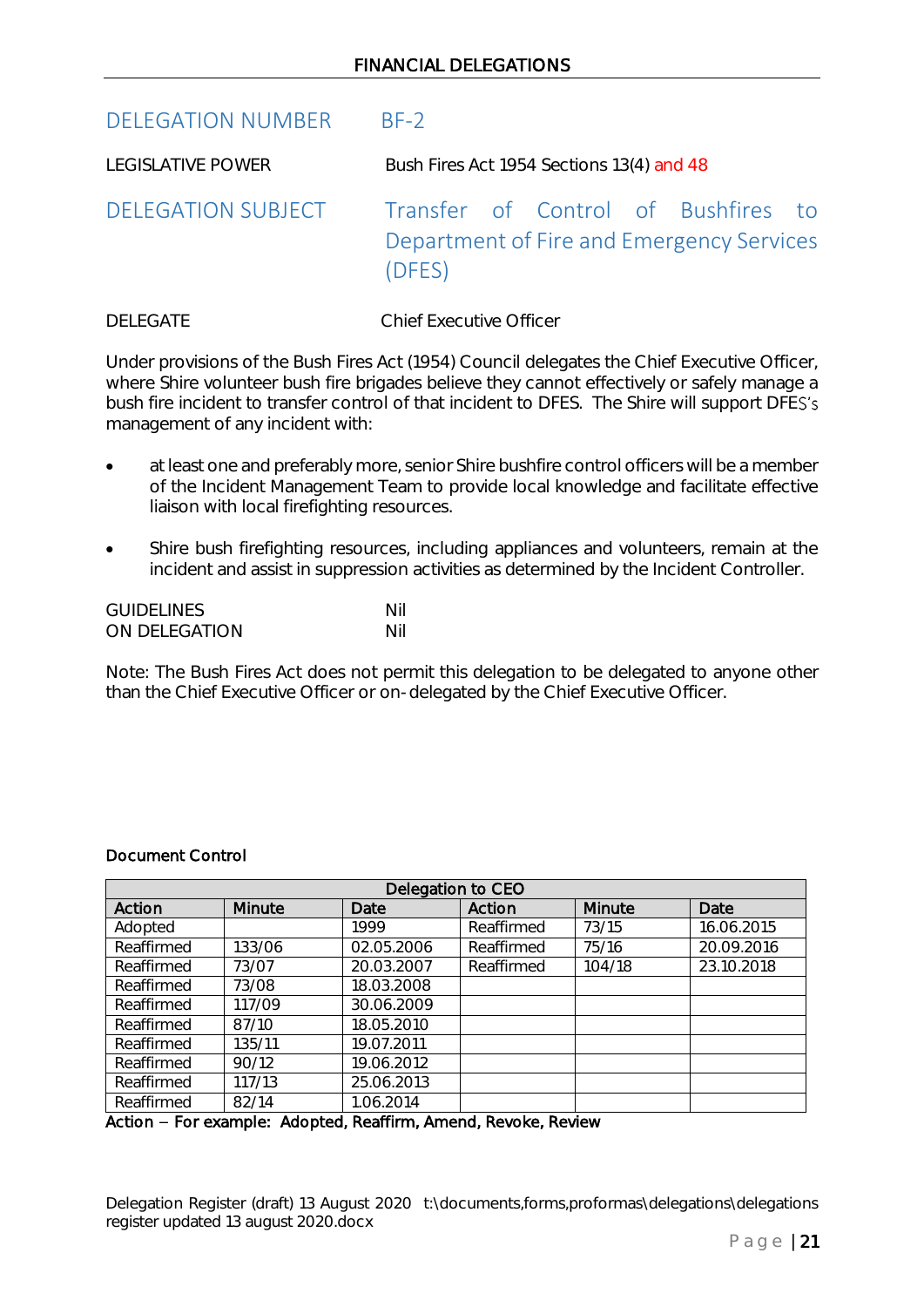## FINANCIAL DELEGATIONS

## DELEGATION NUMBER BF-2

LEGISLATIVE POWER Bush Fires Act 1954 Sections 13(4) and 48

## DELEGATION SUBJECT Transfer of Control of Bushfires to Department of Fire and Emergency Services (DFES)

DELEGATE Chief Executive Officer

Under provisions of the Bush Fires Act (1954) Council delegates the Chief Executive Officer, where Shire volunteer bush fire brigades believe they cannot effectively or safely manage a bush fire incident to transfer control of that incident to DFES. The Shire will support DFES's management of any incident with:

- at least one and preferably more, senior Shire bushfire control officers will be a member of the Incident Management Team to provide local knowledge and facilitate effective liaison with local firefighting resources.
- Shire bush firefighting resources, including appliances and volunteers, remain at the incident and assist in suppression activities as determined by the Incident Controller.

GUIDELINES Nil
ON DELEGATION Nil

Note: The Bush Fires Act does not permit this delegation to be delegated to anyone other than the Chief Executive Officer or on-delegated by the Chief Executive Officer.

**Document Control**

| Delegation to CEO | | | | | |
|---|---|---|---|---|---|
| **Action** | **Minute** | **Date** | **Action** | **Minute** | **Date** |
| Adopted | | 1999 | Reaffirmed | 73/15 | 16.06.2015 |
| Reaffirmed | 133/06 | 02.05.2006 | Reaffirmed | 75/16 | 20.09.2016 |
| Reaffirmed | 73/07 | 20.03.2007 | Reaffirmed | 104/18 | 23.10.2018 |
| Reaffirmed | 73/08 | 18.03.2008 | | | |
| Reaffirmed | 117/09 | 30.06.2009 | | | |
| Reaffirmed | 87/10 | 18.05.2010 | | | |
| Reaffirmed | 135/11 | 19.07.2011 | | | |
| Reaffirmed | 90/12 | 19.06.2012 | | | |
| Reaffirmed | 117/13 | 25.06.2013 | | | |
| Reaffirmed | 82/14 | 1.06.2014 | | | |

**Action – For example: Adopted, Reaffirm, Amend, Revoke, Review**

Delegation Register (draft) 13 August 2020 t:\documents,forms,proformas\delegations\delegations register updated 13 august 2020.docx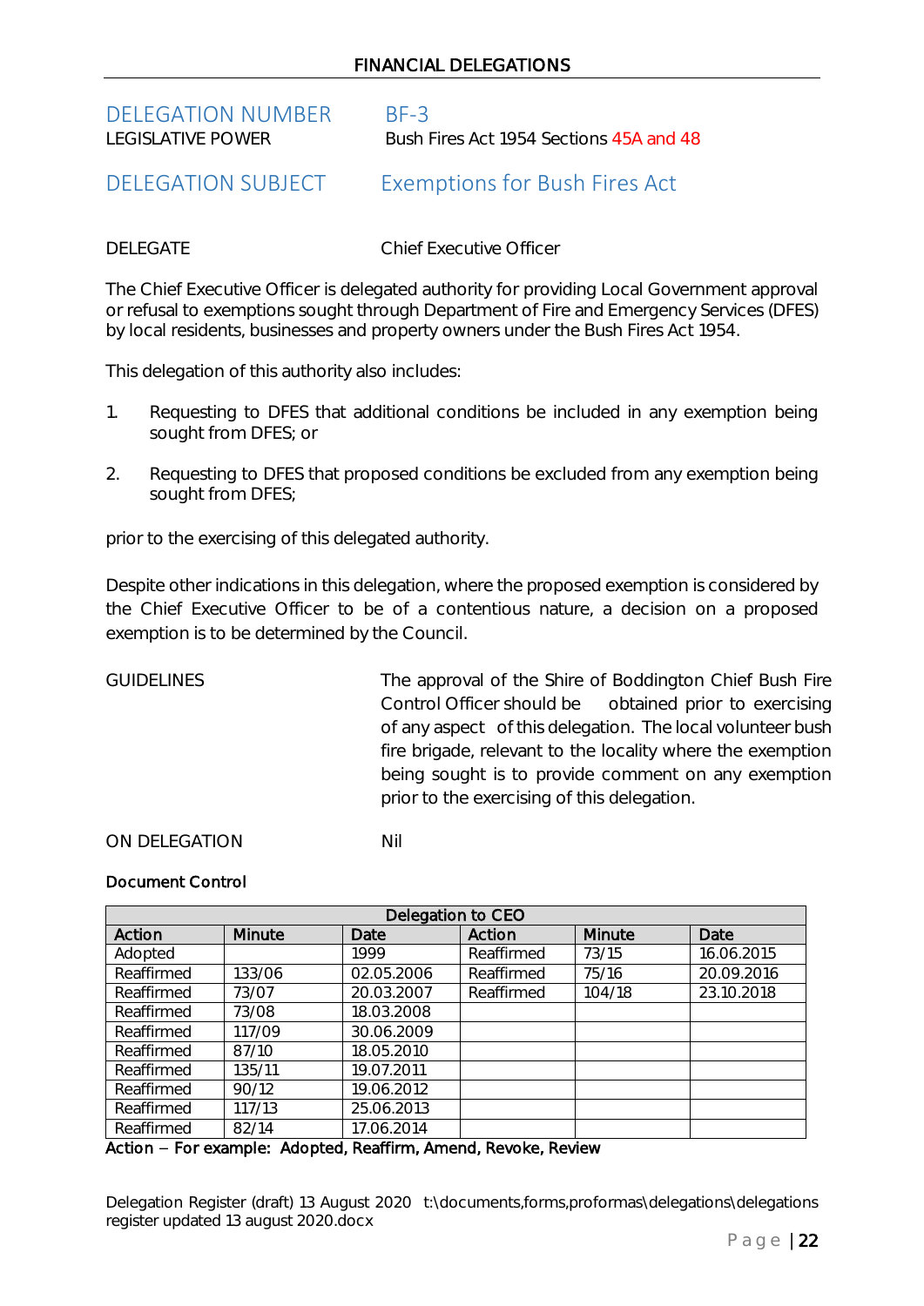**FINANCIAL DELEGATIONS**

## DELEGATION NUMBER BF-3

LEGISLATIVE POWER Bush Fires Act 1954 Sections 45A and 48

## DELEGATION SUBJECT Exemptions for Bush Fires Act

DELEGATE Chief Executive Officer

The Chief Executive Officer is delegated authority for providing Local Government approval or refusal to exemptions sought through Department of Fire and Emergency Services (DFES) by local residents, businesses and property owners under the Bush Fires Act 1954.

This delegation of this authority also includes:

1. Requesting to DFES that additional conditions be included in any exemption being sought from DFES; or

2. Requesting to DFES that proposed conditions be excluded from any exemption being sought from DFES;

prior to the exercising of this delegated authority.

Despite other indications in this delegation, where the proposed exemption is considered by the Chief Executive Officer to be of a contentious nature, a decision on a proposed exemption is to be determined by the Council.

GUIDELINES The approval of the Shire of Boddington Chief Bush Fire Control Officer should be obtained prior to exercising of any aspect of this delegation. The local volunteer bush fire brigade, relevant to the locality where the exemption being sought is to provide comment on any exemption prior to the exercising of this delegation.

ON DELEGATION Nil

**Document Control**

| Delegation to CEO | | | | | |
|---|---|---|---|---|---|
| Action | Minute | Date | Action | Minute | Date |
| Adopted | | 1999 | Reaffirmed | 73/15 | 16.06.2015 |
| Reaffirmed | 133/06 | 02.05.2006 | Reaffirmed | 75/16 | 20.09.2016 |
| Reaffirmed | 73/07 | 20.03.2007 | Reaffirmed | 104/18 | 23.10.2018 |
| Reaffirmed | 73/08 | 18.03.2008 | | | |
| Reaffirmed | 117/09 | 30.06.2009 | | | |
| Reaffirmed | 87/10 | 18.05.2010 | | | |
| Reaffirmed | 135/11 | 19.07.2011 | | | |
| Reaffirmed | 90/12 | 19.06.2012 | | | |
| Reaffirmed | 117/13 | 25.06.2013 | | | |
| Reaffirmed | 82/14 | 17.06.2014 | | | |

**Action – For example: Adopted, Reaffirm, Amend, Revoke, Review**

Delegation Register (draft) 13 August 2020 t:\documents,forms,proformas\delegations\delegations register updated 13 august 2020.docx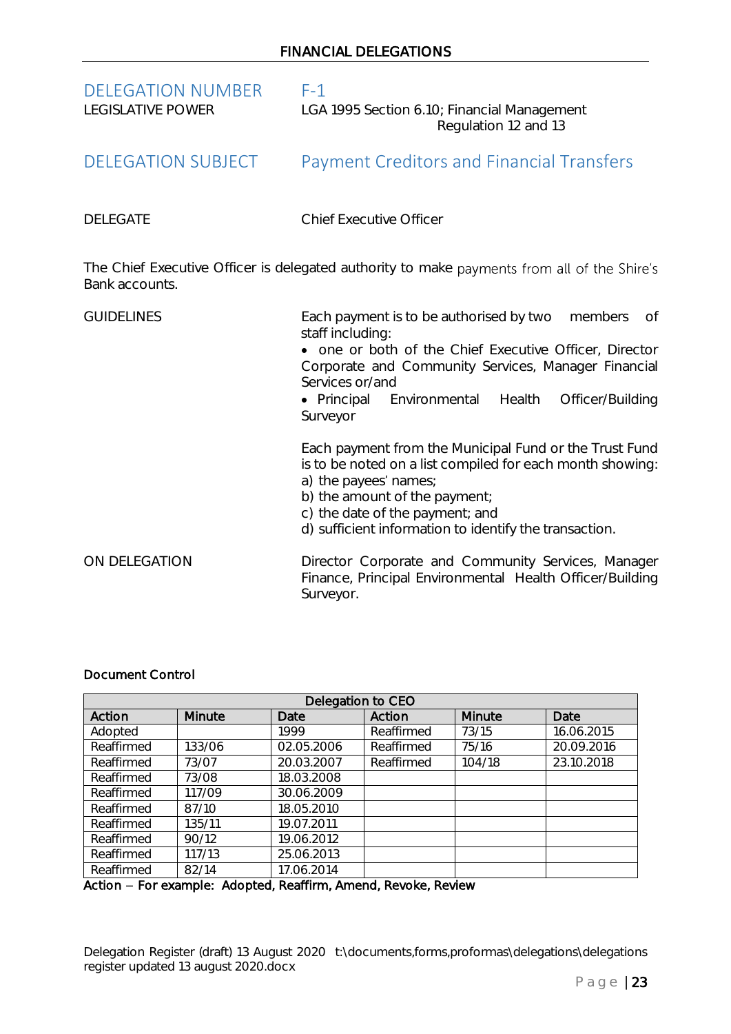## FINANCIAL DELEGATIONS

**DELEGATION NUMBER** F-1

**LEGISLATIVE POWER** LGA 1995 Section 6.10; Financial Management Regulation 12 and 13

**DELEGATION SUBJECT** Payment Creditors and Financial Transfers

**DELEGATE** Chief Executive Officer

The Chief Executive Officer is delegated authority to make payments from all of the Shire's Bank accounts.

**GUIDELINES**

Each payment is to be authorised by two members of staff including:

- one or both of the Chief Executive Officer, Director Corporate and Community Services, Manager Financial Services or/and
- Principal Environmental Health Officer/Building Surveyor

Each payment from the Municipal Fund or the Trust Fund is to be noted on a list compiled for each month showing:

a) the payees' names;
b) the amount of the payment;
c) the date of the payment; and
d) sufficient information to identify the transaction.

**ON DELEGATION**

Director Corporate and Community Services, Manager Finance, Principal Environmental Health Officer/Building Surveyor.

**Document Control**

| Delegation to CEO | | | | | |
|---|---|---|---|---|---|
| Action | Minute | Date | Action | Minute | Date |
| Adopted | | 1999 | Reaffirmed | 73/15 | 16.06.2015 |
| Reaffirmed | 133/06 | 02.05.2006 | Reaffirmed | 75/16 | 20.09.2016 |
| Reaffirmed | 73/07 | 20.03.2007 | Reaffirmed | 104/18 | 23.10.2018 |
| Reaffirmed | 73/08 | 18.03.2008 | | | |
| Reaffirmed | 117/09 | 30.06.2009 | | | |
| Reaffirmed | 87/10 | 18.05.2010 | | | |
| Reaffirmed | 135/11 | 19.07.2011 | | | |
| Reaffirmed | 90/12 | 19.06.2012 | | | |
| Reaffirmed | 117/13 | 25.06.2013 | | | |
| Reaffirmed | 82/14 | 17.06.2014 | | | |

**Action – For example: Adopted, Reaffirm, Amend, Revoke, Review**

Delegation Register (draft) 13 August 2020 t:\documents,forms,proformas\delegations\delegations register updated 13 august 2020.docx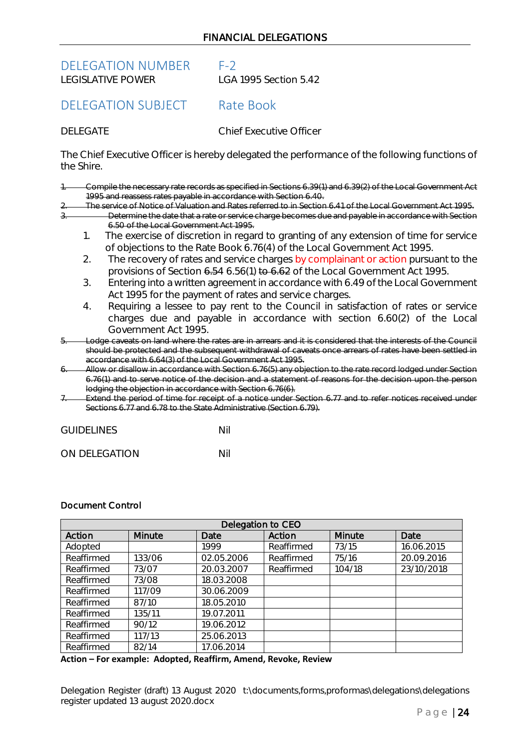## DELEGATION NUMBER F-2

LEGISLATIVE POWER LGA 1995 Section 5.42

## DELEGATION SUBJECT Rate Book

DELEGATE Chief Executive Officer

The Chief Executive Officer is hereby delegated the performance of the following functions of the Shire.

~~1. Compile the necessary rate records as specified in Sections 6.39(1) and 6.39(2) of the Local Government Act 1995 and reassess rates payable in accordance with Section 6.40.~~
~~2. The service of Notice of Valuation and Rates referred to in Section 6.41 of the Local Government Act 1995.~~
~~3. Determine the date that a rate or service charge becomes due and payable in accordance with Section 6.50 of the Local Government Act 1995.~~

1. The exercise of discretion in regard to granting of any extension of time for service of objections to the Rate Book 6.76(4) of the Local Government Act 1995.
2. The recovery of rates and service charges by complainant or action pursuant to the provisions of Section ~~6.54~~ 6.56(1) ~~to 6.62~~ of the Local Government Act 1995.
3. Entering into a written agreement in accordance with 6.49 of the Local Government Act 1995 for the payment of rates and service charges.
4. Requiring a lessee to pay rent to the Council in satisfaction of rates or service charges due and payable in accordance with section 6.60(2) of the Local Government Act 1995.

~~5. Lodge caveats on land where the rates are in arrears and it is considered that the interests of the Council should be protected and the subsequent withdrawal of caveats once arrears of rates have been settled in accordance with 6.64(3) of the Local Government Act 1995.~~
~~6. Allow or disallow in accordance with Section 6.76(5) any objection to the rate record lodged under Section 6.76(1) and to serve notice of the decision and a statement of reasons for the decision upon the person lodging the objection in accordance with Section 6.76(6).~~
~~7. Extend the period of time for receipt of a notice under Section 6.77 and to refer notices received under Sections 6.77 and 6.78 to the State Administrative (Section 6.79).~~

GUIDELINES Nil

ON DELEGATION Nil

**Document Control**

| Delegation to CEO | | | | | |
|---|---|---|---|---|---|
| **Action** | **Minute** | **Date** | **Action** | **Minute** | **Date** |
| Adopted | | 1999 | Reaffirmed | 73/15 | 16.06.2015 |
| Reaffirmed | 133/06 | 02.05.2006 | Reaffirmed | 75/16 | 20.09.2016 |
| Reaffirmed | 73/07 | 20.03.2007 | Reaffirmed | 104/18 | 23/10/2018 |
| Reaffirmed | 73/08 | 18.03.2008 | | | |
| Reaffirmed | 117/09 | 30.06.2009 | | | |
| Reaffirmed | 87/10 | 18.05.2010 | | | |
| Reaffirmed | 135/11 | 19.07.2011 | | | |
| Reaffirmed | 90/12 | 19.06.2012 | | | |
| Reaffirmed | 117/13 | 25.06.2013 | | | |
| Reaffirmed | 82/14 | 17.06.2014 | | | |

**Action – For example: Adopted, Reaffirm, Amend, Revoke, Review**

Delegation Register (draft) 13 August 2020 t:\documents,forms,proformas\delegations\delegations register updated 13 august 2020.docx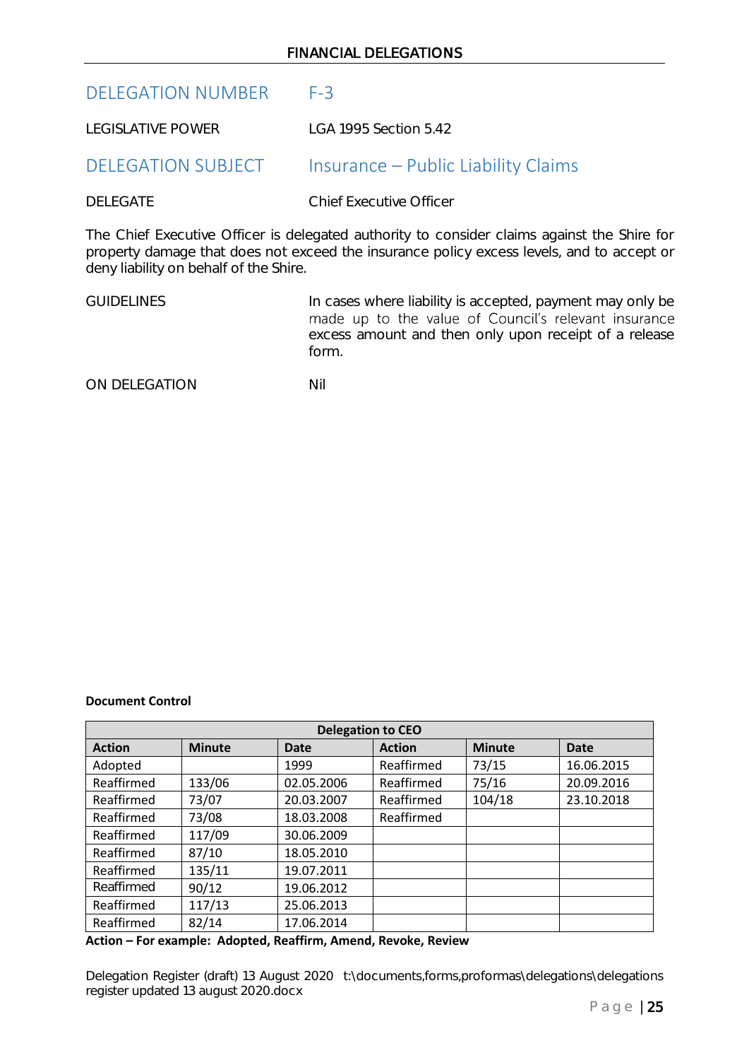## FINANCIAL DELEGATIONS

| | |
|---|---|
| DELEGATION NUMBER | F-3 |
| LEGISLATIVE POWER | LGA 1995 Section 5.42 |
| DELEGATION SUBJECT | Insurance – Public Liability Claims |
| DELEGATE | Chief Executive Officer |

The Chief Executive Officer is delegated authority to consider claims against the Shire for property damage that does not exceed the insurance policy excess levels, and to accept or deny liability on behalf of the Shire.

| | |
|---|---|
| GUIDELINES | In cases where liability is accepted, payment may only be made up to the value of Council's relevant insurance excess amount and then only upon receipt of a release form. |
| ON DELEGATION | Nil |

**Document Control**

| Delegation to CEO | | | | | |
|---|---|---|---|---|---|
| **Action** | **Minute** | **Date** | **Action** | **Minute** | **Date** |
| Adopted | | 1999 | Reaffirmed | 73/15 | 16.06.2015 |
| Reaffirmed | 133/06 | 02.05.2006 | Reaffirmed | 75/16 | 20.09.2016 |
| Reaffirmed | 73/07 | 20.03.2007 | Reaffirmed | 104/18 | 23.10.2018 |
| Reaffirmed | 73/08 | 18.03.2008 | Reaffirmed | | |
| Reaffirmed | 117/09 | 30.06.2009 | | | |
| Reaffirmed | 87/10 | 18.05.2010 | | | |
| Reaffirmed | 135/11 | 19.07.2011 | | | |
| Reaffirmed | 90/12 | 19.06.2012 | | | |
| Reaffirmed | 117/13 | 25.06.2013 | | | |
| Reaffirmed | 82/14 | 17.06.2014 | | | |

**Action – For example: Adopted, Reaffirm, Amend, Revoke, Review**

Delegation Register (draft) 13 August 2020 t:\documents,forms,proformas\delegations\delegations register updated 13 august 2020.docx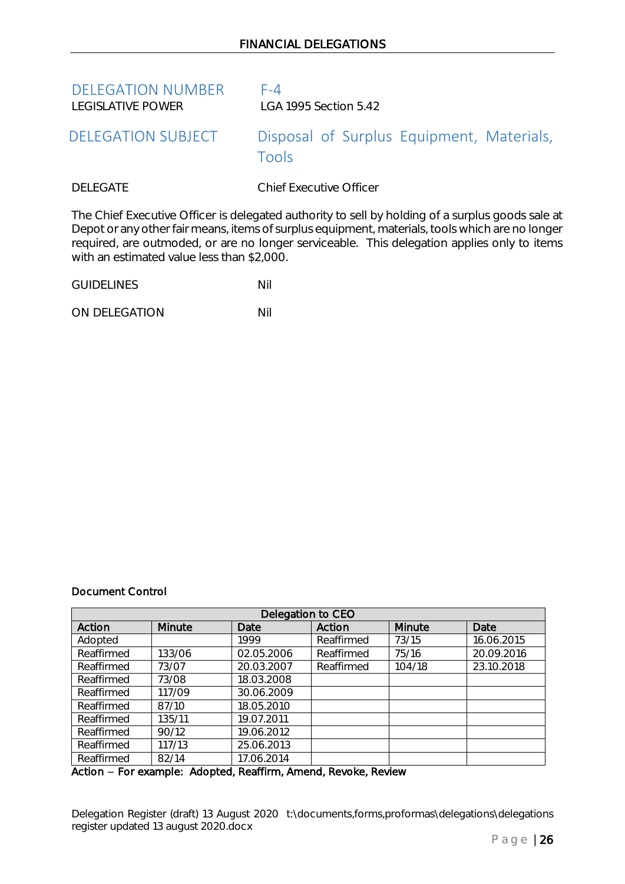## FINANCIAL DELEGATIONS

**DELEGATION NUMBER** F-4

LEGISLATIVE POWER LGA 1995 Section 5.42

**DELEGATION SUBJECT** Disposal of Surplus Equipment, Materials, Tools

DELEGATE Chief Executive Officer

The Chief Executive Officer is delegated authority to sell by holding of a surplus goods sale at Depot or any other fair means, items of surplus equipment, materials, tools which are no longer required, are outmoded, or are no longer serviceable. This delegation applies only to items with an estimated value less than $2,000.

GUIDELINES Nil

ON DELEGATION Nil

**Document Control**

| Delegation to CEO | | | | | |
|---|---|---|---|---|---|
| **Action** | **Minute** | **Date** | **Action** | **Minute** | **Date** |
| Adopted | | 1999 | Reaffirmed | 73/15 | 16.06.2015 |
| Reaffirmed | 133/06 | 02.05.2006 | Reaffirmed | 75/16 | 20.09.2016 |
| Reaffirmed | 73/07 | 20.03.2007 | Reaffirmed | 104/18 | 23.10.2018 |
| Reaffirmed | 73/08 | 18.03.2008 | | | |
| Reaffirmed | 117/09 | 30.06.2009 | | | |
| Reaffirmed | 87/10 | 18.05.2010 | | | |
| Reaffirmed | 135/11 | 19.07.2011 | | | |
| Reaffirmed | 90/12 | 19.06.2012 | | | |
| Reaffirmed | 117/13 | 25.06.2013 | | | |
| Reaffirmed | 82/14 | 17.06.2014 | | | |

**Action – For example: Adopted, Reaffirm, Amend, Revoke, Review**

Delegation Register (draft) 13 August 2020 t:\documents,forms,proformas\delegations\delegations register updated 13 august 2020.docx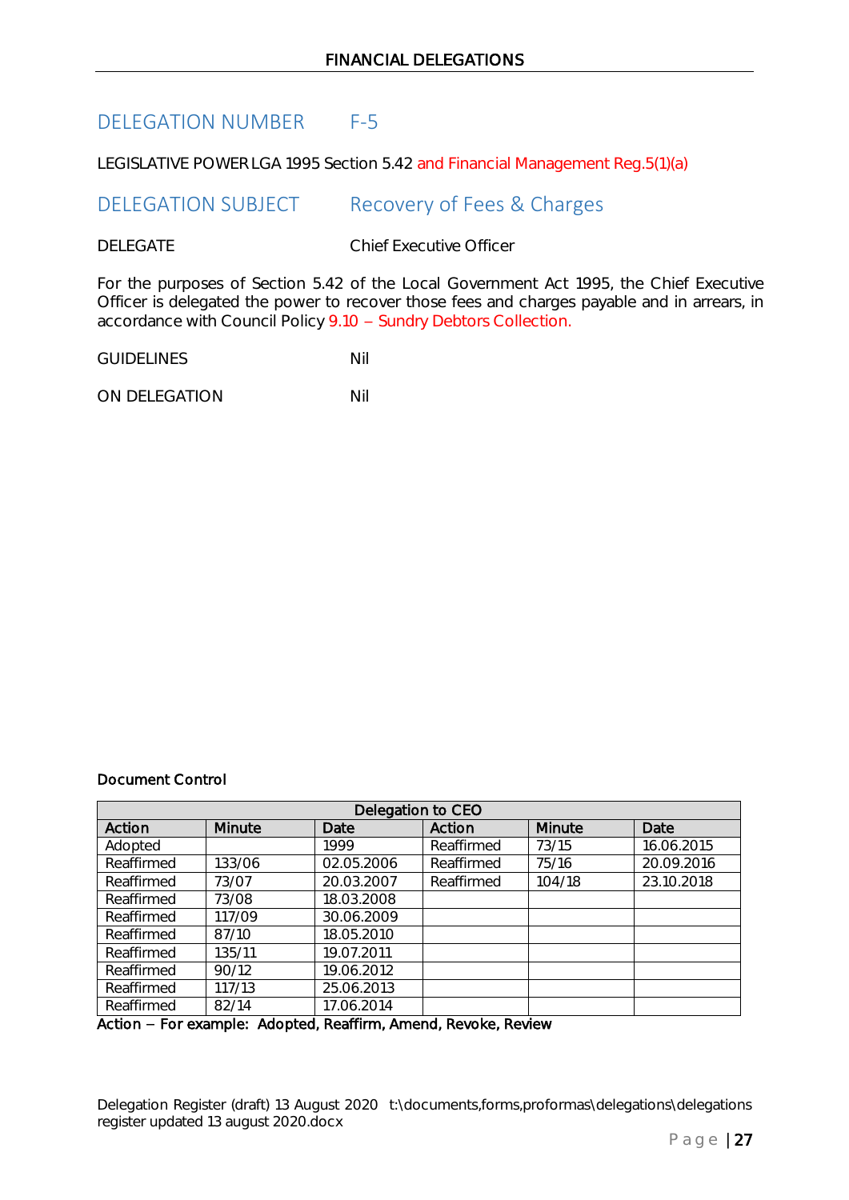# FINANCIAL DELEGATIONS

## DELEGATION NUMBER F-5

LEGISLATIVE POWER LGA 1995 Section 5.42 and Financial Management Reg.5(1)(a)

## DELEGATION SUBJECT Recovery of Fees & Charges

DELEGATE Chief Executive Officer

For the purposes of Section 5.42 of the Local Government Act 1995, the Chief Executive Officer is delegated the power to recover those fees and charges payable and in arrears, in accordance with Council Policy 9.10 – Sundry Debtors Collection.

GUIDELINES Nil

ON DELEGATION Nil

**Document Control**

| Delegation to CEO | | | | | |
|---|---|---|---|---|---|
| Action | Minute | Date | Action | Minute | Date |
| Adopted | | 1999 | Reaffirmed | 73/15 | 16.06.2015 |
| Reaffirmed | 133/06 | 02.05.2006 | Reaffirmed | 75/16 | 20.09.2016 |
| Reaffirmed | 73/07 | 20.03.2007 | Reaffirmed | 104/18 | 23.10.2018 |
| Reaffirmed | 73/08 | 18.03.2008 | | | |
| Reaffirmed | 117/09 | 30.06.2009 | | | |
| Reaffirmed | 87/10 | 18.05.2010 | | | |
| Reaffirmed | 135/11 | 19.07.2011 | | | |
| Reaffirmed | 90/12 | 19.06.2012 | | | |
| Reaffirmed | 117/13 | 25.06.2013 | | | |
| Reaffirmed | 82/14 | 17.06.2014 | | | |

Action – For example: Adopted, Reaffirm, Amend, Revoke, Review

Delegation Register (draft) 13 August 2020 t:\documents,forms,proformas\delegations\delegations register updated 13 august 2020.docx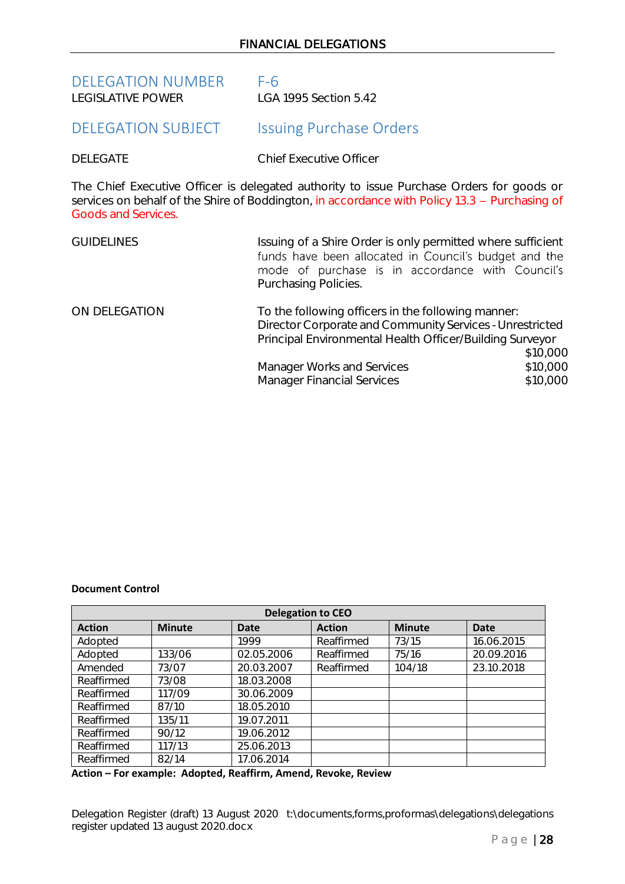## FINANCIAL DELEGATIONS

**DELEGATION NUMBER** F-6
**LEGISLATIVE POWER** LGA 1995 Section 5.42

**DELEGATION SUBJECT** Issuing Purchase Orders

**DELEGATE** Chief Executive Officer

The Chief Executive Officer is delegated authority to issue Purchase Orders for goods or services on behalf of the Shire of Boddington, in accordance with Policy 13.3 – Purchasing of Goods and Services.

**GUIDELINES**

Issuing of a Shire Order is only permitted where sufficient funds have been allocated in Council's budget and the mode of purchase is in accordance with Council's Purchasing Policies.

**ON DELEGATION**

To the following officers in the following manner:

| Officer | Limit |
|---|---|
| Director Corporate and Community Services | Unrestricted |
| Principal Environmental Health Officer/Building Surveyor | $10,000 |
| Manager Works and Services | $10,000 |
| Manager Financial Services | $10,000 |

**Document Control**

| Delegation to CEO | | | | | |
|---|---|---|---|---|---|
| **Action** | **Minute** | **Date** | **Action** | **Minute** | **Date** |
| Adopted | | 1999 | Reaffirmed | 73/15 | 16.06.2015 |
| Adopted | 133/06 | 02.05.2006 | Reaffirmed | 75/16 | 20.09.2016 |
| Amended | 73/07 | 20.03.2007 | Reaffirmed | 104/18 | 23.10.2018 |
| Reaffirmed | 73/08 | 18.03.2008 | | | |
| Reaffirmed | 117/09 | 30.06.2009 | | | |
| Reaffirmed | 87/10 | 18.05.2010 | | | |
| Reaffirmed | 135/11 | 19.07.2011 | | | |
| Reaffirmed | 90/12 | 19.06.2012 | | | |
| Reaffirmed | 117/13 | 25.06.2013 | | | |
| Reaffirmed | 82/14 | 17.06.2014 | | | |

**Action – For example: Adopted, Reaffirm, Amend, Revoke, Review**

Delegation Register (draft) 13 August 2020 t:\documents,forms,proformas\delegations\delegations register updated 13 august 2020.docx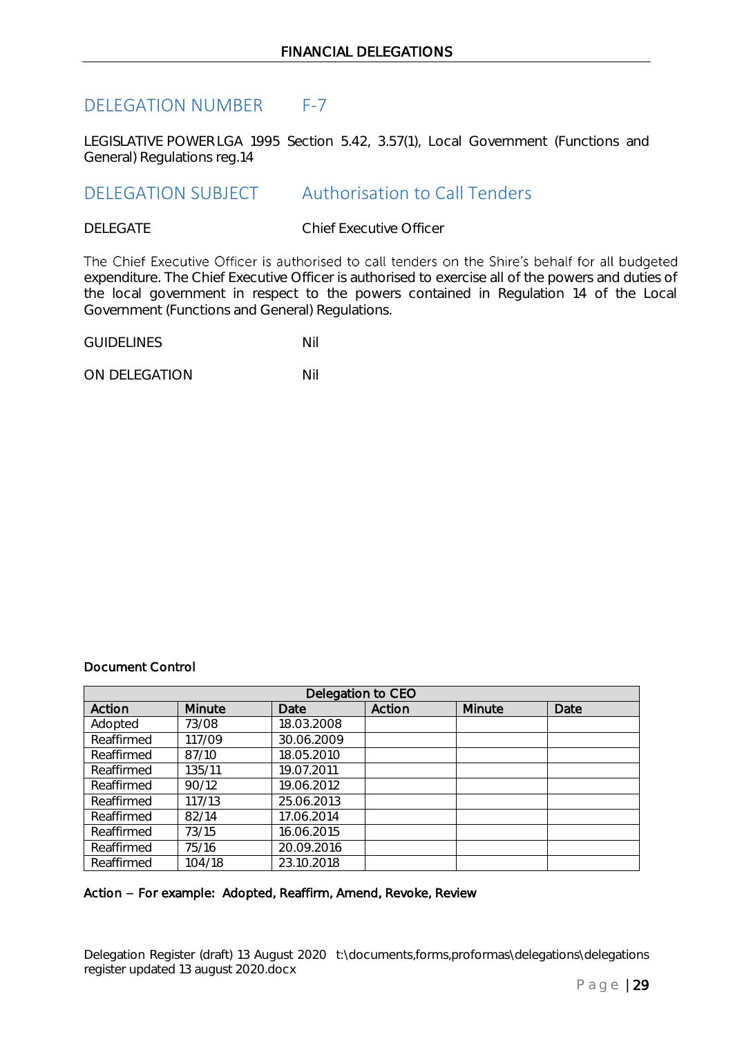## DELEGATION NUMBER F-7

LEGISLATIVE POWER LGA 1995 Section 5.42, 3.57(1), Local Government (Functions and General) Regulations reg.14

## DELEGATION SUBJECT Authorisation to Call Tenders

DELEGATE Chief Executive Officer

The Chief Executive Officer is authorised to call tenders on the Shire's behalf for all budgeted expenditure. The Chief Executive Officer is authorised to exercise all of the powers and duties of the local government in respect to the powers contained in Regulation 14 of the Local Government (Functions and General) Regulations.

GUIDELINES Nil

ON DELEGATION Nil

**Document Control**

| Delegation to CEO | | | | | |
|---|---|---|---|---|---|
| **Action** | **Minute** | **Date** | **Action** | **Minute** | **Date** |
| Adopted | 73/08 | 18.03.2008 | | | |
| Reaffirmed | 117/09 | 30.06.2009 | | | |
| Reaffirmed | 87/10 | 18.05.2010 | | | |
| Reaffirmed | 135/11 | 19.07.2011 | | | |
| Reaffirmed | 90/12 | 19.06.2012 | | | |
| Reaffirmed | 117/13 | 25.06.2013 | | | |
| Reaffirmed | 82/14 | 17.06.2014 | | | |
| Reaffirmed | 73/15 | 16.06.2015 | | | |
| Reaffirmed | 75/16 | 20.09.2016 | | | |
| Reaffirmed | 104/18 | 23.10.2018 | | | |

**Action – For example: Adopted, Reaffirm, Amend, Revoke, Review**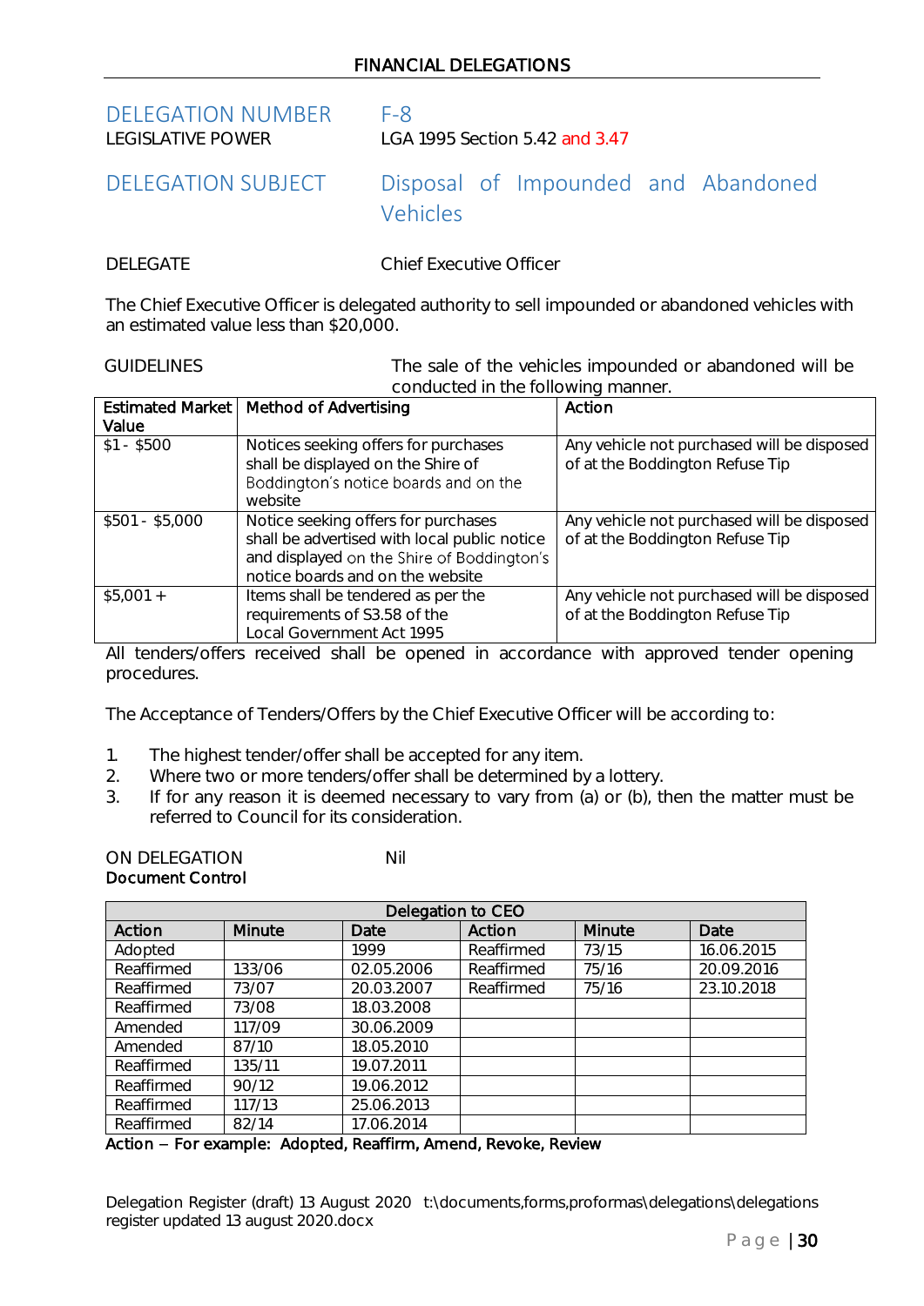FINANCIAL DELEGATIONS

| | |
|---|---|
| DELEGATION NUMBER | F-8 |
| LEGISLATIVE POWER | LGA 1995 Section 5.42 and 3.47 |
| DELEGATION SUBJECT | Disposal of Impounded and Abandoned Vehicles |
| DELEGATE | Chief Executive Officer |

The Chief Executive Officer is delegated authority to sell impounded or abandoned vehicles with an estimated value less than $20,000.

GUIDELINES — The sale of the vehicles impounded or abandoned will be conducted in the following manner.

| Estimated Market Value | Method of Advertising | Action |
|---|---|---|
| $1 - $500 | Notices seeking offers for purchases shall be displayed on the Shire of Boddington's notice boards and on the website | Any vehicle not purchased will be disposed of at the Boddington Refuse Tip |
| $501 - $5,000 | Notice seeking offers for purchases shall be advertised with local public notice and displayed on the Shire of Boddington's notice boards and on the website | Any vehicle not purchased will be disposed of at the Boddington Refuse Tip |
| $5,001 + | Items shall be tendered as per the requirements of S3.58 of the Local Government Act 1995 | Any vehicle not purchased will be disposed of at the Boddington Refuse Tip |

All tenders/offers received shall be opened in accordance with approved tender opening procedures.

The Acceptance of Tenders/Offers by the Chief Executive Officer will be according to:

1. The highest tender/offer shall be accepted for any item.
2. Where two or more tenders/offer shall be determined by a lottery.
3. If for any reason it is deemed necessary to vary from (a) or (b), then the matter must be referred to Council for its consideration.

ON DELEGATION — Nil

**Document Control**

| Delegation to CEO | | | | | |
|---|---|---|---|---|---|
| **Action** | **Minute** | **Date** | **Action** | **Minute** | **Date** |
| Adopted | | 1999 | Reaffirmed | 73/15 | 16.06.2015 |
| Reaffirmed | 133/06 | 02.05.2006 | Reaffirmed | 75/16 | 20.09.2016 |
| Reaffirmed | 73/07 | 20.03.2007 | Reaffirmed | 75/16 | 23.10.2018 |
| Reaffirmed | 73/08 | 18.03.2008 | | | |
| Amended | 117/09 | 30.06.2009 | | | |
| Amended | 87/10 | 18.05.2010 | | | |
| Reaffirmed | 135/11 | 19.07.2011 | | | |
| Reaffirmed | 90/12 | 19.06.2012 | | | |
| Reaffirmed | 117/13 | 25.06.2013 | | | |
| Reaffirmed | 82/14 | 17.06.2014 | | | |

**Action – For example: Adopted, Reaffirm, Amend, Revoke, Review**

Delegation Register (draft) 13 August 2020 t:\documents,forms,proformas\delegations\delegations register updated 13 august 2020.docx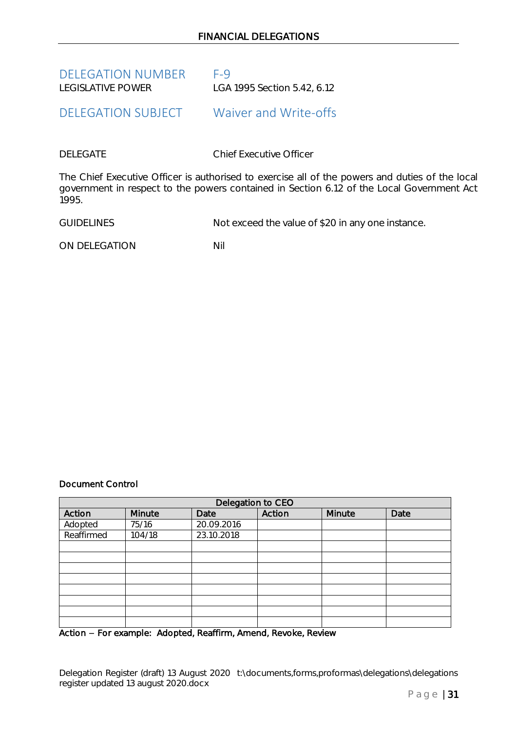# FINANCIAL DELEGATIONS

## DELEGATION NUMBER F-9

LEGISLATIVE POWER LGA 1995 Section 5.42, 6.12

## DELEGATION SUBJECT Waiver and Write-offs

DELEGATE Chief Executive Officer

The Chief Executive Officer is authorised to exercise all of the powers and duties of the local government in respect to the powers contained in Section 6.12 of the Local Government Act 1995.

GUIDELINES Not exceed the value of $20 in any one instance.

ON DELEGATION Nil

**Document Control**

| Delegation to CEO | | | | | |
|---|---|---|---|---|---|
| Action | Minute | Date | Action | Minute | Date |
| Adopted | 75/16 | 20.09.2016 | | | |
| Reaffirmed | 104/18 | 23.10.2018 | | | |
| | | | | | |
| | | | | | |
| | | | | | |
| | | | | | |
| | | | | | |
| | | | | | |
| | | | | | |
| | | | | | |

Action – For example: Adopted, Reaffirm, Amend, Revoke, Review

Delegation Register (draft) 13 August 2020 t:\documents,forms,proformas\delegations\delegations register updated 13 august 2020.docx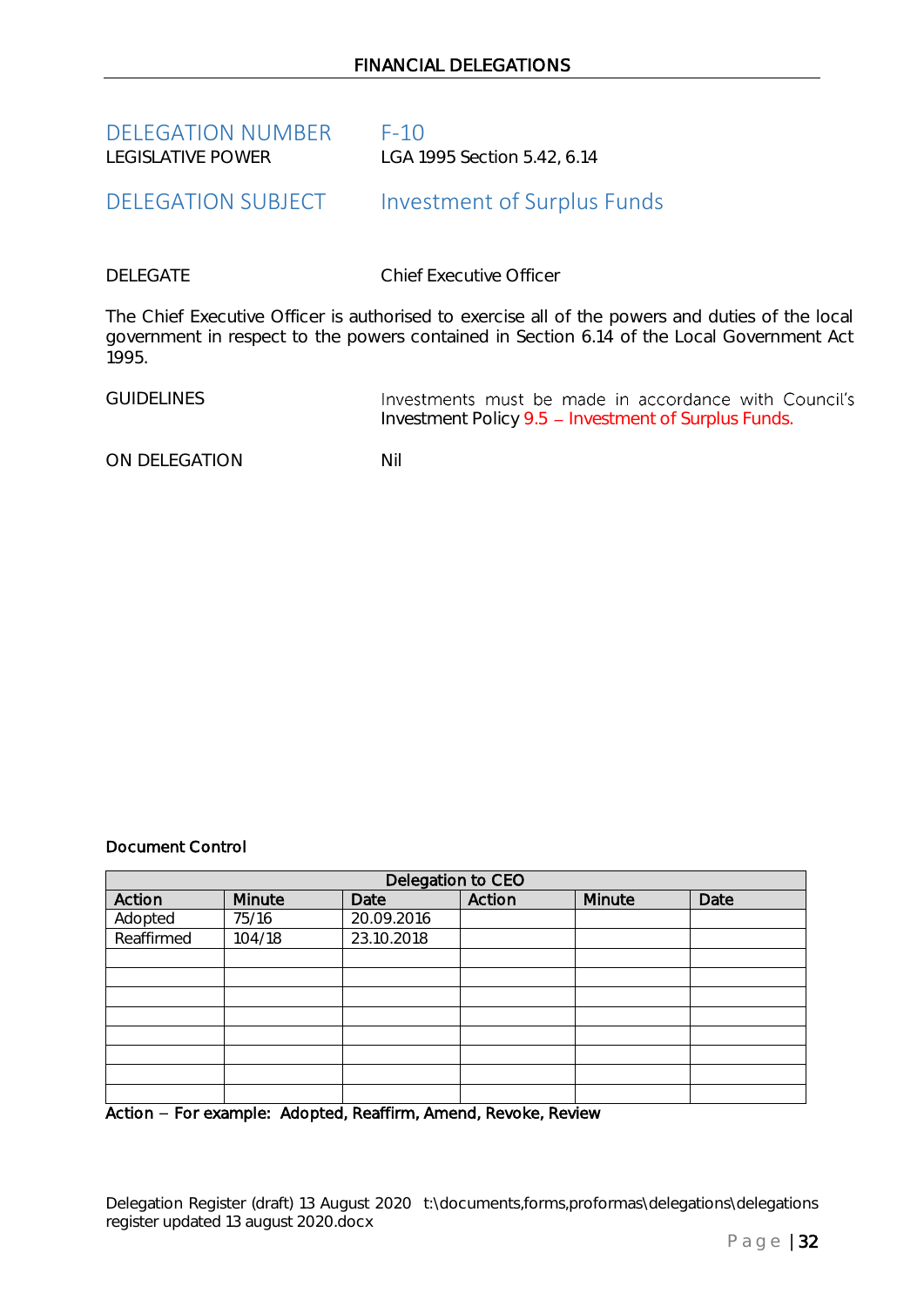**DELEGATION NUMBER** F-10

**LEGISLATIVE POWER** LGA 1995 Section 5.42, 6.14

## DELEGATION SUBJECT Investment of Surplus Funds

**DELEGATE** Chief Executive Officer

The Chief Executive Officer is authorised to exercise all of the powers and duties of the local government in respect to the powers contained in Section 6.14 of the Local Government Act 1995.

**GUIDELINES** Investments must be made in accordance with Council's Investment Policy 9.5 – Investment of Surplus Funds.

**ON DELEGATION** Nil

**Document Control**

| Delegation to CEO | | | | | |
|---|---|---|---|---|---|
| **Action** | **Minute** | **Date** | **Action** | **Minute** | **Date** |
| Adopted | 75/16 | 20.09.2016 | | | |
| Reaffirmed | 104/18 | 23.10.2018 | | | |
| | | | | | |
| | | | | | |
| | | | | | |
| | | | | | |
| | | | | | |
| | | | | | |
| | | | | | |
| | | | | | |

**Action – For example: Adopted, Reaffirm, Amend, Revoke, Review**

Delegation Register (draft) 13 August 2020 t:\documents,forms,proformas\delegations\delegations register updated 13 august 2020.docx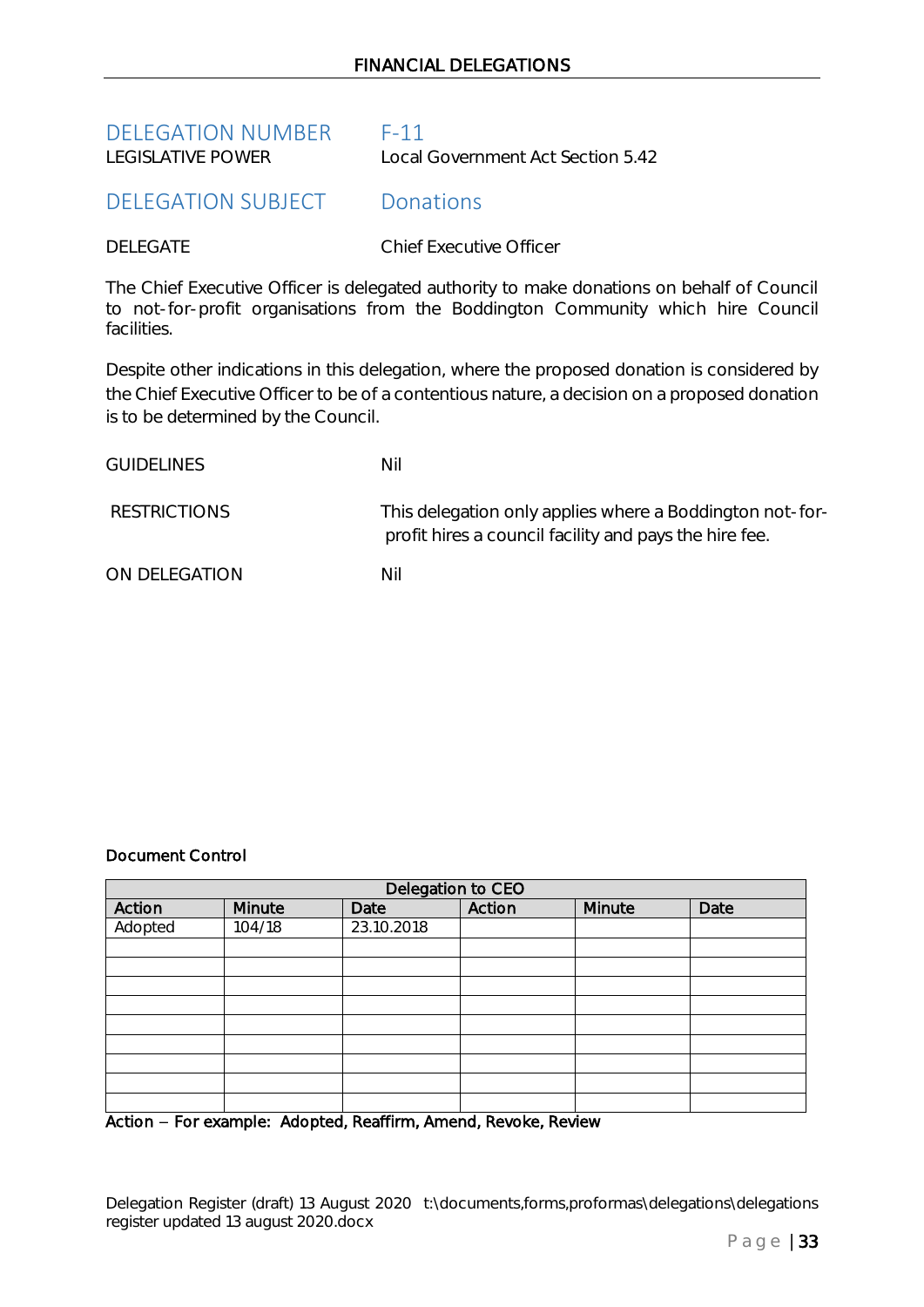# FINANCIAL DELEGATIONS

## DELEGATION NUMBER F-11

LEGISLATIVE POWER Local Government Act Section 5.42

## DELEGATION SUBJECT Donations

DELEGATE Chief Executive Officer

The Chief Executive Officer is delegated authority to make donations on behalf of Council to not-for-profit organisations from the Boddington Community which hire Council facilities.

Despite other indications in this delegation, where the proposed donation is considered by the Chief Executive Officer to be of a contentious nature, a decision on a proposed donation is to be determined by the Council.

GUIDELINES Nil

RESTRICTIONS This delegation only applies where a Boddington not-for-profit hires a council facility and pays the hire fee.

ON DELEGATION Nil

**Document Control**

| Delegation to CEO | | | | | |
|---|---|---|---|---|---|
| **Action** | **Minute** | **Date** | **Action** | **Minute** | **Date** |
| Adopted | 104/18 | 23.10.2018 | | | |
| | | | | | |
| | | | | | |
| | | | | | |
| | | | | | |
| | | | | | |
| | | | | | |
| | | | | | |
| | | | | | |
| | | | | | |

**Action – For example: Adopted, Reaffirm, Amend, Revoke, Review**

Delegation Register (draft) 13 August 2020 t:\documents,forms,proformas\delegations\delegations register updated 13 august 2020.docx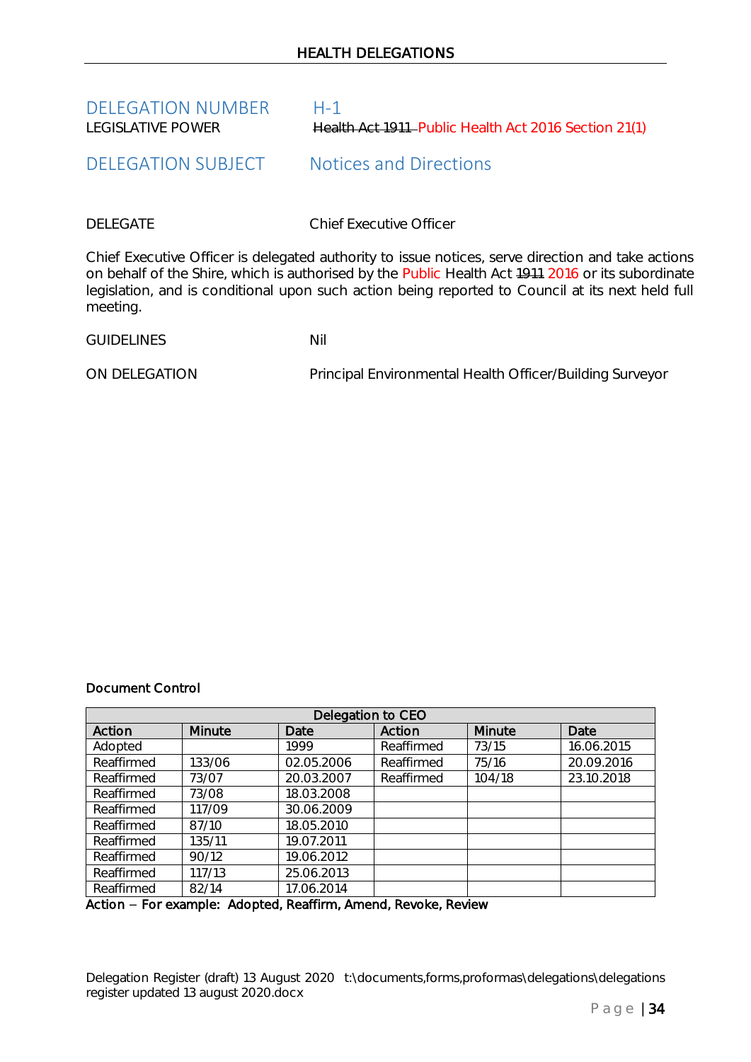DELEGATION NUMBER H-1

LEGISLATIVE POWER ~~Health Act 1911~~ Public Health Act 2016 Section 21(1)

DELEGATION SUBJECT Notices and Directions

DELEGATE Chief Executive Officer

Chief Executive Officer is delegated authority to issue notices, serve direction and take actions on behalf of the Shire, which is authorised by the Public Health Act ~~1911~~ 2016 or its subordinate legislation, and is conditional upon such action being reported to Council at its next held full meeting.

GUIDELINES Nil

ON DELEGATION Principal Environmental Health Officer/Building Surveyor

**Document Control**

| Delegation to CEO | | | | | |
|---|---|---|---|---|---|
| **Action** | **Minute** | **Date** | **Action** | **Minute** | **Date** |
| Adopted | | 1999 | Reaffirmed | 73/15 | 16.06.2015 |
| Reaffirmed | 133/06 | 02.05.2006 | Reaffirmed | 75/16 | 20.09.2016 |
| Reaffirmed | 73/07 | 20.03.2007 | Reaffirmed | 104/18 | 23.10.2018 |
| Reaffirmed | 73/08 | 18.03.2008 | | | |
| Reaffirmed | 117/09 | 30.06.2009 | | | |
| Reaffirmed | 87/10 | 18.05.2010 | | | |
| Reaffirmed | 135/11 | 19.07.2011 | | | |
| Reaffirmed | 90/12 | 19.06.2012 | | | |
| Reaffirmed | 117/13 | 25.06.2013 | | | |
| Reaffirmed | 82/14 | 17.06.2014 | | | |

**Action – For example: Adopted, Reaffirm, Amend, Revoke, Review**

Delegation Register (draft) 13 August 2020 t:\documents,forms,proformas\delegations\delegations register updated 13 august 2020.docx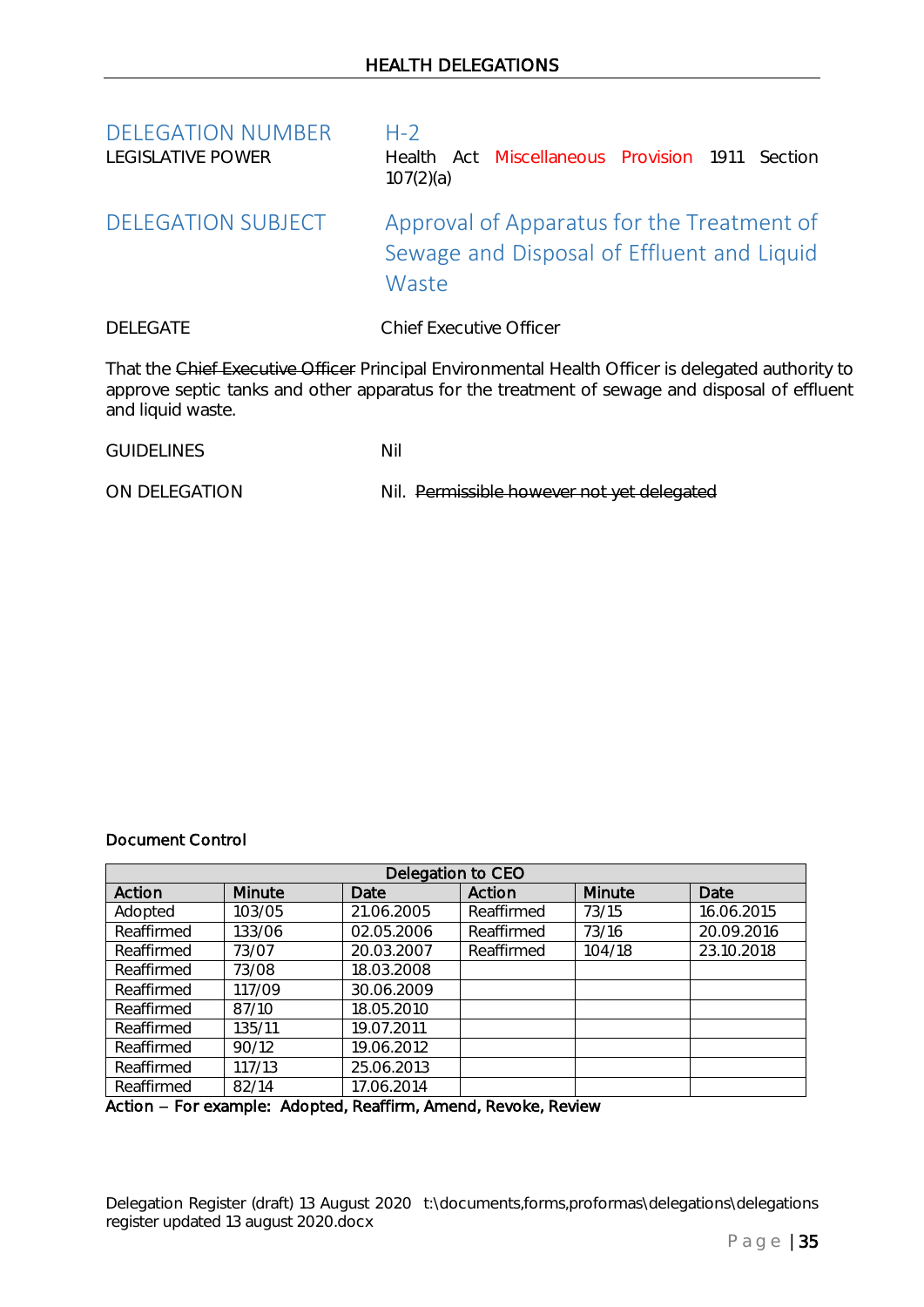| DELEGATION NUMBER | H-2 |
|---|---|
| LEGISLATIVE POWER | Health Act Miscellaneous Provision 1911 Section 107(2)(a) |
| DELEGATION SUBJECT | Approval of Apparatus for the Treatment of Sewage and Disposal of Effluent and Liquid Waste |
| DELEGATE | Chief Executive Officer |

That the ~~Chief Executive Officer~~ Principal Environmental Health Officer is delegated authority to approve septic tanks and other apparatus for the treatment of sewage and disposal of effluent and liquid waste.

| | |
|---|---|
| GUIDELINES | Nil |
| ON DELEGATION | Nil. ~~Permissible however not yet delegated~~ |

**Document Control**

| Delegation to CEO | | | | | |
|---|---|---|---|---|---|
| **Action** | **Minute** | **Date** | **Action** | **Minute** | **Date** |
| Adopted | 103/05 | 21.06.2005 | Reaffirmed | 73/15 | 16.06.2015 |
| Reaffirmed | 133/06 | 02.05.2006 | Reaffirmed | 73/16 | 20.09.2016 |
| Reaffirmed | 73/07 | 20.03.2007 | Reaffirmed | 104/18 | 23.10.2018 |
| Reaffirmed | 73/08 | 18.03.2008 | | | |
| Reaffirmed | 117/09 | 30.06.2009 | | | |
| Reaffirmed | 87/10 | 18.05.2010 | | | |
| Reaffirmed | 135/11 | 19.07.2011 | | | |
| Reaffirmed | 90/12 | 19.06.2012 | | | |
| Reaffirmed | 117/13 | 25.06.2013 | | | |
| Reaffirmed | 82/14 | 17.06.2014 | | | |

**Action – For example: Adopted, Reaffirm, Amend, Revoke, Review**

Delegation Register (draft) 13 August 2020 t:\documents,forms,proformas\delegations\delegations register updated 13 august 2020.docx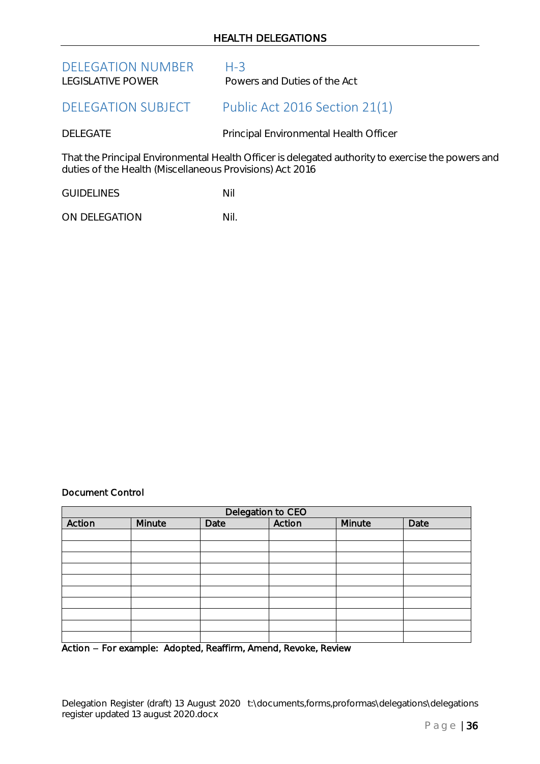HEALTH DELEGATIONS

| | |
|---|---|
| DELEGATION NUMBER | H-3 |
| LEGISLATIVE POWER | Powers and Duties of the Act |
| DELEGATION SUBJECT | Public Act 2016 Section 21(1) |
| DELEGATE | Principal Environmental Health Officer |

That the Principal Environmental Health Officer is delegated authority to exercise the powers and duties of the Health (Miscellaneous Provisions) Act 2016

| | |
|---|---|
| GUIDELINES | Nil |
| ON DELEGATION | Nil. |

**Document Control**

| Delegation to CEO | | | | | |
|---|---|---|---|---|---|
| Action | Minute | Date | Action | Minute | Date |
| | | | | | |
| | | | | | |
| | | | | | |
| | | | | | |
| | | | | | |
| | | | | | |
| | | | | | |
| | | | | | |
| | | | | | |
| | | | | | |

Action – For example: Adopted, Reaffirm, Amend, Revoke, Review

Delegation Register (draft) 13 August 2020 t:\documents,forms,proformas\delegations\delegations register updated 13 august 2020.docx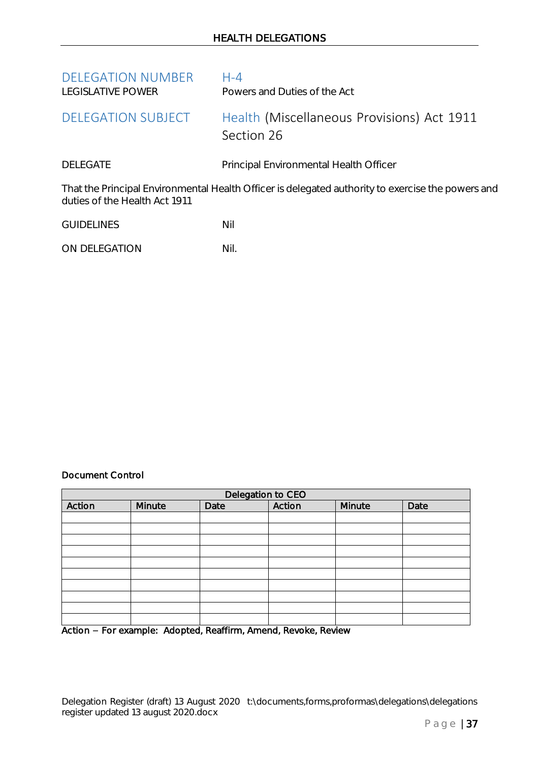| DELEGATION NUMBER | H-4 |
|---|---|
| LEGISLATIVE POWER | Powers and Duties of the Act |
| DELEGATION SUBJECT | Health (Miscellaneous Provisions) Act 1911 Section 26 |
| DELEGATE | Principal Environmental Health Officer |

That the Principal Environmental Health Officer is delegated authority to exercise the powers and duties of the Health Act 1911

| | |
|---|---|
| GUIDELINES | Nil |
| ON DELEGATION | Nil. |

**Document Control**

| Delegation to CEO | | | | | |
|---|---|---|---|---|---|
| Action | Minute | Date | Action | Minute | Date |
| | | | | | |
| | | | | | |
| | | | | | |
| | | | | | |
| | | | | | |
| | | | | | |
| | | | | | |
| | | | | | |
| | | | | | |
| | | | | | |

Action – For example: Adopted, Reaffirm, Amend, Revoke, Review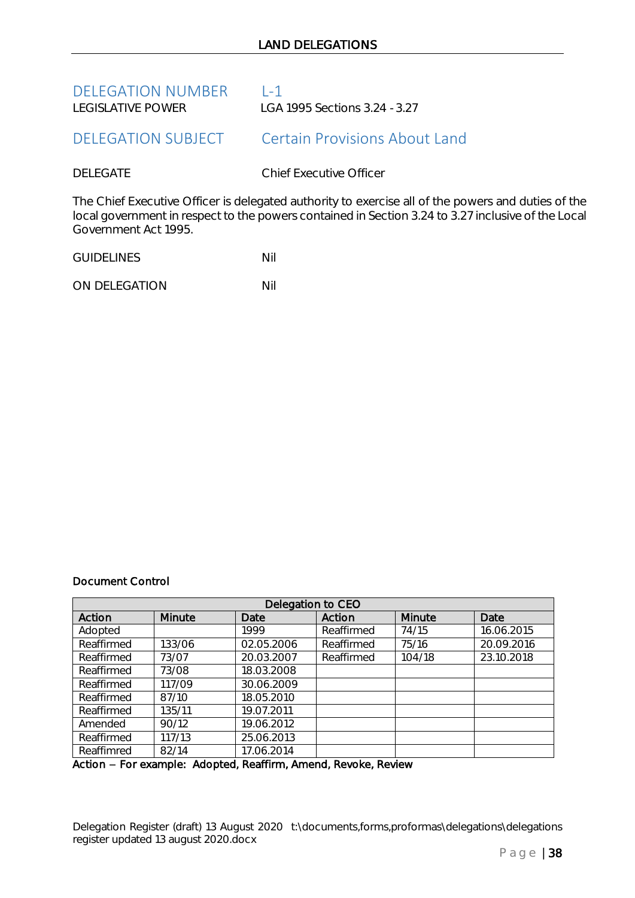## LAND DELEGATIONS

**DELEGATION NUMBER** L-1
**LEGISLATIVE POWER** LGA 1995 Sections 3.24 - 3.27

**DELEGATION SUBJECT** Certain Provisions About Land

**DELEGATE** Chief Executive Officer

The Chief Executive Officer is delegated authority to exercise all of the powers and duties of the local government in respect to the powers contained in Section 3.24 to 3.27 inclusive of the Local Government Act 1995.

**GUIDELINES** Nil

**ON DELEGATION** Nil

**Document Control**

| Delegation to CEO | | | | | |
|---|---|---|---|---|---|
| **Action** | **Minute** | **Date** | **Action** | **Minute** | **Date** |
| Adopted | | 1999 | Reaffirmed | 74/15 | 16.06.2015 |
| Reaffirmed | 133/06 | 02.05.2006 | Reaffirmed | 75/16 | 20.09.2016 |
| Reaffirmed | 73/07 | 20.03.2007 | Reaffirmed | 104/18 | 23.10.2018 |
| Reaffirmed | 73/08 | 18.03.2008 | | | |
| Reaffirmed | 117/09 | 30.06.2009 | | | |
| Reaffirmed | 87/10 | 18.05.2010 | | | |
| Reaffirmed | 135/11 | 19.07.2011 | | | |
| Amended | 90/12 | 19.06.2012 | | | |
| Reaffirmed | 117/13 | 25.06.2013 | | | |
| Reaffimred | 82/14 | 17.06.2014 | | | |

**Action – For example: Adopted, Reaffirm, Amend, Revoke, Review**

Delegation Register (draft) 13 August 2020 t:\documents,forms,proformas\delegations\delegations register updated 13 august 2020.docx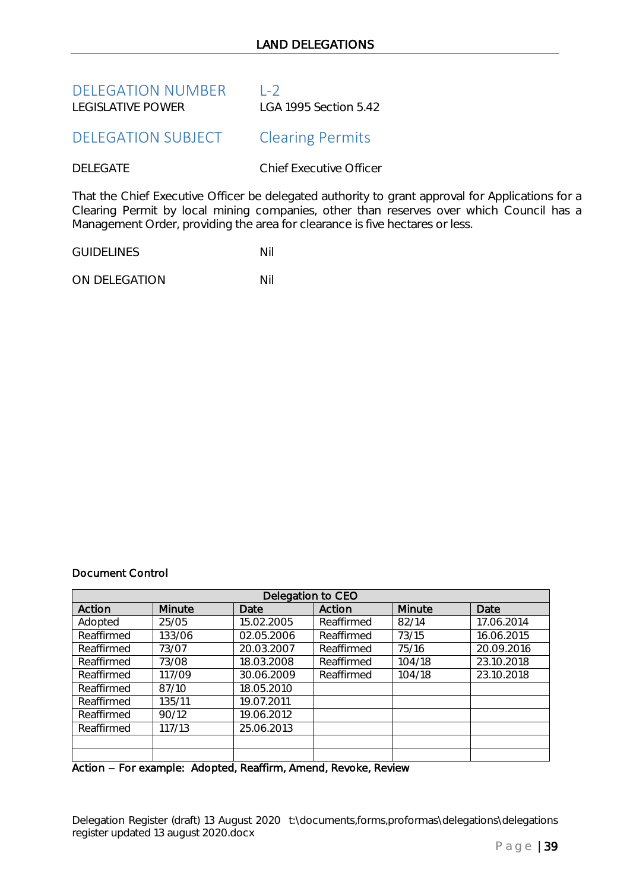## DELEGATION NUMBER L-2

LEGISLATIVE POWER LGA 1995 Section 5.42

## DELEGATION SUBJECT Clearing Permits

DELEGATE Chief Executive Officer

That the Chief Executive Officer be delegated authority to grant approval for Applications for a Clearing Permit by local mining companies, other than reserves over which Council has a Management Order, providing the area for clearance is five hectares or less.

GUIDELINES Nil

ON DELEGATION Nil

**Document Control**

| Delegation to CEO | | | | | |
|---|---|---|---|---|---|
| **Action** | **Minute** | **Date** | **Action** | **Minute** | **Date** |
| Adopted | 25/05 | 15.02.2005 | Reaffirmed | 82/14 | 17.06.2014 |
| Reaffirmed | 133/06 | 02.05.2006 | Reaffirmed | 73/15 | 16.06.2015 |
| Reaffirmed | 73/07 | 20.03.2007 | Reaffirmed | 75/16 | 20.09.2016 |
| Reaffirmed | 73/08 | 18.03.2008 | Reaffirmed | 104/18 | 23.10.2018 |
| Reaffirmed | 117/09 | 30.06.2009 | Reaffirmed | 104/18 | 23.10.2018 |
| Reaffirmed | 87/10 | 18.05.2010 | | | |
| Reaffirmed | 135/11 | 19.07.2011 | | | |
| Reaffirmed | 90/12 | 19.06.2012 | | | |
| Reaffirmed | 117/13 | 25.06.2013 | | | |
| | | | | | |
| | | | | | |

**Action – For example: Adopted, Reaffirm, Amend, Revoke, Review**

Delegation Register (draft) 13 August 2020 t:\documents,forms,proformas\delegations\delegations register updated 13 august 2020.docx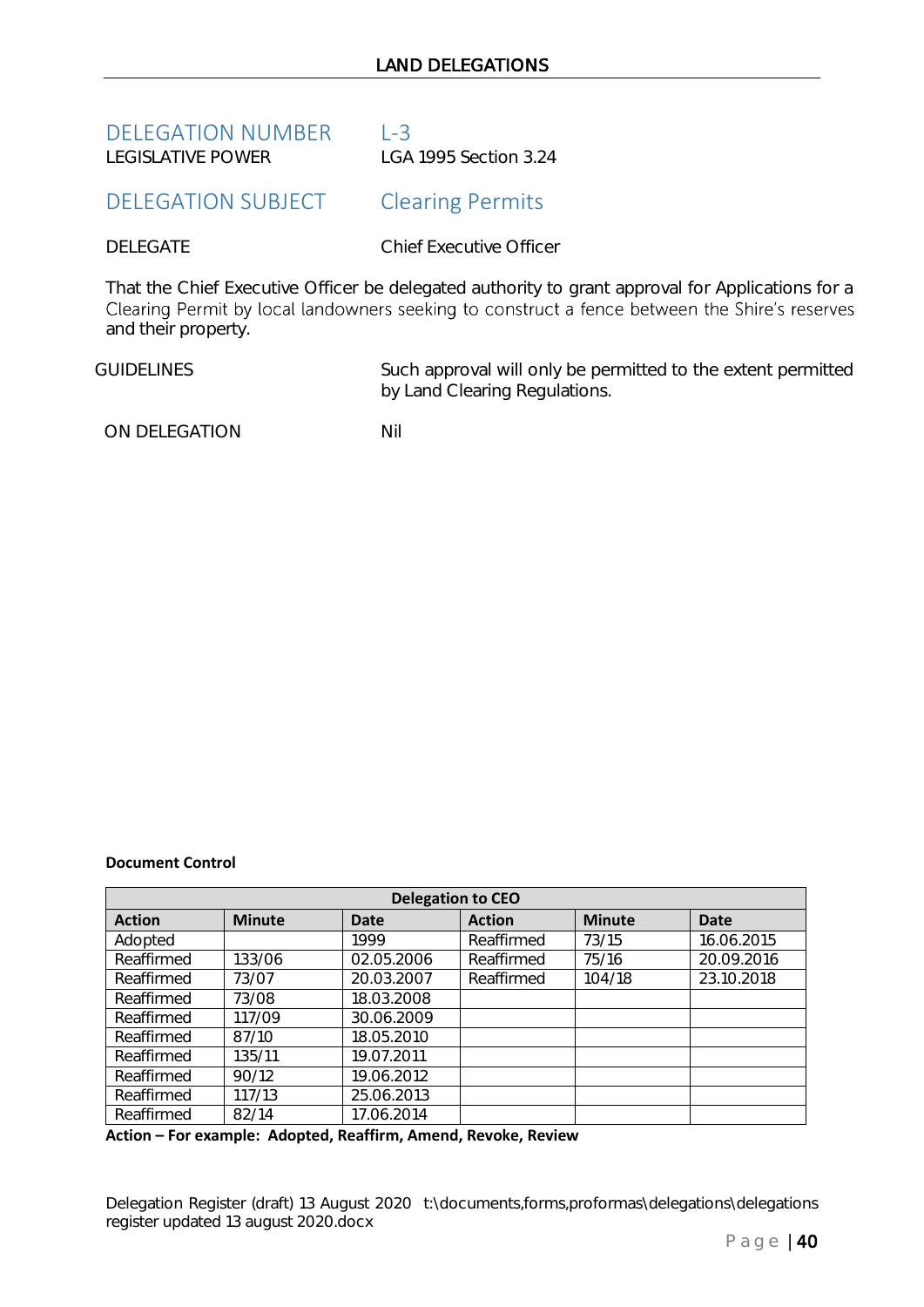## LAND DELEGATIONS

**DELEGATION NUMBER** L-3
**LEGISLATIVE POWER** LGA 1995 Section 3.24

**DELEGATION SUBJECT** Clearing Permits

**DELEGATE** Chief Executive Officer

That the Chief Executive Officer be delegated authority to grant approval for Applications for a Clearing Permit by local landowners seeking to construct a fence between the Shire's reserves and their property.

**GUIDELINES** Such approval will only be permitted to the extent permitted by Land Clearing Regulations.

**ON DELEGATION** Nil

**Document Control**

| Delegation to CEO | | | | | |
|---|---|---|---|---|---|
| **Action** | **Minute** | **Date** | **Action** | **Minute** | **Date** |
| Adopted | | 1999 | Reaffirmed | 73/15 | 16.06.2015 |
| Reaffirmed | 133/06 | 02.05.2006 | Reaffirmed | 75/16 | 20.09.2016 |
| Reaffirmed | 73/07 | 20.03.2007 | Reaffirmed | 104/18 | 23.10.2018 |
| Reaffirmed | 73/08 | 18.03.2008 | | | |
| Reaffirmed | 117/09 | 30.06.2009 | | | |
| Reaffirmed | 87/10 | 18.05.2010 | | | |
| Reaffirmed | 135/11 | 19.07.2011 | | | |
| Reaffirmed | 90/12 | 19.06.2012 | | | |
| Reaffirmed | 117/13 | 25.06.2013 | | | |
| Reaffirmed | 82/14 | 17.06.2014 | | | |

**Action – For example: Adopted, Reaffirm, Amend, Revoke, Review**

Delegation Register (draft) 13 August 2020 t:\documents,forms,proformas\delegations\delegations register updated 13 august 2020.docx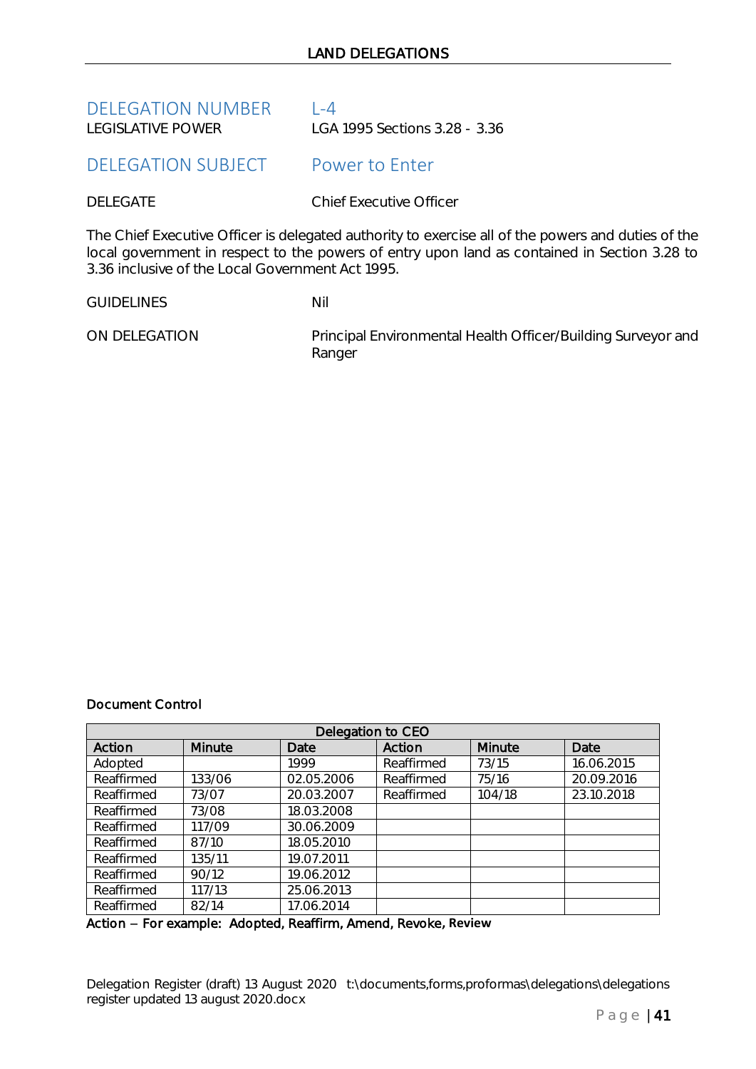# LAND DELEGATIONS

## DELEGATION NUMBER L-4

LEGISLATIVE POWER LGA 1995 Sections 3.28 - 3.36

## DELEGATION SUBJECT Power to Enter

DELEGATE Chief Executive Officer

The Chief Executive Officer is delegated authority to exercise all of the powers and duties of the local government in respect to the powers of entry upon land as contained in Section 3.28 to 3.36 inclusive of the Local Government Act 1995.

GUIDELINES Nil

ON DELEGATION Principal Environmental Health Officer/Building Surveyor and Ranger

**Document Control**

| Delegation to CEO | | | | | |
|---|---|---|---|---|---|
| Action | Minute | Date | Action | Minute | Date |
| Adopted | | 1999 | Reaffirmed | 73/15 | 16.06.2015 |
| Reaffirmed | 133/06 | 02.05.2006 | Reaffirmed | 75/16 | 20.09.2016 |
| Reaffirmed | 73/07 | 20.03.2007 | Reaffirmed | 104/18 | 23.10.2018 |
| Reaffirmed | 73/08 | 18.03.2008 | | | |
| Reaffirmed | 117/09 | 30.06.2009 | | | |
| Reaffirmed | 87/10 | 18.05.2010 | | | |
| Reaffirmed | 135/11 | 19.07.2011 | | | |
| Reaffirmed | 90/12 | 19.06.2012 | | | |
| Reaffirmed | 117/13 | 25.06.2013 | | | |
| Reaffirmed | 82/14 | 17.06.2014 | | | |

Action – For example: Adopted, Reaffirm, Amend, Revoke, Review

Delegation Register (draft) 13 August 2020 t:\documents,forms,proformas\delegations\delegations register updated 13 august 2020.docx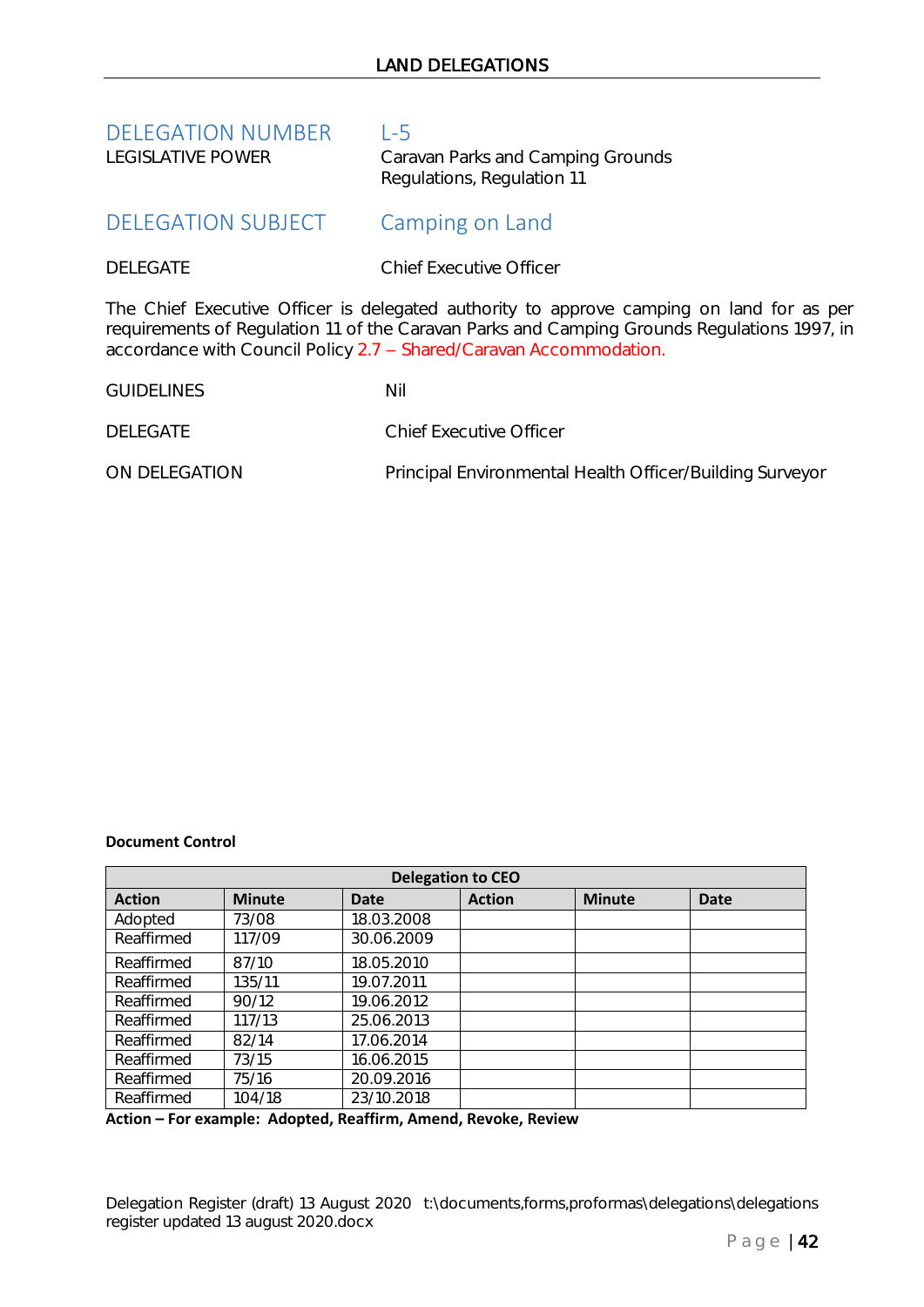## LAND DELEGATIONS

**DELEGATION NUMBER** L-5

LEGISLATIVE POWER Caravan Parks and Camping Grounds Regulations, Regulation 11

**DELEGATION SUBJECT** Camping on Land

DELEGATE Chief Executive Officer

The Chief Executive Officer is delegated authority to approve camping on land for as per requirements of Regulation 11 of the Caravan Parks and Camping Grounds Regulations 1997, in accordance with Council Policy 2.7 – Shared/Caravan Accommodation.

GUIDELINES Nil

DELEGATE Chief Executive Officer

ON DELEGATION Principal Environmental Health Officer/Building Surveyor

**Document Control**

| Delegation to CEO | | | | | |
|---|---|---|---|---|---|
| **Action** | **Minute** | **Date** | **Action** | **Minute** | **Date** |
| Adopted | 73/08 | 18.03.2008 | | | |
| Reaffirmed | 117/09 | 30.06.2009 | | | |
| Reaffirmed | 87/10 | 18.05.2010 | | | |
| Reaffirmed | 135/11 | 19.07.2011 | | | |
| Reaffirmed | 90/12 | 19.06.2012 | | | |
| Reaffirmed | 117/13 | 25.06.2013 | | | |
| Reaffirmed | 82/14 | 17.06.2014 | | | |
| Reaffirmed | 73/15 | 16.06.2015 | | | |
| Reaffirmed | 75/16 | 20.09.2016 | | | |
| Reaffirmed | 104/18 | 23/10.2018 | | | |

**Action – For example: Adopted, Reaffirm, Amend, Revoke, Review**

Delegation Register (draft) 13 August 2020 t:\documents,forms,proformas\delegations\delegations register updated 13 august 2020.docx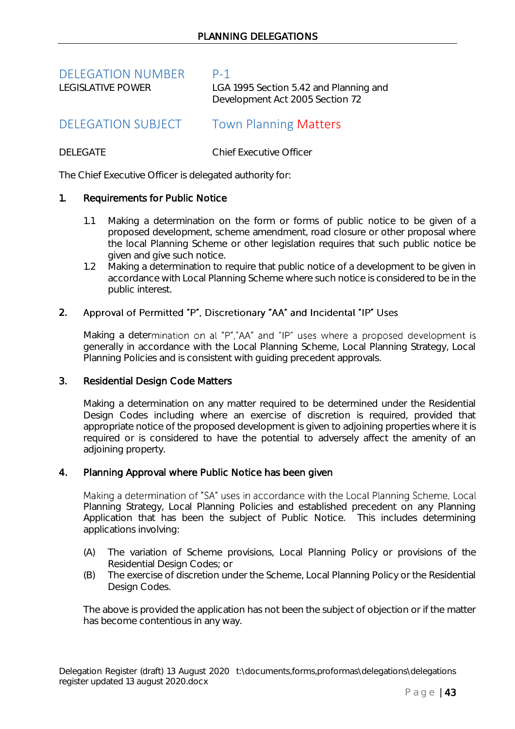DELEGATION NUMBER P-1

LEGISLATIVE POWER LGA 1995 Section 5.42 and Planning and Development Act 2005 Section 72

DELEGATION SUBJECT Town Planning Matters

DELEGATE Chief Executive Officer

The Chief Executive Officer is delegated authority for:

**1. Requirements for Public Notice**

1.1 Making a determination on the form or forms of public notice to be given of a proposed development, scheme amendment, road closure or other proposal where the local Planning Scheme or other legislation requires that such public notice be given and give such notice.

1.2 Making a determination to require that public notice of a development to be given in accordance with Local Planning Scheme where such notice is considered to be in the public interest.

**2. Approval of Permitted "P", Discretionary "AA" and Incidental "IP" Uses**

Making a determination on al "P","AA" and "IP" uses where a proposed development is generally in accordance with the Local Planning Scheme, Local Planning Strategy, Local Planning Policies and is consistent with guiding precedent approvals.

**3. Residential Design Code Matters**

Making a determination on any matter required to be determined under the Residential Design Codes including where an exercise of discretion is required, provided that appropriate notice of the proposed development is given to adjoining properties where it is required or is considered to have the potential to adversely affect the amenity of an adjoining property.

**4. Planning Approval where Public Notice has been given**

Making a determination of "SA" uses in accordance with the Local Planning Scheme, Local Planning Strategy, Local Planning Policies and established precedent on any Planning Application that has been the subject of Public Notice. This includes determining applications involving:

(A) The variation of Scheme provisions, Local Planning Policy or provisions of the Residential Design Codes; or

(B) The exercise of discretion under the Scheme, Local Planning Policy or the Residential Design Codes.

The above is provided the application has not been the subject of objection or if the matter has become contentious in any way.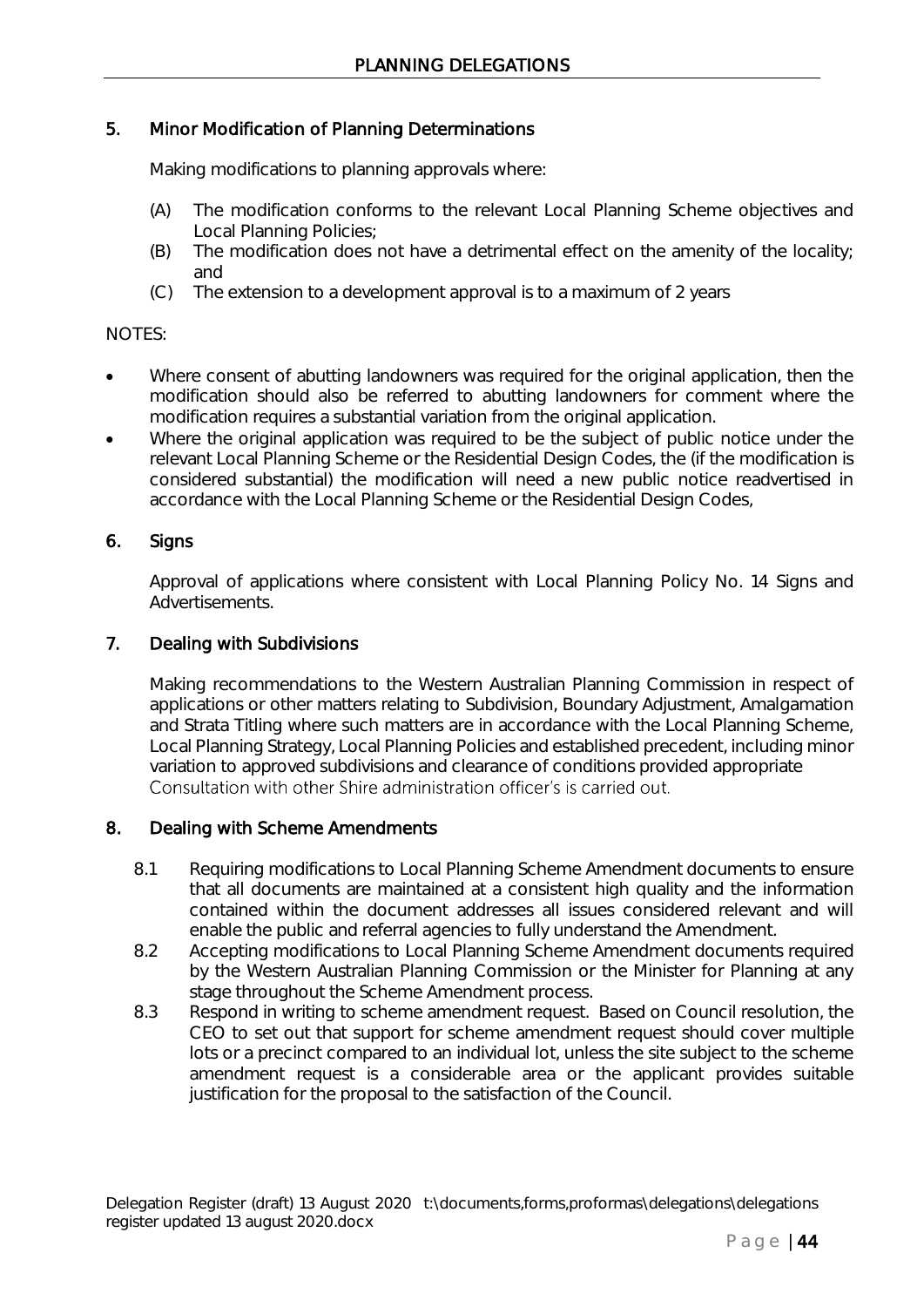## 5. Minor Modification of Planning Determinations

Making modifications to planning approvals where:

(A) The modification conforms to the relevant Local Planning Scheme objectives and Local Planning Policies;
(B) The modification does not have a detrimental effect on the amenity of the locality; and
(C) The extension to a development approval is to a maximum of 2 years

NOTES:

- Where consent of abutting landowners was required for the original application, then the modification should also be referred to abutting landowners for comment where the modification requires a substantial variation from the original application.
- Where the original application was required to be the subject of public notice under the relevant Local Planning Scheme or the Residential Design Codes, the (if the modification is considered substantial) the modification will need a new public notice readvertised in accordance with the Local Planning Scheme or the Residential Design Codes,

## 6. Signs

Approval of applications where consistent with Local Planning Policy No. 14 Signs and Advertisements.

## 7. Dealing with Subdivisions

Making recommendations to the Western Australian Planning Commission in respect of applications or other matters relating to Subdivision, Boundary Adjustment, Amalgamation and Strata Titling where such matters are in accordance with the Local Planning Scheme, Local Planning Strategy, Local Planning Policies and established precedent, including minor variation to approved subdivisions and clearance of conditions provided appropriate Consultation with other Shire administration officer's is carried out.

## 8. Dealing with Scheme Amendments

8.1 Requiring modifications to Local Planning Scheme Amendment documents to ensure that all documents are maintained at a consistent high quality and the information contained within the document addresses all issues considered relevant and will enable the public and referral agencies to fully understand the Amendment.

8.2 Accepting modifications to Local Planning Scheme Amendment documents required by the Western Australian Planning Commission or the Minister for Planning at any stage throughout the Scheme Amendment process.

8.3 Respond in writing to scheme amendment request. Based on Council resolution, the CEO to set out that support for scheme amendment request should cover multiple lots or a precinct compared to an individual lot, unless the site subject to the scheme amendment request is a considerable area or the applicant provides suitable justification for the proposal to the satisfaction of the Council.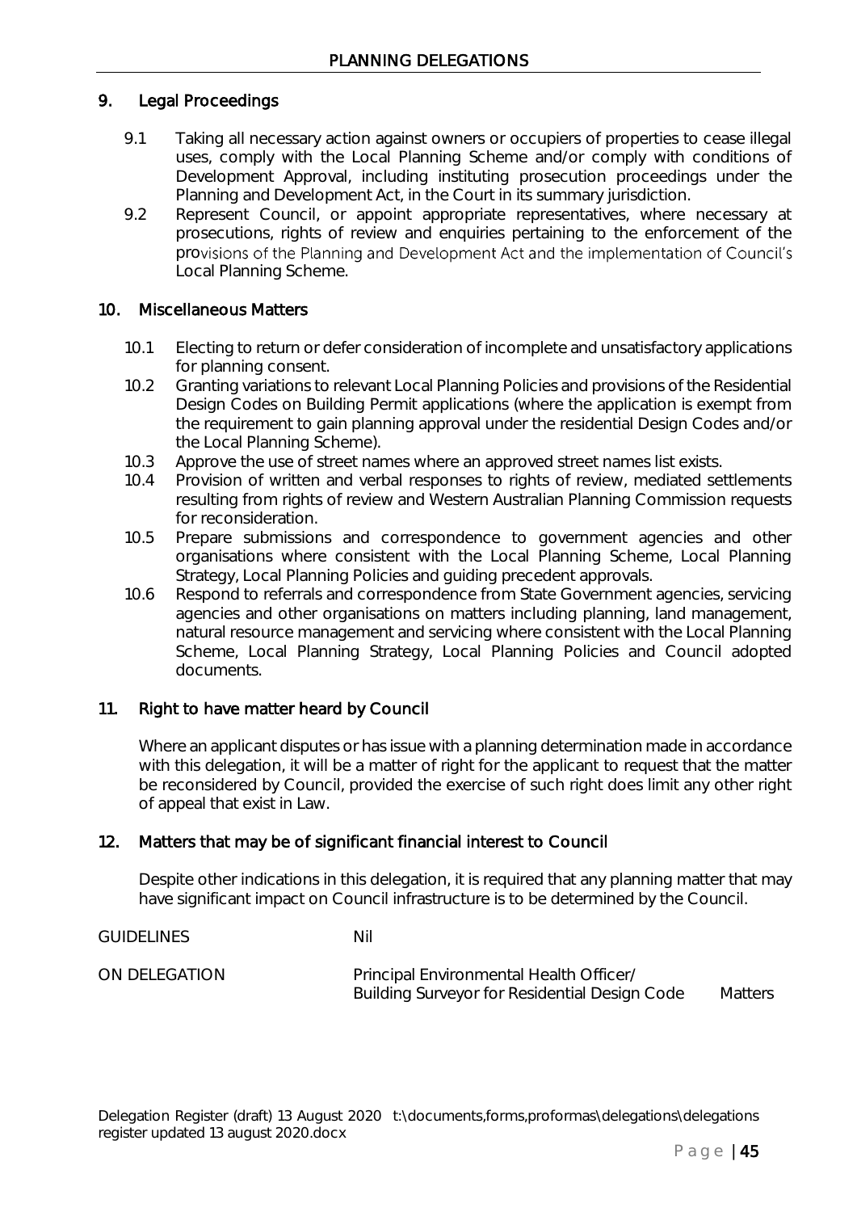## 9. Legal Proceedings

9.1 Taking all necessary action against owners or occupiers of properties to cease illegal uses, comply with the Local Planning Scheme and/or comply with conditions of Development Approval, including instituting prosecution proceedings under the Planning and Development Act, in the Court in its summary jurisdiction.

9.2 Represent Council, or appoint appropriate representatives, where necessary at prosecutions, rights of review and enquiries pertaining to the enforcement of the provisions of the Planning and Development Act and the implementation of Council's Local Planning Scheme.

## 10. Miscellaneous Matters

10.1 Electing to return or defer consideration of incomplete and unsatisfactory applications for planning consent.

10.2 Granting variations to relevant Local Planning Policies and provisions of the Residential Design Codes on Building Permit applications (where the application is exempt from the requirement to gain planning approval under the residential Design Codes and/or the Local Planning Scheme).

10.3 Approve the use of street names where an approved street names list exists.

10.4 Provision of written and verbal responses to rights of review, mediated settlements resulting from rights of review and Western Australian Planning Commission requests for reconsideration.

10.5 Prepare submissions and correspondence to government agencies and other organisations where consistent with the Local Planning Scheme, Local Planning Strategy, Local Planning Policies and guiding precedent approvals.

10.6 Respond to referrals and correspondence from State Government agencies, servicing agencies and other organisations on matters including planning, land management, natural resource management and servicing where consistent with the Local Planning Scheme, Local Planning Strategy, Local Planning Policies and Council adopted documents.

## 11. Right to have matter heard by Council

Where an applicant disputes or has issue with a planning determination made in accordance with this delegation, it will be a matter of right for the applicant to request that the matter be reconsidered by Council, provided the exercise of such right does limit any other right of appeal that exist in Law.

## 12. Matters that may be of significant financial interest to Council

Despite other indications in this delegation, it is required that any planning matter that may have significant impact on Council infrastructure is to be determined by the Council.

GUIDELINES Nil

ON DELEGATION Principal Environmental Health Officer/ Building Surveyor for Residential Design Code Matters

Delegation Register (draft) 13 August 2020 t:\documents,forms,proformas\delegations\delegations register updated 13 august 2020.docx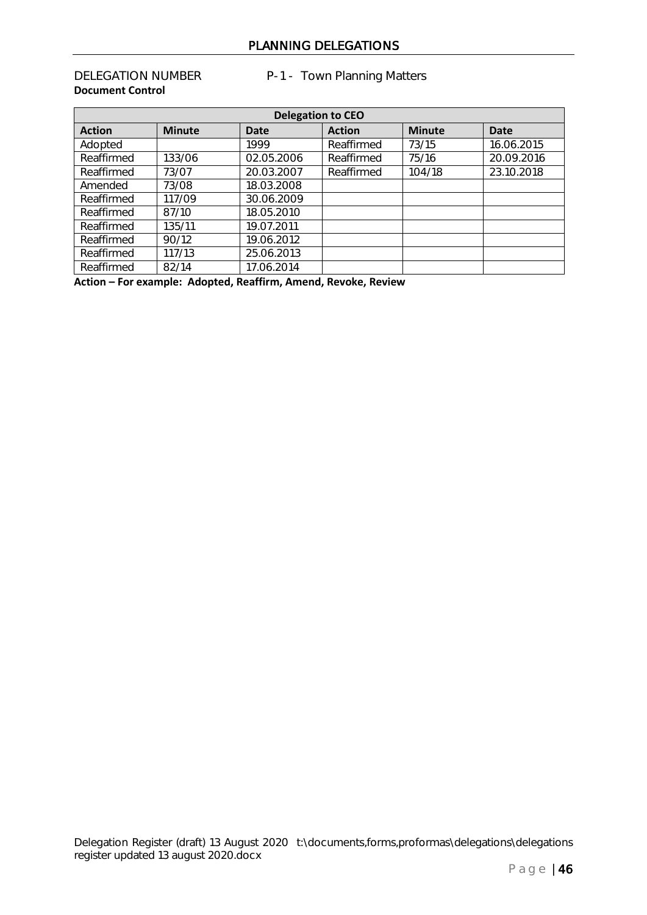DELEGATION NUMBER P-1 - Town Planning Matters

**Document Control**

| **Delegation to CEO** | | | | | |
|---|---|---|---|---|---|
| **Action** | **Minute** | **Date** | **Action** | **Minute** | **Date** |
| Adopted | | 1999 | Reaffirmed | 73/15 | 16.06.2015 |
| Reaffirmed | 133/06 | 02.05.2006 | Reaffirmed | 75/16 | 20.09.2016 |
| Reaffirmed | 73/07 | 20.03.2007 | Reaffirmed | 104/18 | 23.10.2018 |
| Amended | 73/08 | 18.03.2008 | | | |
| Reaffirmed | 117/09 | 30.06.2009 | | | |
| Reaffirmed | 87/10 | 18.05.2010 | | | |
| Reaffirmed | 135/11 | 19.07.2011 | | | |
| Reaffirmed | 90/12 | 19.06.2012 | | | |
| Reaffirmed | 117/13 | 25.06.2013 | | | |
| Reaffirmed | 82/14 | 17.06.2014 | | | |

**Action – For example: Adopted, Reaffirm, Amend, Revoke, Review**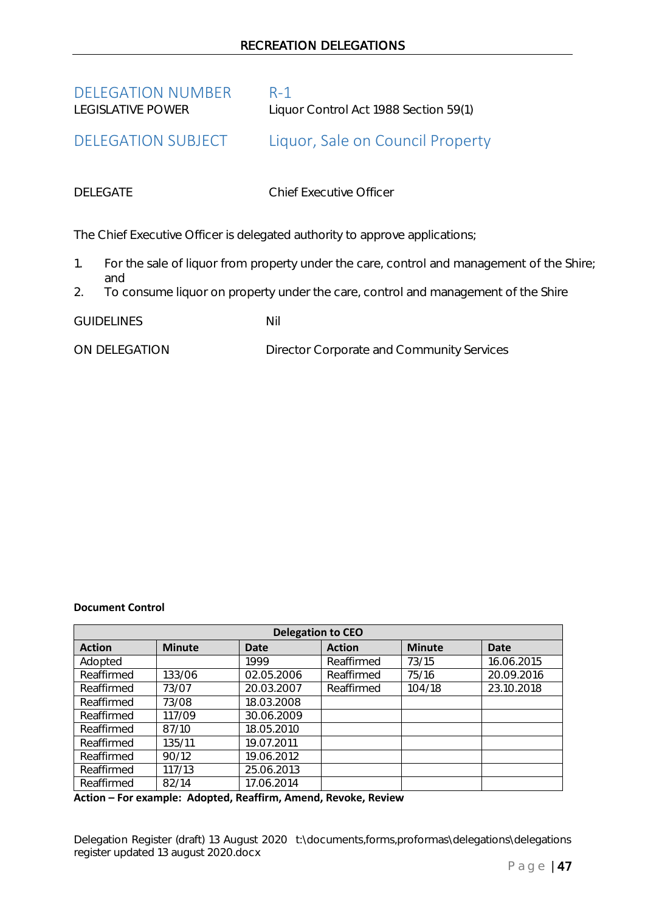# RECREATION DELEGATIONS

**DELEGATION NUMBER** R-1

**LEGISLATIVE POWER** Liquor Control Act 1988 Section 59(1)

## DELEGATION SUBJECT Liquor, Sale on Council Property

**DELEGATE** Chief Executive Officer

The Chief Executive Officer is delegated authority to approve applications;

1. For the sale of liquor from property under the care, control and management of the Shire; and
2. To consume liquor on property under the care, control and management of the Shire

**GUIDELINES** Nil

**ON DELEGATION** Director Corporate and Community Services

**Document Control**

| Delegation to CEO | | | | | |
|---|---|---|---|---|---|
| **Action** | **Minute** | **Date** | **Action** | **Minute** | **Date** |
| Adopted | | 1999 | Reaffirmed | 73/15 | 16.06.2015 |
| Reaffirmed | 133/06 | 02.05.2006 | Reaffirmed | 75/16 | 20.09.2016 |
| Reaffirmed | 73/07 | 20.03.2007 | Reaffirmed | 104/18 | 23.10.2018 |
| Reaffirmed | 73/08 | 18.03.2008 | | | |
| Reaffirmed | 117/09 | 30.06.2009 | | | |
| Reaffirmed | 87/10 | 18.05.2010 | | | |
| Reaffirmed | 135/11 | 19.07.2011 | | | |
| Reaffirmed | 90/12 | 19.06.2012 | | | |
| Reaffirmed | 117/13 | 25.06.2013 | | | |
| Reaffirmed | 82/14 | 17.06.2014 | | | |

**Action – For example: Adopted, Reaffirm, Amend, Revoke, Review**

Delegation Register (draft) 13 August 2020 t:\documents,forms,proformas\delegations\delegations register updated 13 august 2020.docx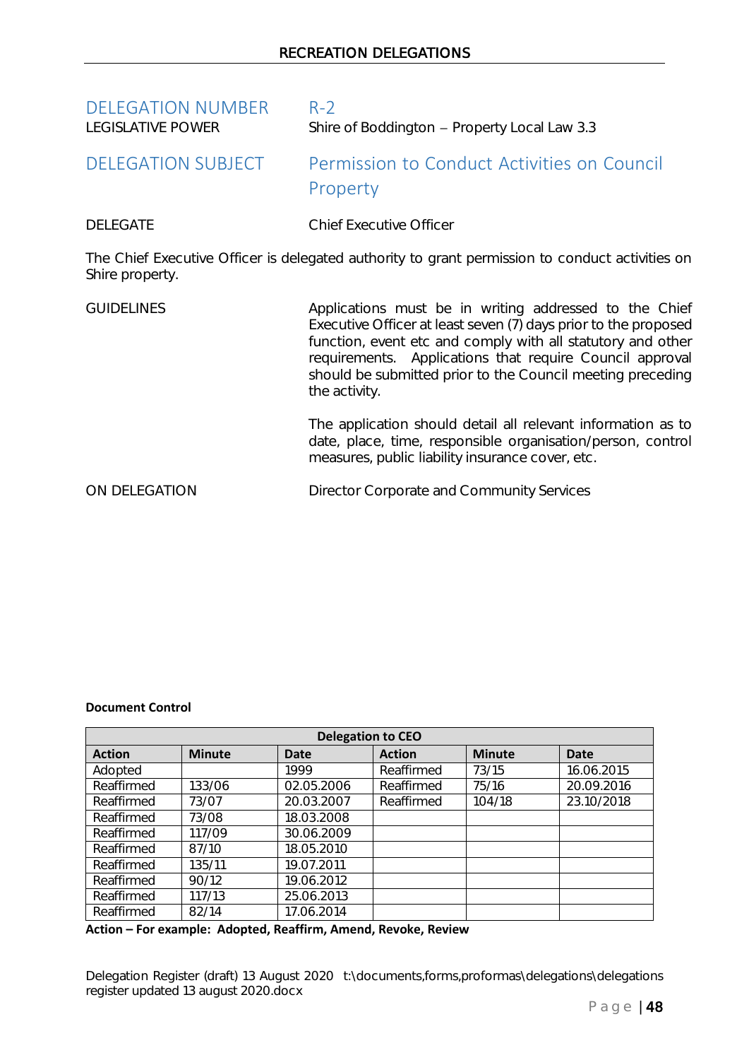## RECREATION DELEGATIONS

**DELEGATION NUMBER** R-2

LEGISLATIVE POWER Shire of Boddington – Property Local Law 3.3

**DELEGATION SUBJECT** Permission to Conduct Activities on Council Property

DELEGATE Chief Executive Officer

The Chief Executive Officer is delegated authority to grant permission to conduct activities on Shire property.

GUIDELINES

Applications must be in writing addressed to the Chief Executive Officer at least seven (7) days prior to the proposed function, event etc and comply with all statutory and other requirements. Applications that require Council approval should be submitted prior to the Council meeting preceding the activity.

The application should detail all relevant information as to date, place, time, responsible organisation/person, control measures, public liability insurance cover, etc.

ON DELEGATION Director Corporate and Community Services

**Document Control**

| Delegation to CEO | | | | | |
|---|---|---|---|---|---|
| **Action** | **Minute** | **Date** | **Action** | **Minute** | **Date** |
| Adopted | | 1999 | Reaffirmed | 73/15 | 16.06.2015 |
| Reaffirmed | 133/06 | 02.05.2006 | Reaffirmed | 75/16 | 20.09.2016 |
| Reaffirmed | 73/07 | 20.03.2007 | Reaffirmed | 104/18 | 23.10/2018 |
| Reaffirmed | 73/08 | 18.03.2008 | | | |
| Reaffirmed | 117/09 | 30.06.2009 | | | |
| Reaffirmed | 87/10 | 18.05.2010 | | | |
| Reaffirmed | 135/11 | 19.07.2011 | | | |
| Reaffirmed | 90/12 | 19.06.2012 | | | |
| Reaffirmed | 117/13 | 25.06.2013 | | | |
| Reaffirmed | 82/14 | 17.06.2014 | | | |

**Action – For example: Adopted, Reaffirm, Amend, Revoke, Review**

Delegation Register (draft) 13 August 2020 t:\documents,forms,proformas\delegations\delegations register updated 13 august 2020.docx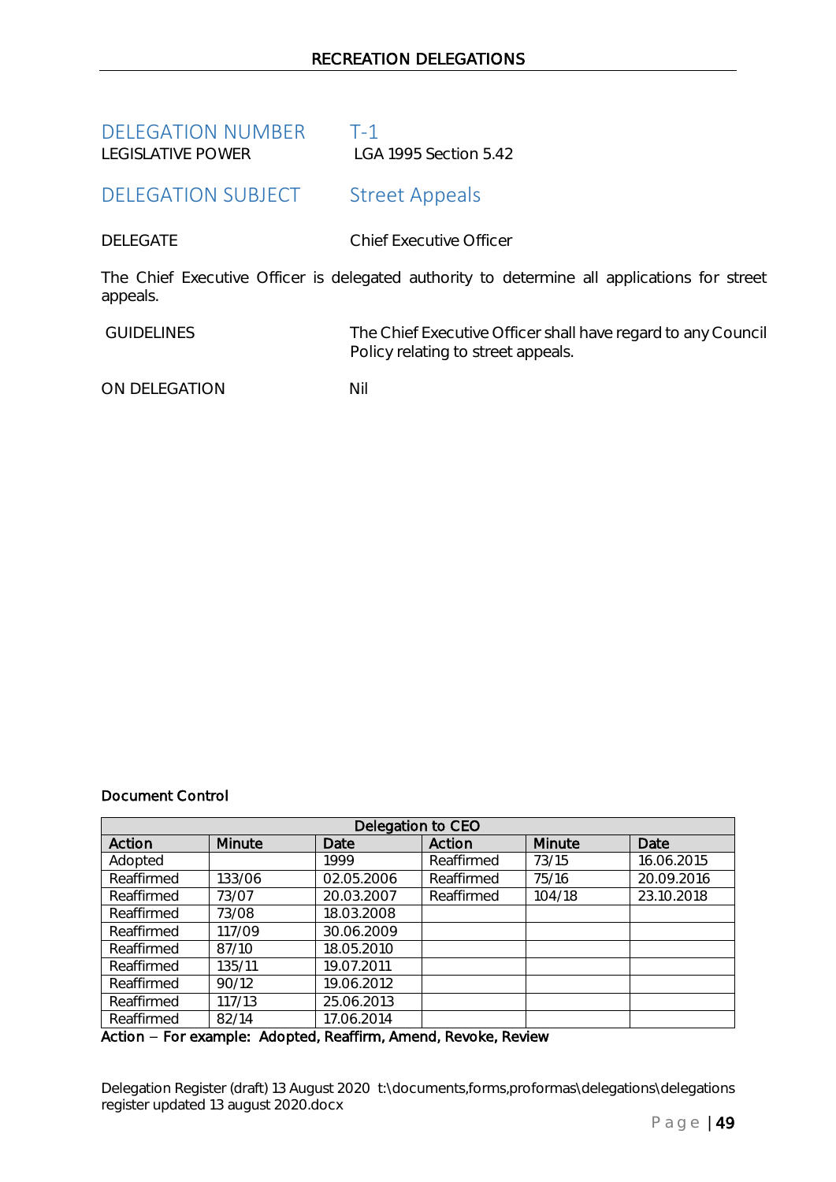## DELEGATION NUMBER T-1

LEGISLATIVE POWER LGA 1995 Section 5.42

## DELEGATION SUBJECT Street Appeals

DELEGATE Chief Executive Officer

The Chief Executive Officer is delegated authority to determine all applications for street appeals.

GUIDELINES The Chief Executive Officer shall have regard to any Council Policy relating to street appeals.

ON DELEGATION Nil

Document Control

| Delegation to CEO | | | | | |
|---|---|---|---|---|---|
| **Action** | **Minute** | **Date** | **Action** | **Minute** | **Date** |
| Adopted | | 1999 | Reaffirmed | 73/15 | 16.06.2015 |
| Reaffirmed | 133/06 | 02.05.2006 | Reaffirmed | 75/16 | 20.09.2016 |
| Reaffirmed | 73/07 | 20.03.2007 | Reaffirmed | 104/18 | 23.10.2018 |
| Reaffirmed | 73/08 | 18.03.2008 | | | |
| Reaffirmed | 117/09 | 30.06.2009 | | | |
| Reaffirmed | 87/10 | 18.05.2010 | | | |
| Reaffirmed | 135/11 | 19.07.2011 | | | |
| Reaffirmed | 90/12 | 19.06.2012 | | | |
| Reaffirmed | 117/13 | 25.06.2013 | | | |
| Reaffirmed | 82/14 | 17.06.2014 | | | |

Action – For example: Adopted, Reaffirm, Amend, Revoke, Review

Delegation Register (draft) 13 August 2020 t:\documents,forms,proformas\delegations\delegations register updated 13 august 2020.docx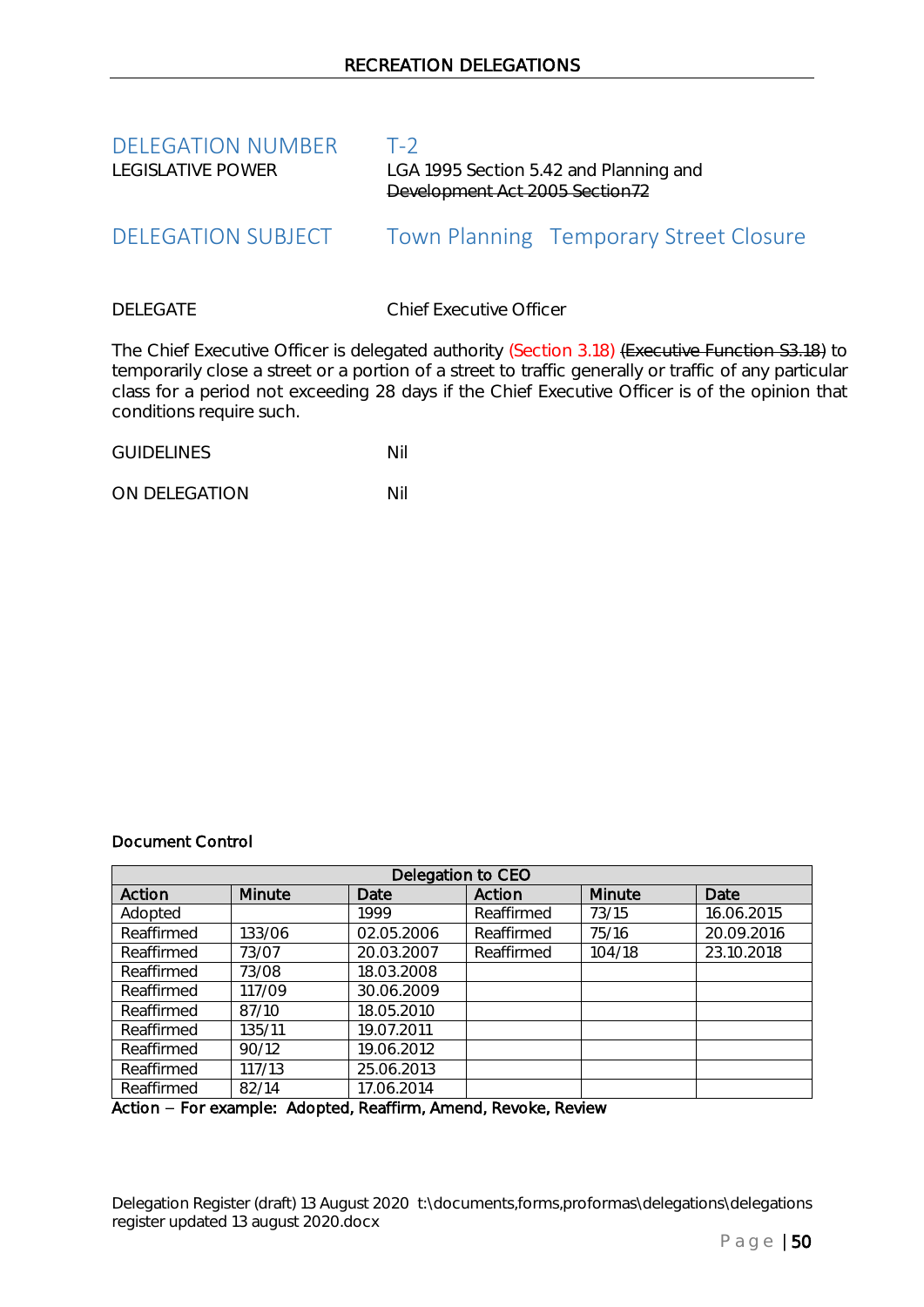# RECREATION DELEGATIONS

| | |
|---|---|
| DELEGATION NUMBER | T-2 |
| LEGISLATIVE POWER | LGA 1995 Section 5.42 and Planning and ~~Development Act 2005 Section72~~ |
| DELEGATION SUBJECT | Town Planning   Temporary Street Closure |
| DELEGATE | Chief Executive Officer |

The Chief Executive Officer is delegated authority (Section 3.18) ~~(Executive Function S3.18)~~ to temporarily close a street or a portion of a street to traffic generally or traffic of any particular class for a period not exceeding 28 days if the Chief Executive Officer is of the opinion that conditions require such.

GUIDELINES Nil

ON DELEGATION Nil

**Document Control**

| Delegation to CEO | | | | | |
|---|---|---|---|---|---|
| **Action** | **Minute** | **Date** | **Action** | **Minute** | **Date** |
| Adopted | | 1999 | Reaffirmed | 73/15 | 16.06.2015 |
| Reaffirmed | 133/06 | 02.05.2006 | Reaffirmed | 75/16 | 20.09.2016 |
| Reaffirmed | 73/07 | 20.03.2007 | Reaffirmed | 104/18 | 23.10.2018 |
| Reaffirmed | 73/08 | 18.03.2008 | | | |
| Reaffirmed | 117/09 | 30.06.2009 | | | |
| Reaffirmed | 87/10 | 18.05.2010 | | | |
| Reaffirmed | 135/11 | 19.07.2011 | | | |
| Reaffirmed | 90/12 | 19.06.2012 | | | |
| Reaffirmed | 117/13 | 25.06.2013 | | | |
| Reaffirmed | 82/14 | 17.06.2014 | | | |

Action – For example: Adopted, Reaffirm, Amend, Revoke, Review

Delegation Register (draft) 13 August 2020 t:\documents,forms,proformas\delegations\delegations register updated 13 august 2020.docx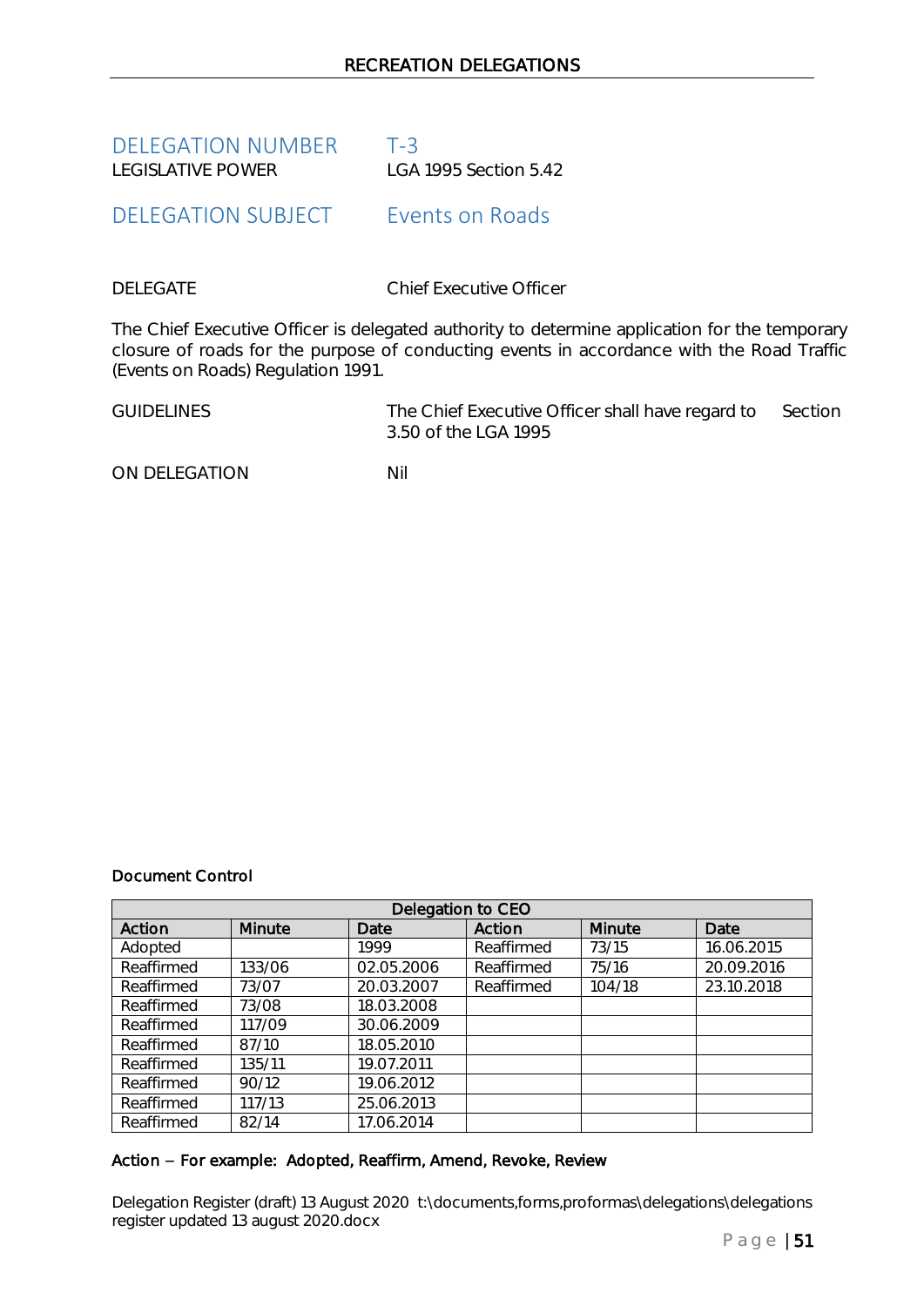## DELEGATION NUMBER T-3

LEGISLATIVE POWER LGA 1995 Section 5.42

## DELEGATION SUBJECT Events on Roads

DELEGATE Chief Executive Officer

The Chief Executive Officer is delegated authority to determine application for the temporary closure of roads for the purpose of conducting events in accordance with the Road Traffic (Events on Roads) Regulation 1991.

GUIDELINES The Chief Executive Officer shall have regard to Section 3.50 of the LGA 1995

ON DELEGATION Nil

**Document Control**

| Delegation to CEO | | | | | |
|---|---|---|---|---|---|
| **Action** | **Minute** | **Date** | **Action** | **Minute** | **Date** |
| Adopted | | 1999 | Reaffirmed | 73/15 | 16.06.2015 |
| Reaffirmed | 133/06 | 02.05.2006 | Reaffirmed | 75/16 | 20.09.2016 |
| Reaffirmed | 73/07 | 20.03.2007 | Reaffirmed | 104/18 | 23.10.2018 |
| Reaffirmed | 73/08 | 18.03.2008 | | | |
| Reaffirmed | 117/09 | 30.06.2009 | | | |
| Reaffirmed | 87/10 | 18.05.2010 | | | |
| Reaffirmed | 135/11 | 19.07.2011 | | | |
| Reaffirmed | 90/12 | 19.06.2012 | | | |
| Reaffirmed | 117/13 | 25.06.2013 | | | |
| Reaffirmed | 82/14 | 17.06.2014 | | | |

**Action – For example: Adopted, Reaffirm, Amend, Revoke, Review**

Delegation Register (draft) 13 August 2020 t:\documents,forms,proformas\delegations\delegations register updated 13 august 2020.docx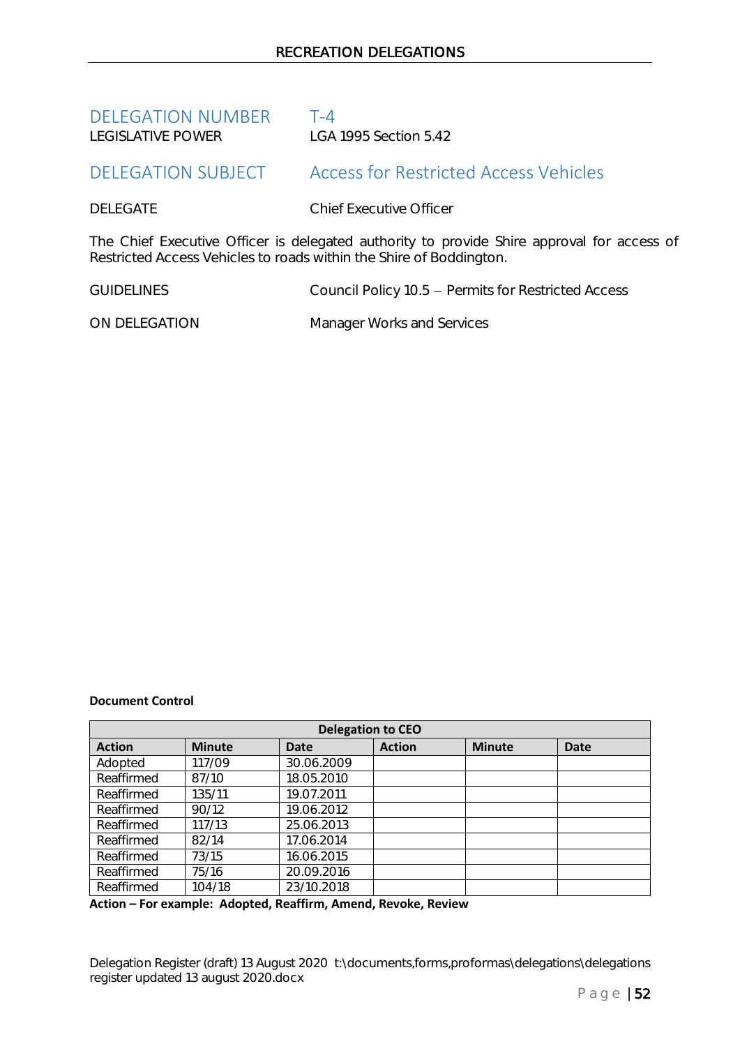| | |
|---|---|
| DELEGATION NUMBER | T-4 |
| LEGISLATIVE POWER | LGA 1995 Section 5.42 |

| | |
|---|---|
| DELEGATION SUBJECT | Access for Restricted Access Vehicles |
| DELEGATE | Chief Executive Officer |

The Chief Executive Officer is delegated authority to provide Shire approval for access of Restricted Access Vehicles to roads within the Shire of Boddington.

| | |
|---|---|
| GUIDELINES | Council Policy 10.5 – Permits for Restricted Access |
| ON DELEGATION | Manager Works and Services |

**Document Control**

| Delegation to CEO | | | | | |
|---|---|---|---|---|---|
| **Action** | **Minute** | **Date** | **Action** | **Minute** | **Date** |
| Adopted | 117/09 | 30.06.2009 | | | |
| Reaffirmed | 87/10 | 18.05.2010 | | | |
| Reaffirmed | 135/11 | 19.07.2011 | | | |
| Reaffirmed | 90/12 | 19.06.2012 | | | |
| Reaffirmed | 117/13 | 25.06.2013 | | | |
| Reaffirmed | 82/14 | 17.06.2014 | | | |
| Reaffirmed | 73/15 | 16.06.2015 | | | |
| Reaffirmed | 75/16 | 20.09.2016 | | | |
| Reaffirmed | 104/18 | 23/10.2018 | | | |

**Action – For example: Adopted, Reaffirm, Amend, Revoke, Review**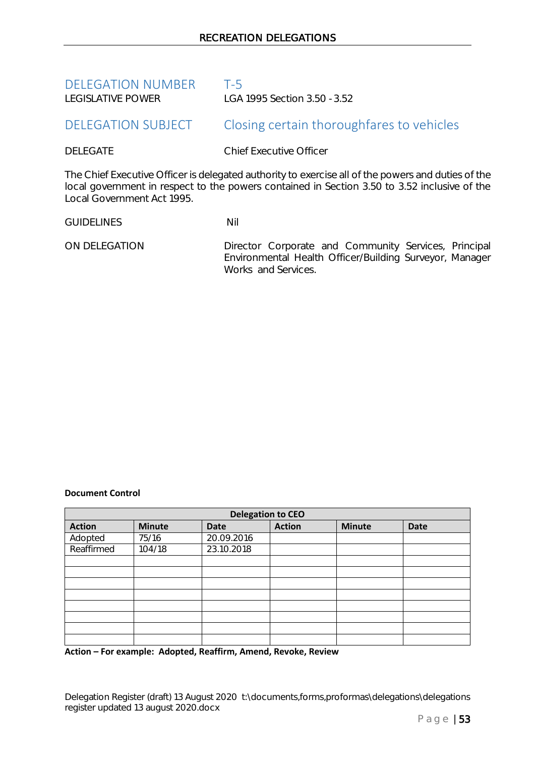DELEGATION NUMBER T-5

LEGISLATIVE POWER LGA 1995 Section 3.50 - 3.52

## DELEGATION SUBJECT Closing certain thoroughfares to vehicles

DELEGATE Chief Executive Officer

The Chief Executive Officer is delegated authority to exercise all of the powers and duties of the local government in respect to the powers contained in Section 3.50 to 3.52 inclusive of the Local Government Act 1995.

GUIDELINES Nil

ON DELEGATION Director Corporate and Community Services, Principal Environmental Health Officer/Building Surveyor, Manager Works and Services.

**Document Control**

| Delegation to CEO | | | | | |
|---|---|---|---|---|---|
| **Action** | **Minute** | **Date** | **Action** | **Minute** | **Date** |
| Adopted | 75/16 | 20.09.2016 | | | |
| Reaffirmed | 104/18 | 23.10.2018 | | | |
| | | | | | |
| | | | | | |
| | | | | | |
| | | | | | |
| | | | | | |
| | | | | | |
| | | | | | |
| | | | | | |

**Action – For example: Adopted, Reaffirm, Amend, Revoke, Review**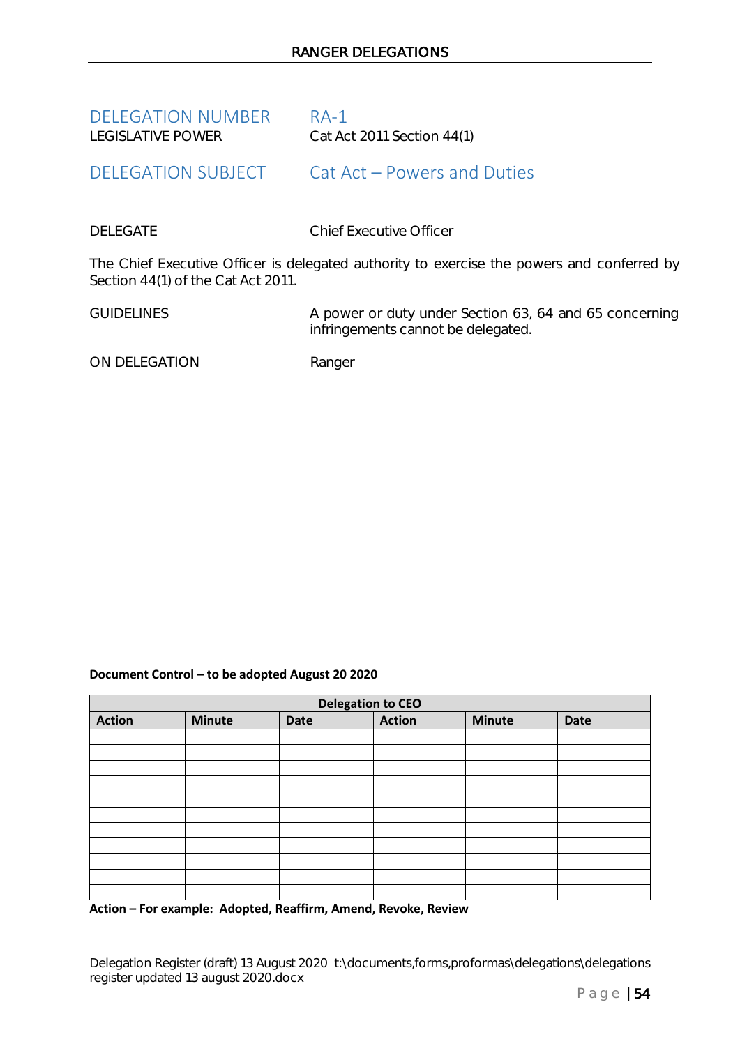DELEGATION NUMBER RA-1

LEGISLATIVE POWER Cat Act 2011 Section 44(1)

DELEGATION SUBJECT Cat Act – Powers and Duties

DELEGATE Chief Executive Officer

The Chief Executive Officer is delegated authority to exercise the powers and conferred by Section 44(1) of the Cat Act 2011.

GUIDELINES A power or duty under Section 63, 64 and 65 concerning infringements cannot be delegated.

ON DELEGATION Ranger

**Document Control – to be adopted August 20 2020**

| Delegation to CEO | | | | | |
|---|---|---|---|---|---|
| **Action** | **Minute** | **Date** | **Action** | **Minute** | **Date** |
| | | | | | |
| | | | | | |
| | | | | | |
| | | | | | |
| | | | | | |
| | | | | | |
| | | | | | |
| | | | | | |
| | | | | | |
| | | | | | |
| | | | | | |

**Action – For example: Adopted, Reaffirm, Amend, Revoke, Review**

Delegation Register (draft) 13 August 2020 t:\documents,forms,proformas\delegations\delegations register updated 13 august 2020.docx